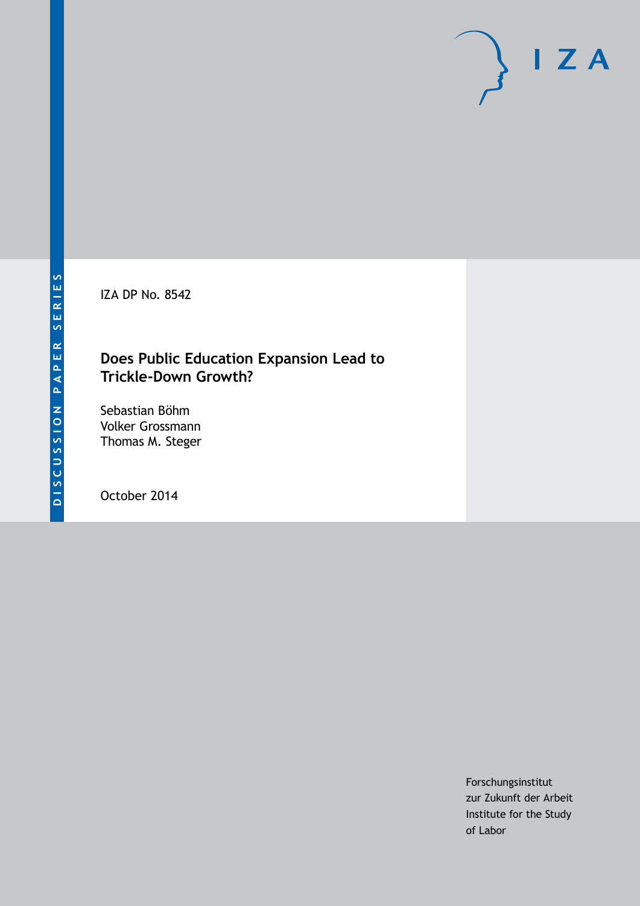IZA DP No. 8542

# Does Public Education Expansion Lead to Trickle-Down Growth?

Sebastian Böhm
Volker Grossmann
Thomas M. Steger

October 2014

Forschungsinstitut
zur Zukunft der Arbeit
Institute for the Study
of Labor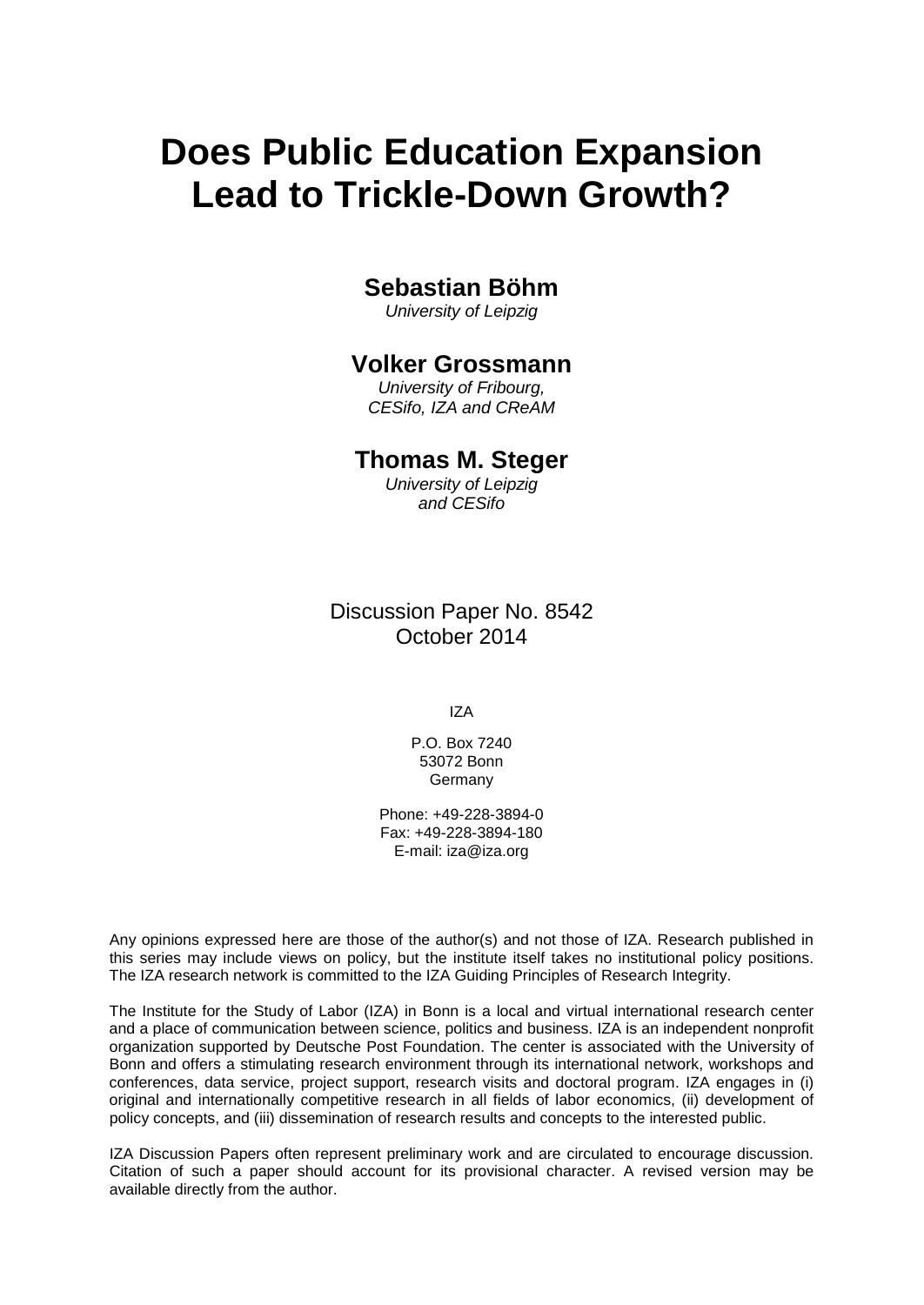# Does Public Education Expansion Lead to Trickle-Down Growth?

**Sebastian Böhm**
*University of Leipzig*

**Volker Grossmann**
*University of Fribourg,*
*CESifo, IZA and CReAM*

**Thomas M. Steger**
*University of Leipzig*
*and CESifo*

Discussion Paper No. 8542
October 2014

IZA

P.O. Box 7240
53072 Bonn
Germany

Phone: +49-228-3894-0
Fax: +49-228-3894-180
E-mail: iza@iza.org

Any opinions expressed here are those of the author(s) and not those of IZA. Research published in this series may include views on policy, but the institute itself takes no institutional policy positions. The IZA research network is committed to the IZA Guiding Principles of Research Integrity.

The Institute for the Study of Labor (IZA) in Bonn is a local and virtual international research center and a place of communication between science, politics and business. IZA is an independent nonprofit organization supported by Deutsche Post Foundation. The center is associated with the University of Bonn and offers a stimulating research environment through its international network, workshops and conferences, data service, project support, research visits and doctoral program. IZA engages in (i) original and internationally competitive research in all fields of labor economics, (ii) development of policy concepts, and (iii) dissemination of research results and concepts to the interested public.

IZA Discussion Papers often represent preliminary work and are circulated to encourage discussion. Citation of such a paper should account for its provisional character. A revised version may be available directly from the author.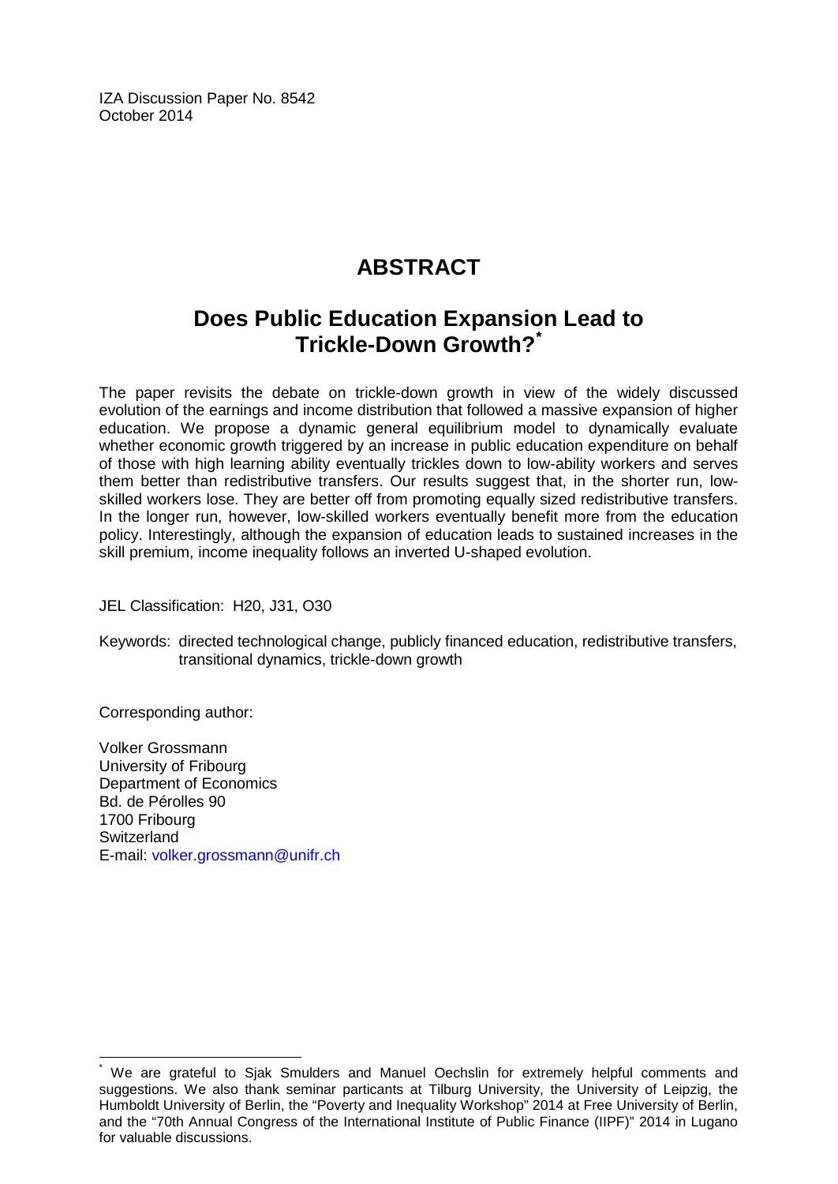IZA Discussion Paper No. 8542
October 2014

# ABSTRACT

## Does Public Education Expansion Lead to Trickle-Down Growth?*

The paper revisits the debate on trickle-down growth in view of the widely discussed evolution of the earnings and income distribution that followed a massive expansion of higher education. We propose a dynamic general equilibrium model to dynamically evaluate whether economic growth triggered by an increase in public education expenditure on behalf of those with high learning ability eventually trickles down to low-ability workers and serves them better than redistributive transfers. Our results suggest that, in the shorter run, low-skilled workers lose. They are better off from promoting equally sized redistributive transfers. In the longer run, however, low-skilled workers eventually benefit more from the education policy. Interestingly, although the expansion of education leads to sustained increases in the skill premium, income inequality follows an inverted U-shaped evolution.

JEL Classification: H20, J31, O30

Keywords: directed technological change, publicly financed education, redistributive transfers, transitional dynamics, trickle-down growth

Corresponding author:

Volker Grossmann
University of Fribourg
Department of Economics
Bd. de Pérolles 90
1700 Fribourg
Switzerland
E-mail: volker.grossmann@unifr.ch

---

* We are grateful to Sjak Smulders and Manuel Oechslin for extremely helpful comments and suggestions. We also thank seminar particants at Tilburg University, the University of Leipzig, the Humboldt University of Berlin, the "Poverty and Inequality Workshop" 2014 at Free University of Berlin, and the "70th Annual Congress of the International Institute of Public Finance (IIPF)" 2014 in Lugano for valuable discussions.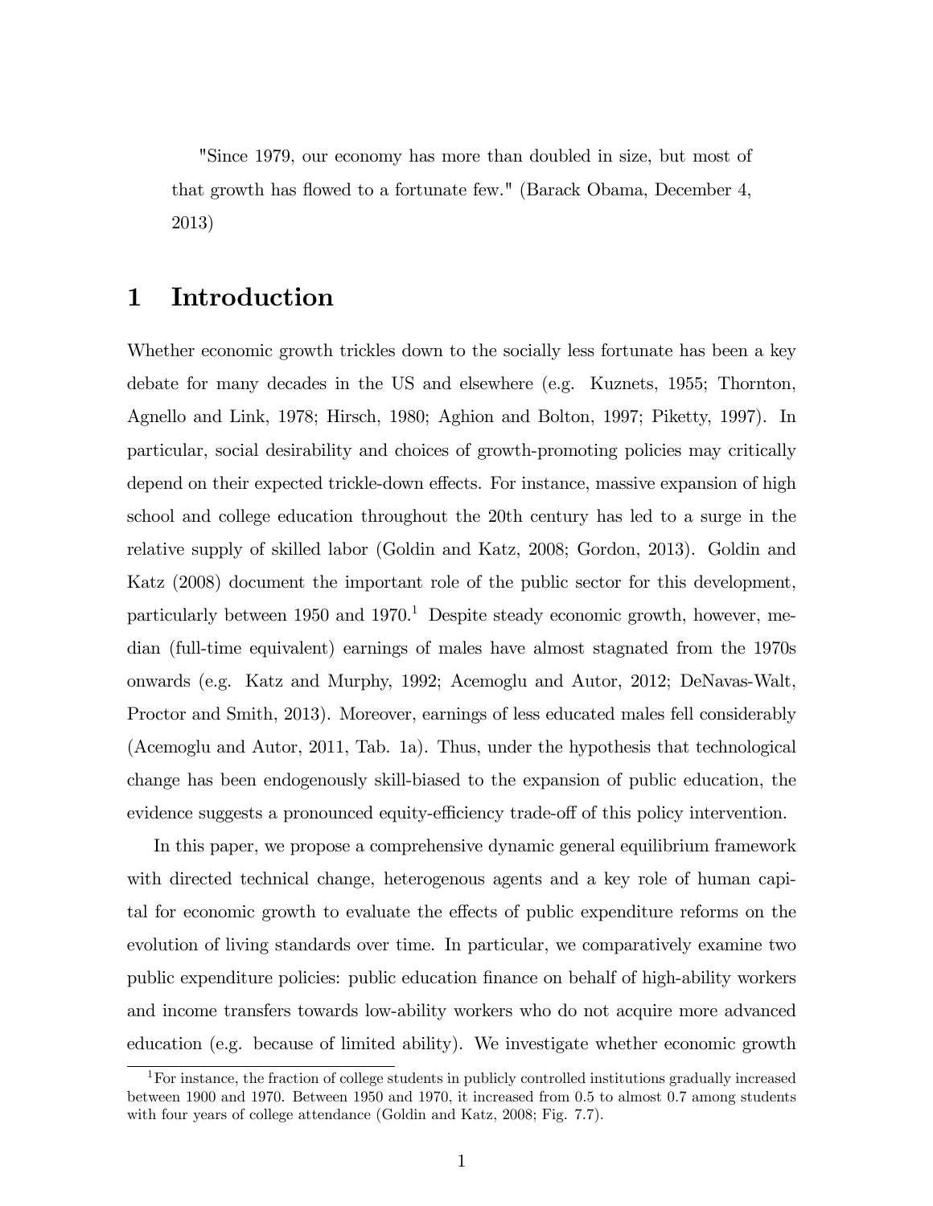"Since 1979, our economy has more than doubled in size, but most of that growth has flowed to a fortunate few." (Barack Obama, December 4, 2013)

# 1 Introduction

Whether economic growth trickles down to the socially less fortunate has been a key debate for many decades in the US and elsewhere (e.g. Kuznets, 1955; Thornton, Agnello and Link, 1978; Hirsch, 1980; Aghion and Bolton, 1997; Piketty, 1997). In particular, social desirability and choices of growth-promoting policies may critically depend on their expected trickle-down effects. For instance, massive expansion of high school and college education throughout the 20th century has led to a surge in the relative supply of skilled labor (Goldin and Katz, 2008; Gordon, 2013). Goldin and Katz (2008) document the important role of the public sector for this development, particularly between 1950 and 1970.[1] Despite steady economic growth, however, median (full-time equivalent) earnings of males have almost stagnated from the 1970s onwards (e.g. Katz and Murphy, 1992; Acemoglu and Autor, 2012; DeNavas-Walt, Proctor and Smith, 2013). Moreover, earnings of less educated males fell considerably (Acemoglu and Autor, 2011, Tab. 1a). Thus, under the hypothesis that technological change has been endogenously skill-biased to the expansion of public education, the evidence suggests a pronounced equity-efficiency trade-off of this policy intervention.

In this paper, we propose a comprehensive dynamic general equilibrium framework with directed technical change, heterogenous agents and a key role of human capital for economic growth to evaluate the effects of public expenditure reforms on the evolution of living standards over time. In particular, we comparatively examine two public expenditure policies: public education finance on behalf of high-ability workers and income transfers towards low-ability workers who do not acquire more advanced education (e.g. because of limited ability). We investigate whether economic growth

[1] For instance, the fraction of college students in publicly controlled institutions gradually increased between 1900 and 1970. Between 1950 and 1970, it increased from 0.5 to almost 0.7 among students with four years of college attendance (Goldin and Katz, 2008; Fig. 7.7).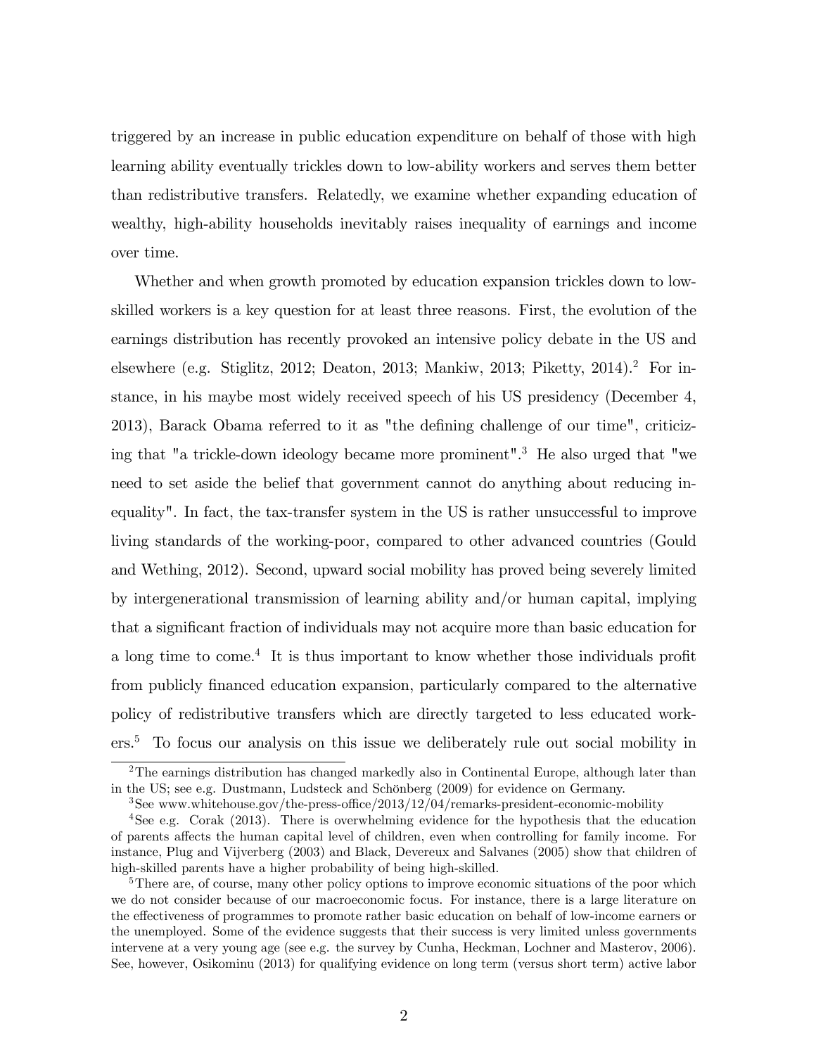triggered by an increase in public education expenditure on behalf of those with high learning ability eventually trickles down to low-ability workers and serves them better than redistributive transfers. Relatedly, we examine whether expanding education of wealthy, high-ability households inevitably raises inequality of earnings and income over time.

Whether and when growth promoted by education expansion trickles down to low-skilled workers is a key question for at least three reasons. First, the evolution of the earnings distribution has recently provoked an intensive policy debate in the US and elsewhere (e.g. Stiglitz, 2012; Deaton, 2013; Mankiw, 2013; Piketty, 2014).[2] For instance, in his maybe most widely received speech of his US presidency (December 4, 2013), Barack Obama referred to it as "the defining challenge of our time", criticizing that "a trickle-down ideology became more prominent".[3] He also urged that "we need to set aside the belief that government cannot do anything about reducing inequality". In fact, the tax-transfer system in the US is rather unsuccessful to improve living standards of the working-poor, compared to other advanced countries (Gould and Wething, 2012). Second, upward social mobility has proved being severely limited by intergenerational transmission of learning ability and/or human capital, implying that a significant fraction of individuals may not acquire more than basic education for a long time to come.[4] It is thus important to know whether those individuals profit from publicly financed education expansion, particularly compared to the alternative policy of redistributive transfers which are directly targeted to less educated workers.[5] To focus our analysis on this issue we deliberately rule out social mobility in

[2] The earnings distribution has changed markedly also in Continental Europe, although later than in the US; see e.g. Dustmann, Ludsteck and Schönberg (2009) for evidence on Germany.

[3] See www.whitehouse.gov/the-press-office/2013/12/04/remarks-president-economic-mobility

[4] See e.g. Corak (2013). There is overwhelming evidence for the hypothesis that the education of parents affects the human capital level of children, even when controlling for family income. For instance, Plug and Vijverberg (2003) and Black, Devereux and Salvanes (2005) show that children of high-skilled parents have a higher probability of being high-skilled.

[5] There are, of course, many other policy options to improve economic situations of the poor which we do not consider because of our macroeconomic focus. For instance, there is a large literature on the effectiveness of programmes to promote rather basic education on behalf of low-income earners or the unemployed. Some of the evidence suggests that their success is very limited unless governments intervene at a very young age (see e.g. the survey by Cunha, Heckman, Lochner and Masterov, 2006). See, however, Osikominu (2013) for qualifying evidence on long term (versus short term) active labor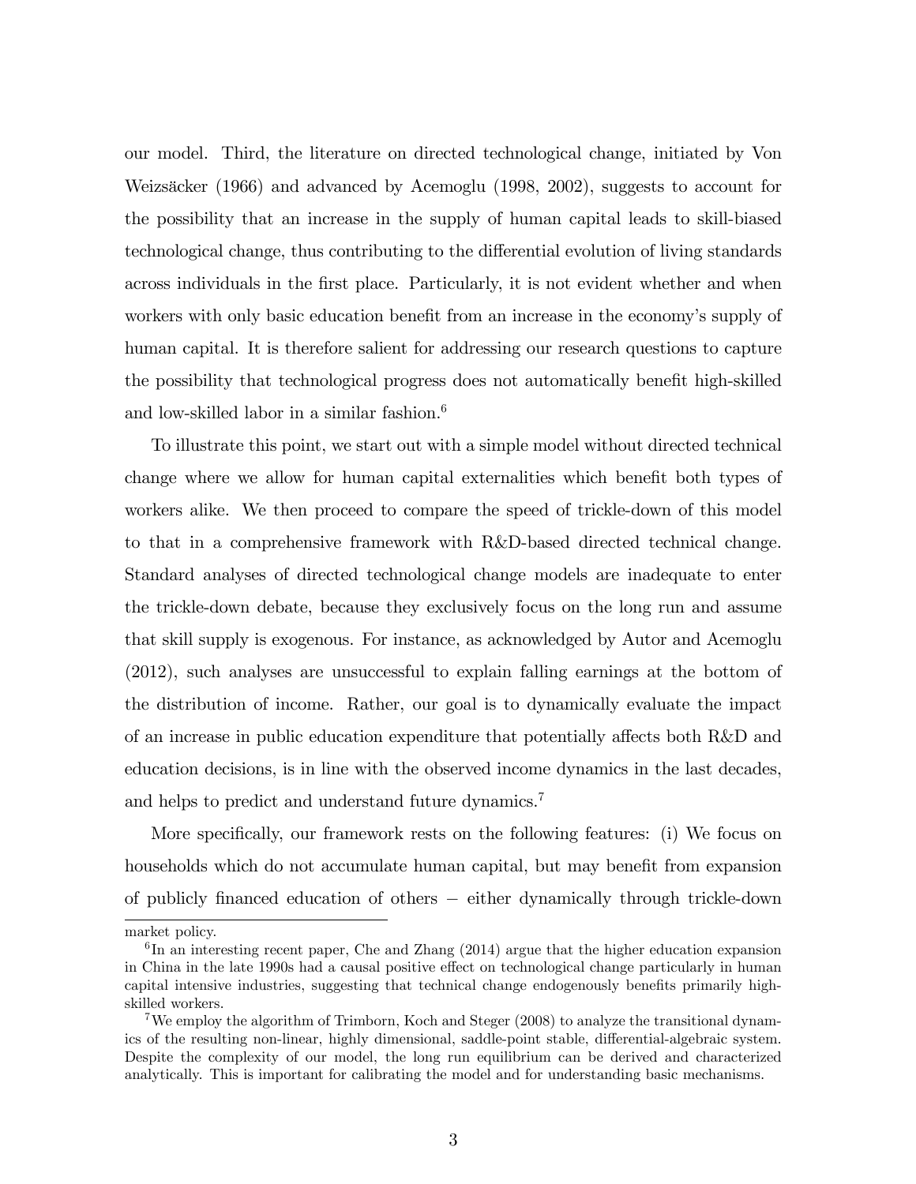our model. Third, the literature on directed technological change, initiated by Von Weizsäcker (1966) and advanced by Acemoglu (1998, 2002), suggests to account for the possibility that an increase in the supply of human capital leads to skill-biased technological change, thus contributing to the differential evolution of living standards across individuals in the first place. Particularly, it is not evident whether and when workers with only basic education benefit from an increase in the economy's supply of human capital. It is therefore salient for addressing our research questions to capture the possibility that technological progress does not automatically benefit high-skilled and low-skilled labor in a similar fashion.[6]

To illustrate this point, we start out with a simple model without directed technical change where we allow for human capital externalities which benefit both types of workers alike. We then proceed to compare the speed of trickle-down of this model to that in a comprehensive framework with R&D-based directed technical change. Standard analyses of directed technological change models are inadequate to enter the trickle-down debate, because they exclusively focus on the long run and assume that skill supply is exogenous. For instance, as acknowledged by Autor and Acemoglu (2012), such analyses are unsuccessful to explain falling earnings at the bottom of the distribution of income. Rather, our goal is to dynamically evaluate the impact of an increase in public education expenditure that potentially affects both R&D and education decisions, is in line with the observed income dynamics in the last decades, and helps to predict and understand future dynamics.[7]

More specifically, our framework rests on the following features: (i) We focus on households which do not accumulate human capital, but may benefit from expansion of publicly financed education of others − either dynamically through trickle-down

market policy.

[6] In an interesting recent paper, Che and Zhang (2014) argue that the higher education expansion in China in the late 1990s had a causal positive effect on technological change particularly in human capital intensive industries, suggesting that technical change endogenously benefits primarily high-skilled workers.

[7] We employ the algorithm of Trimborn, Koch and Steger (2008) to analyze the transitional dynamics of the resulting non-linear, highly dimensional, saddle-point stable, differential-algebraic system. Despite the complexity of our model, the long run equilibrium can be derived and characterized analytically. This is important for calibrating the model and for understanding basic mechanisms.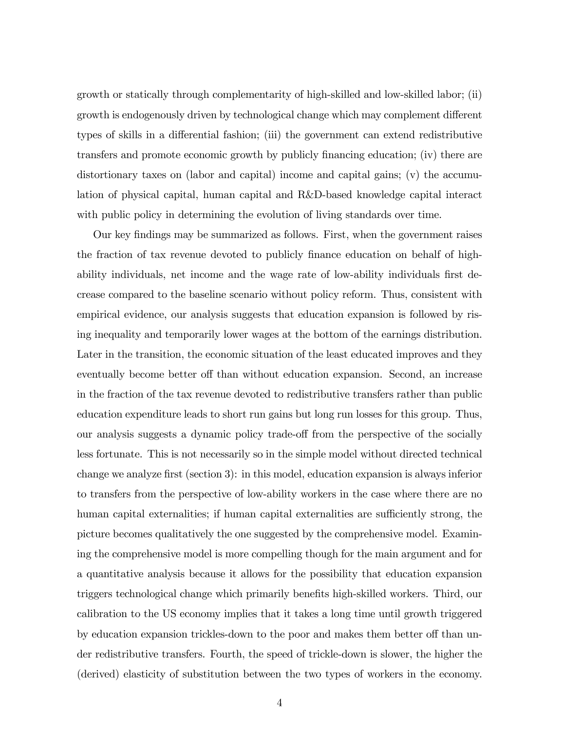growth or statically through complementarity of high-skilled and low-skilled labor; (ii) growth is endogenously driven by technological change which may complement different types of skills in a differential fashion; (iii) the government can extend redistributive transfers and promote economic growth by publicly financing education; (iv) there are distortionary taxes on (labor and capital) income and capital gains; (v) the accumulation of physical capital, human capital and R&D-based knowledge capital interact with public policy in determining the evolution of living standards over time.

Our key findings may be summarized as follows. First, when the government raises the fraction of tax revenue devoted to publicly finance education on behalf of high-ability individuals, net income and the wage rate of low-ability individuals first decrease compared to the baseline scenario without policy reform. Thus, consistent with empirical evidence, our analysis suggests that education expansion is followed by rising inequality and temporarily lower wages at the bottom of the earnings distribution. Later in the transition, the economic situation of the least educated improves and they eventually become better off than without education expansion. Second, an increase in the fraction of the tax revenue devoted to redistributive transfers rather than public education expenditure leads to short run gains but long run losses for this group. Thus, our analysis suggests a dynamic policy trade-off from the perspective of the socially less fortunate. This is not necessarily so in the simple model without directed technical change we analyze first (section 3): in this model, education expansion is always inferior to transfers from the perspective of low-ability workers in the case where there are no human capital externalities; if human capital externalities are sufficiently strong, the picture becomes qualitatively the one suggested by the comprehensive model. Examining the comprehensive model is more compelling though for the main argument and for a quantitative analysis because it allows for the possibility that education expansion triggers technological change which primarily benefits high-skilled workers. Third, our calibration to the US economy implies that it takes a long time until growth triggered by education expansion trickles-down to the poor and makes them better off than under redistributive transfers. Fourth, the speed of trickle-down is slower, the higher the (derived) elasticity of substitution between the two types of workers in the economy.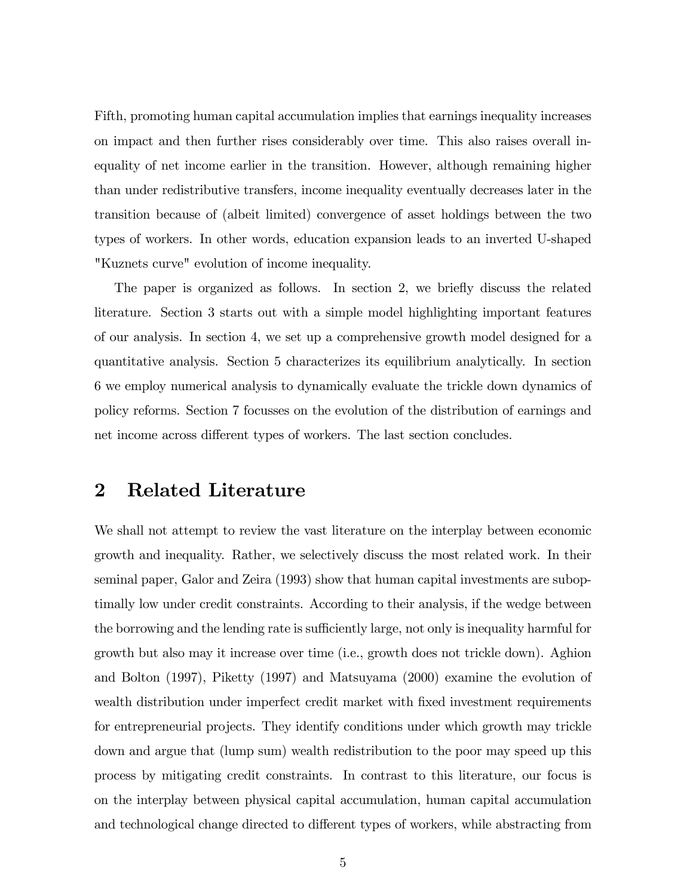Fifth, promoting human capital accumulation implies that earnings inequality increases on impact and then further rises considerably over time. This also raises overall inequality of net income earlier in the transition. However, although remaining higher than under redistributive transfers, income inequality eventually decreases later in the transition because of (albeit limited) convergence of asset holdings between the two types of workers. In other words, education expansion leads to an inverted U-shaped "Kuznets curve" evolution of income inequality.

The paper is organized as follows. In section 2, we briefly discuss the related literature. Section 3 starts out with a simple model highlighting important features of our analysis. In section 4, we set up a comprehensive growth model designed for a quantitative analysis. Section 5 characterizes its equilibrium analytically. In section 6 we employ numerical analysis to dynamically evaluate the trickle down dynamics of policy reforms. Section 7 focusses on the evolution of the distribution of earnings and net income across different types of workers. The last section concludes.

## 2 Related Literature

We shall not attempt to review the vast literature on the interplay between economic growth and inequality. Rather, we selectively discuss the most related work. In their seminal paper, Galor and Zeira (1993) show that human capital investments are suboptimally low under credit constraints. According to their analysis, if the wedge between the borrowing and the lending rate is sufficiently large, not only is inequality harmful for growth but also may it increase over time (i.e., growth does not trickle down). Aghion and Bolton (1997), Piketty (1997) and Matsuyama (2000) examine the evolution of wealth distribution under imperfect credit market with fixed investment requirements for entrepreneurial projects. They identify conditions under which growth may trickle down and argue that (lump sum) wealth redistribution to the poor may speed up this process by mitigating credit constraints. In contrast to this literature, our focus is on the interplay between physical capital accumulation, human capital accumulation and technological change directed to different types of workers, while abstracting from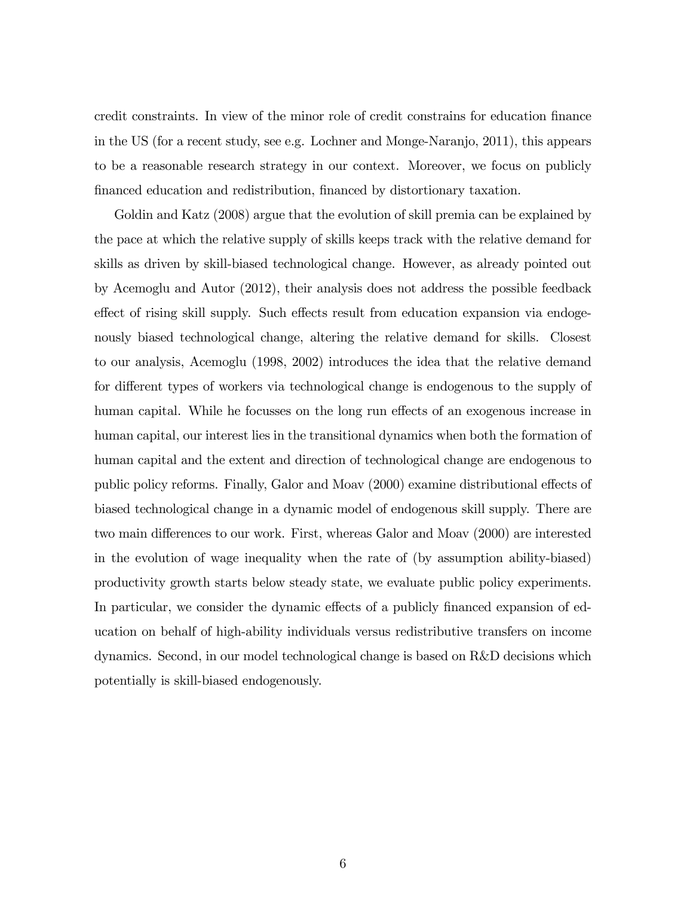credit constraints. In view of the minor role of credit constrains for education finance in the US (for a recent study, see e.g. Lochner and Monge-Naranjo, 2011), this appears to be a reasonable research strategy in our context. Moreover, we focus on publicly financed education and redistribution, financed by distortionary taxation.

Goldin and Katz (2008) argue that the evolution of skill premia can be explained by the pace at which the relative supply of skills keeps track with the relative demand for skills as driven by skill-biased technological change. However, as already pointed out by Acemoglu and Autor (2012), their analysis does not address the possible feedback effect of rising skill supply. Such effects result from education expansion via endogenously biased technological change, altering the relative demand for skills. Closest to our analysis, Acemoglu (1998, 2002) introduces the idea that the relative demand for different types of workers via technological change is endogenous to the supply of human capital. While he focusses on the long run effects of an exogenous increase in human capital, our interest lies in the transitional dynamics when both the formation of human capital and the extent and direction of technological change are endogenous to public policy reforms. Finally, Galor and Moav (2000) examine distributional effects of biased technological change in a dynamic model of endogenous skill supply. There are two main differences to our work. First, whereas Galor and Moav (2000) are interested in the evolution of wage inequality when the rate of (by assumption ability-biased) productivity growth starts below steady state, we evaluate public policy experiments. In particular, we consider the dynamic effects of a publicly financed expansion of education on behalf of high-ability individuals versus redistributive transfers on income dynamics. Second, in our model technological change is based on R&D decisions which potentially is skill-biased endogenously.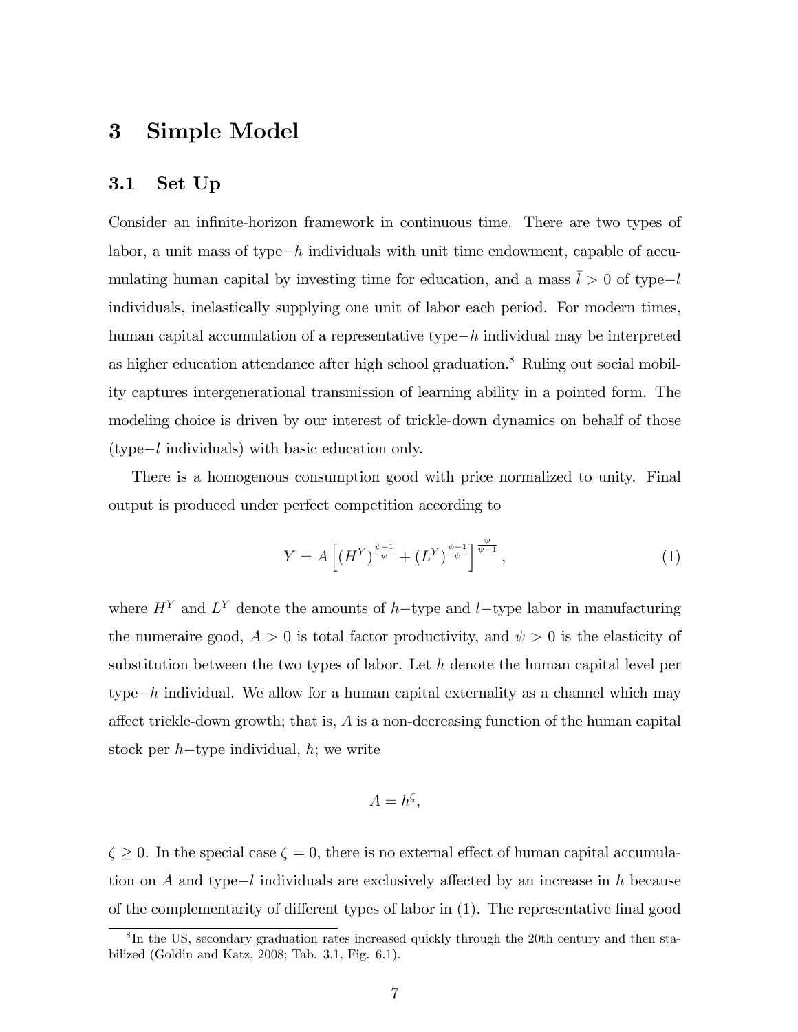## 3 Simple Model

### 3.1 Set Up

Consider an infinite-horizon framework in continuous time. There are two types of labor, a unit mass of type$-h$ individuals with unit time endowment, capable of accumulating human capital by investing time for education, and a mass $\bar{l} > 0$ of type$-l$ individuals, inelastically supplying one unit of labor each period. For modern times, human capital accumulation of a representative type$-h$ individual may be interpreted as higher education attendance after high school graduation.[8] Ruling out social mobility captures intergenerational transmission of learning ability in a pointed form. The modeling choice is driven by our interest of trickle-down dynamics on behalf of those (type$-l$ individuals) with basic education only.

There is a homogenous consumption good with price normalized to unity. Final output is produced under perfect competition according to

$$Y = A\left[(H^Y)^{\frac{\psi-1}{\psi}} + (L^Y)^{\frac{\psi-1}{\psi}}\right]^{\frac{\psi}{\psi-1}}, \tag{1}$$

where $H^Y$ and $L^Y$ denote the amounts of $h-$type and $l-$type labor in manufacturing the numeraire good, $A > 0$ is total factor productivity, and $\psi > 0$ is the elasticity of substitution between the two types of labor. Let $h$ denote the human capital level per type$-h$ individual. We allow for a human capital externality as a channel which may affect trickle-down growth; that is, $A$ is a non-decreasing function of the human capital stock per $h-$type individual, $h$; we write

$$A = h^{\zeta},$$

$\zeta \geq 0$. In the special case $\zeta = 0$, there is no external effect of human capital accumulation on $A$ and type$-l$ individuals are exclusively affected by an increase in $h$ because of the complementarity of different types of labor in (1). The representative final good

[8] In the US, secondary graduation rates increased quickly through the 20th century and then stabilized (Goldin and Katz, 2008; Tab. 3.1, Fig. 6.1).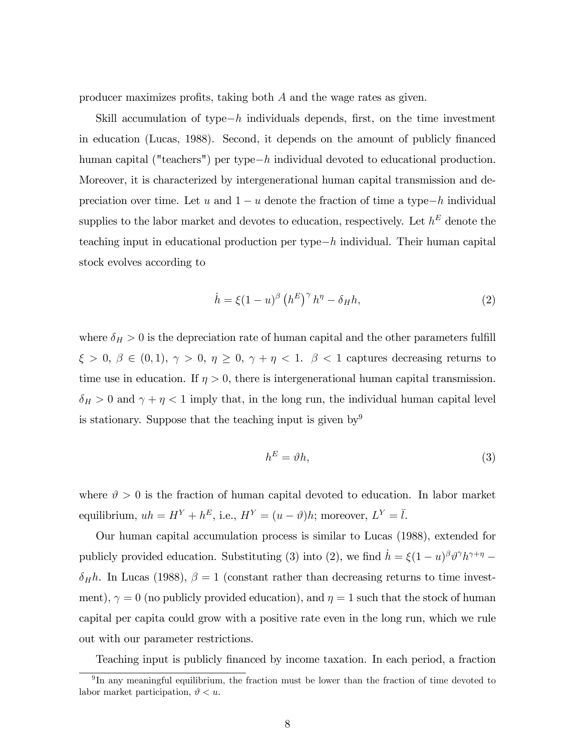producer maximizes profits, taking both $A$ and the wage rates as given.

Skill accumulation of type$-h$ individuals depends, first, on the time investment in education (Lucas, 1988). Second, it depends on the amount of publicly financed human capital ("teachers") per type$-h$ individual devoted to educational production. Moreover, it is characterized by intergenerational human capital transmission and depreciation over time. Let $u$ and $1-u$ denote the fraction of time a type$-h$ individual supplies to the labor market and devotes to education, respectively. Let $h^E$ denote the teaching input in educational production per type$-h$ individual. Their human capital stock evolves according to

$$\dot{h} = \xi(1-u)^{\beta} \left(h^E\right)^{\gamma} h^{\eta} - \delta_H h, \tag{2}$$

where $\delta_H > 0$ is the depreciation rate of human capital and the other parameters fulfill $\xi > 0$, $\beta \in (0,1)$, $\gamma > 0$, $\eta \geq 0$, $\gamma + \eta < 1$. $\beta < 1$ captures decreasing returns to time use in education. If $\eta > 0$, there is intergenerational human capital transmission. $\delta_H > 0$ and $\gamma + \eta < 1$ imply that, in the long run, the individual human capital level is stationary. Suppose that the teaching input is given by[9]

$$h^E = \vartheta h, \tag{3}$$

where $\vartheta > 0$ is the fraction of human capital devoted to education. In labor market equilibrium, $uh = H^Y + h^E$, i.e., $H^Y = (u - \vartheta)h$; moreover, $L^Y = \bar{l}$.

Our human capital accumulation process is similar to Lucas (1988), extended for publicly provided education. Substituting (3) into (2), we find $\dot{h} = \xi(1-u)^{\beta}\vartheta^{\gamma}h^{\gamma+\eta} - \delta_H h$. In Lucas (1988), $\beta = 1$ (constant rather than decreasing returns to time investment), $\gamma = 0$ (no publicly provided education), and $\eta = 1$ such that the stock of human capital per capita could grow with a positive rate even in the long run, which we rule out with our parameter restrictions.

Teaching input is publicly financed by income taxation. In each period, a fraction

[9] In any meaningful equilibrium, the fraction must be lower than the fraction of time devoted to labor market participation, $\vartheta < u$.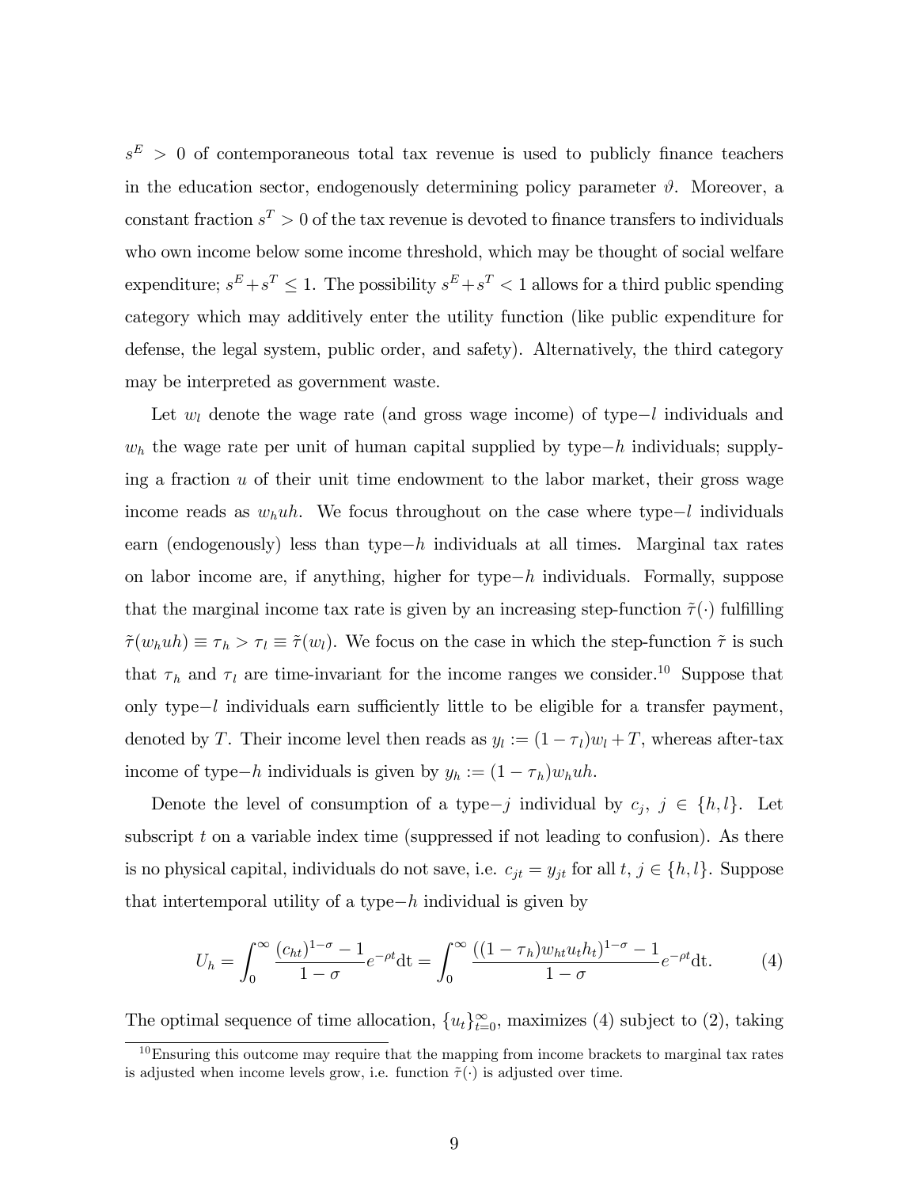$s^E > 0$ of contemporaneous total tax revenue is used to publicly finance teachers in the education sector, endogenously determining policy parameter $\vartheta$. Moreover, a constant fraction $s^T > 0$ of the tax revenue is devoted to finance transfers to individuals who own income below some income threshold, which may be thought of social welfare expenditure; $s^E + s^T \leq 1$. The possibility $s^E + s^T < 1$ allows for a third public spending category which may additively enter the utility function (like public expenditure for defense, the legal system, public order, and safety). Alternatively, the third category may be interpreted as government waste.

Let $w_l$ denote the wage rate (and gross wage income) of type$-l$ individuals and $w_h$ the wage rate per unit of human capital supplied by type$-h$ individuals; supplying a fraction $u$ of their unit time endowment to the labor market, their gross wage income reads as $w_h u h$. We focus throughout on the case where type$-l$ individuals earn (endogenously) less than type$-h$ individuals at all times. Marginal tax rates on labor income are, if anything, higher for type$-h$ individuals. Formally, suppose that the marginal income tax rate is given by an increasing step-function $\tilde{\tau}(\cdot)$ fulfilling $\tilde{\tau}(w_h u h) \equiv \tau_h > \tau_l \equiv \tilde{\tau}(w_l)$. We focus on the case in which the step-function $\tilde{\tau}$ is such that $\tau_h$ and $\tau_l$ are time-invariant for the income ranges we consider.[10] Suppose that only type$-l$ individuals earn sufficiently little to be eligible for a transfer payment, denoted by $T$. Their income level then reads as $y_l := (1 - \tau_l)w_l + T$, whereas after-tax income of type$-h$ individuals is given by $y_h := (1 - \tau_h)w_h u h$.

Denote the level of consumption of a type$-j$ individual by $c_j$, $j \in \{h, l\}$. Let subscript $t$ on a variable index time (suppressed if not leading to confusion). As there is no physical capital, individuals do not save, i.e. $c_{jt} = y_{jt}$ for all $t$, $j \in \{h, l\}$. Suppose that intertemporal utility of a type$-h$ individual is given by

$$U_h = \int_0^\infty \frac{(c_{ht})^{1-\sigma} - 1}{1 - \sigma} e^{-\rho t} \mathrm{d}t = \int_0^\infty \frac{((1 - \tau_h) w_{ht} u_t h_t)^{1-\sigma} - 1}{1 - \sigma} e^{-\rho t} \mathrm{d}t. \tag{4}$$

The optimal sequence of time allocation, $\{u_t\}_{t=0}^\infty$, maximizes (4) subject to (2), taking

[10] Ensuring this outcome may require that the mapping from income brackets to marginal tax rates is adjusted when income levels grow, i.e. function $\tilde{\tau}(\cdot)$ is adjusted over time.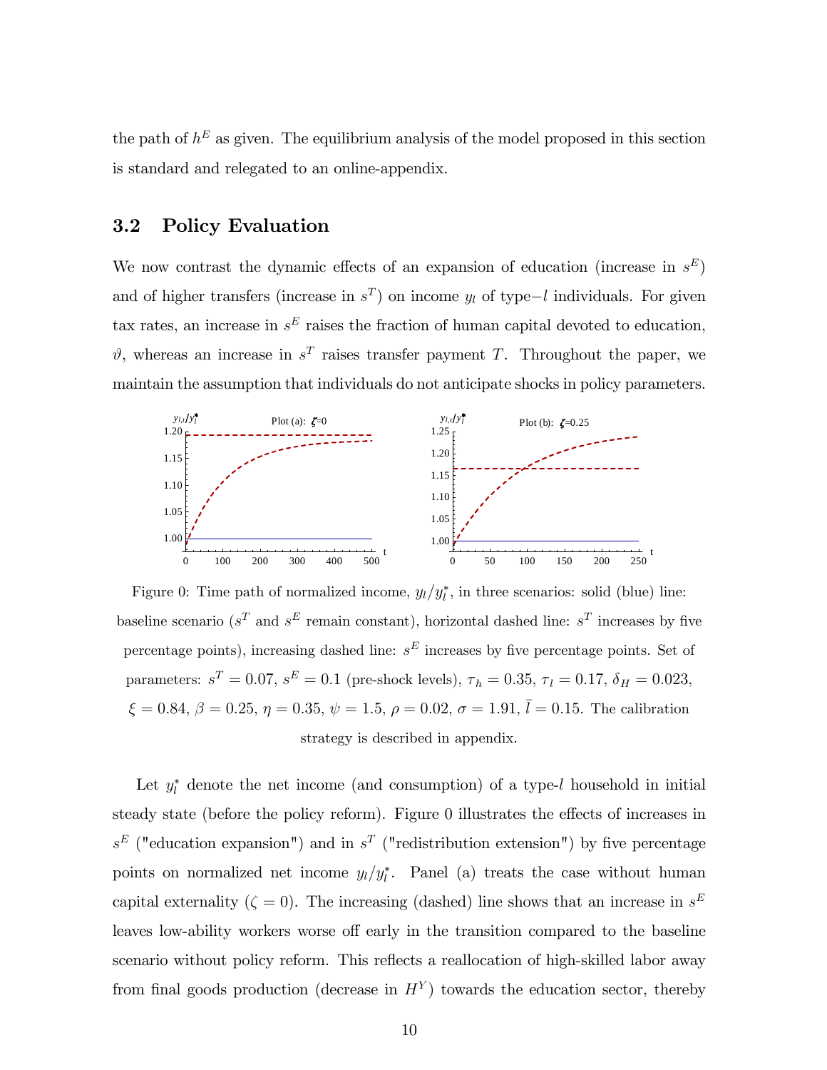the path of $h^E$ as given. The equilibrium analysis of the model proposed in this section is standard and relegated to an online-appendix.

### 3.2 Policy Evaluation

We now contrast the dynamic effects of an expansion of education (increase in $s^E$) and of higher transfers (increase in $s^T$) on income $y_l$ of type$-l$ individuals. For given tax rates, an increase in $s^E$ raises the fraction of human capital devoted to education, $\vartheta$, whereas an increase in $s^T$ raises transfer payment $T$. Throughout the paper, we maintain the assumption that individuals do not anticipate shocks in policy parameters.

Figure 0: Time path of normalized income, $y_l/y_l^*$, in three scenarios: solid (blue) line: baseline scenario ($s^T$ and $s^E$ remain constant), horizontal dashed line: $s^T$ increases by five percentage points), increasing dashed line: $s^E$ increases by five percentage points. Set of parameters: $s^T = 0.07$, $s^E = 0.1$ (pre-shock levels), $\tau_h = 0.35$, $\tau_l = 0.17$, $\delta_H = 0.023$, $\xi = 0.84$, $\beta = 0.25$, $\eta = 0.35$, $\psi = 1.5$, $\rho = 0.02$, $\sigma = 1.91$, $\bar{l} = 0.15$. The calibration strategy is described in appendix.

Let $y_l^*$ denote the net income (and consumption) of a type-$l$ household in initial steady state (before the policy reform). Figure 0 illustrates the effects of increases in $s^E$ ("education expansion") and in $s^T$ ("redistribution extension") by five percentage points on normalized net income $y_l/y_l^*$. Panel (a) treats the case without human capital externality ($\zeta = 0$). The increasing (dashed) line shows that an increase in $s^E$ leaves low-ability workers worse off early in the transition compared to the baseline scenario without policy reform. This reflects a reallocation of high-skilled labor away from final goods production (decrease in $H^Y$) towards the education sector, thereby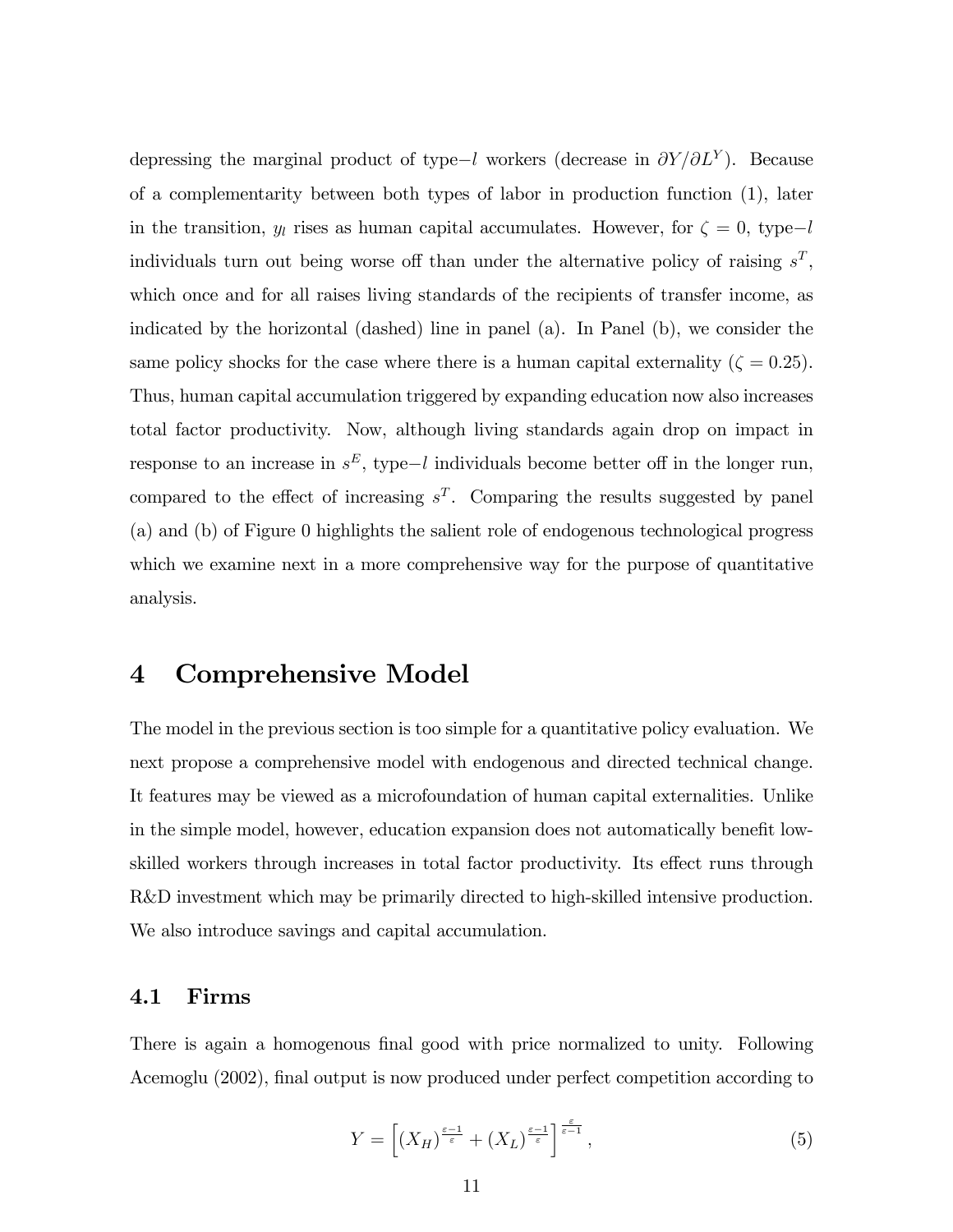depressing the marginal product of type$-l$ workers (decrease in $\partial Y/\partial L^Y$). Because of a complementarity between both types of labor in production function (1), later in the transition, $y_l$ rises as human capital accumulates. However, for $\zeta = 0$, type$-l$ individuals turn out being worse off than under the alternative policy of raising $s^T$, which once and for all raises living standards of the recipients of transfer income, as indicated by the horizontal (dashed) line in panel (a). In Panel (b), we consider the same policy shocks for the case where there is a human capital externality ($\zeta = 0.25$). Thus, human capital accumulation triggered by expanding education now also increases total factor productivity. Now, although living standards again drop on impact in response to an increase in $s^E$, type$-l$ individuals become better off in the longer run, compared to the effect of increasing $s^T$. Comparing the results suggested by panel (a) and (b) of Figure 0 highlights the salient role of endogenous technological progress which we examine next in a more comprehensive way for the purpose of quantitative analysis.

# 4 Comprehensive Model

The model in the previous section is too simple for a quantitative policy evaluation. We next propose a comprehensive model with endogenous and directed technical change. It features may be viewed as a microfoundation of human capital externalities. Unlike in the simple model, however, education expansion does not automatically benefit low-skilled workers through increases in total factor productivity. Its effect runs through R&D investment which may be primarily directed to high-skilled intensive production. We also introduce savings and capital accumulation.

## 4.1 Firms

There is again a homogenous final good with price normalized to unity. Following Acemoglu (2002), final output is now produced under perfect competition according to

$$Y = \left[ (X_H)^{\frac{\varepsilon-1}{\varepsilon}} + (X_L)^{\frac{\varepsilon-1}{\varepsilon}} \right]^{\frac{\varepsilon}{\varepsilon-1}}, \tag{5}$$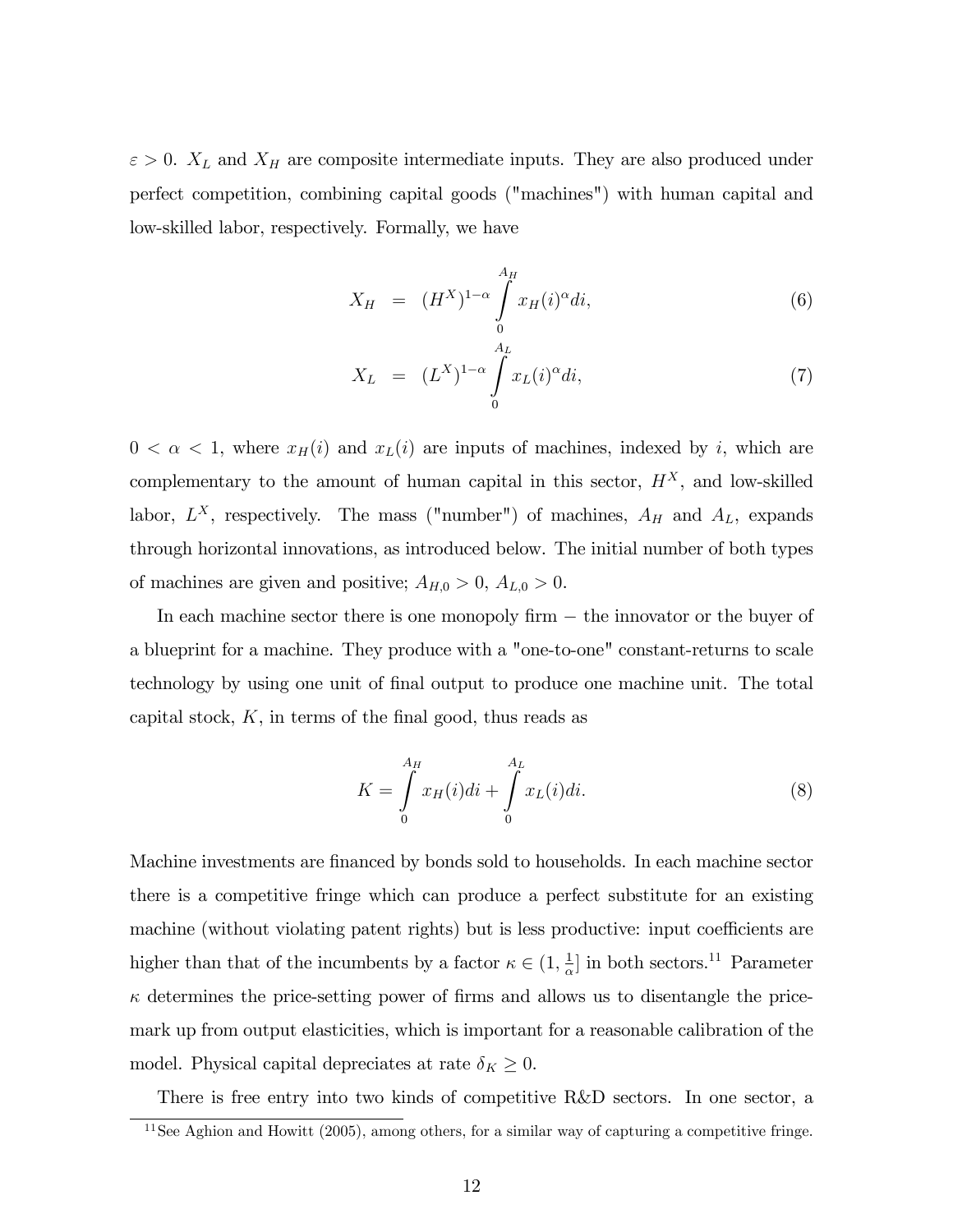$\varepsilon > 0$. $X_L$ and $X_H$ are composite intermediate inputs. They are also produced under perfect competition, combining capital goods ("machines") with human capital and low-skilled labor, respectively. Formally, we have

$$X_H = (H^X)^{1-\alpha} \int_0^{A_H} x_H(i)^\alpha di, \tag{6}$$

$$X_L = (L^X)^{1-\alpha} \int_0^{A_L} x_L(i)^\alpha di, \tag{7}$$

$0 < \alpha < 1$, where $x_H(i)$ and $x_L(i)$ are inputs of machines, indexed by $i$, which are complementary to the amount of human capital in this sector, $H^X$, and low-skilled labor, $L^X$, respectively. The mass ("number") of machines, $A_H$ and $A_L$, expands through horizontal innovations, as introduced below. The initial number of both types of machines are given and positive; $A_{H,0} > 0$, $A_{L,0} > 0$.

In each machine sector there is one monopoly firm − the innovator or the buyer of a blueprint for a machine. They produce with a "one-to-one" constant-returns to scale technology by using one unit of final output to produce one machine unit. The total capital stock, $K$, in terms of the final good, thus reads as

$$K = \int_0^{A_H} x_H(i)di + \int_0^{A_L} x_L(i)di. \tag{8}$$

Machine investments are financed by bonds sold to households. In each machine sector there is a competitive fringe which can produce a perfect substitute for an existing machine (without violating patent rights) but is less productive: input coefficients are higher than that of the incumbents by a factor $\kappa \in (1, \frac{1}{\alpha}]$ in both sectors.[11] Parameter $\kappa$ determines the price-setting power of firms and allows us to disentangle the price-mark up from output elasticities, which is important for a reasonable calibration of the model. Physical capital depreciates at rate $\delta_K \geq 0$.

There is free entry into two kinds of competitive R&D sectors. In one sector, a

[11] See Aghion and Howitt (2005), among others, for a similar way of capturing a competitive fringe.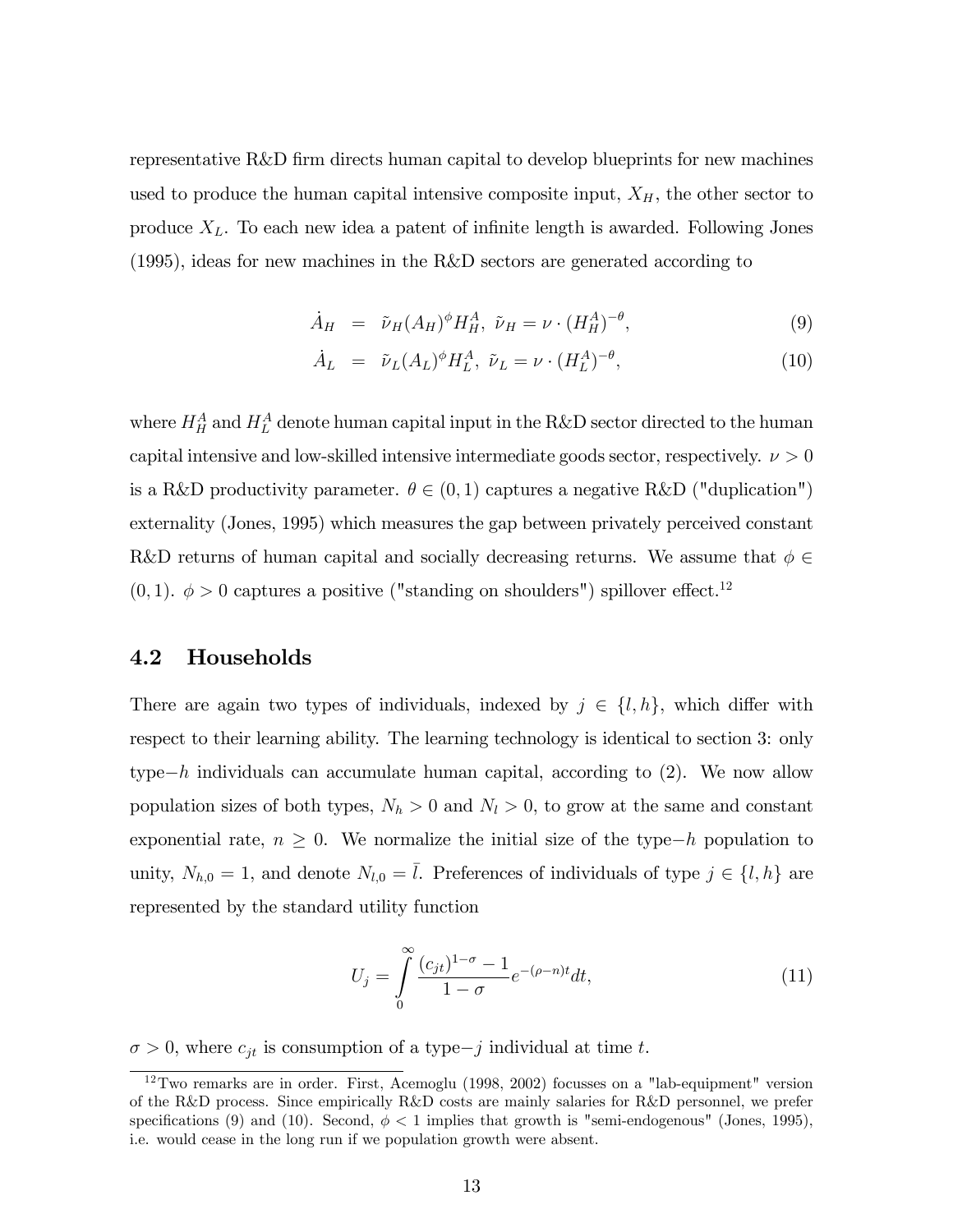representative R&D firm directs human capital to develop blueprints for new machines used to produce the human capital intensive composite input, $X_H$, the other sector to produce $X_L$. To each new idea a patent of infinite length is awarded. Following Jones (1995), ideas for new machines in the R&D sectors are generated according to

$$\dot{A}_H = \tilde{\nu}_H (A_H)^{\phi} H_H^A, \ \tilde{\nu}_H = \nu \cdot (H_H^A)^{-\theta}, \tag{9}$$

$$\dot{A}_L = \tilde{\nu}_L (A_L)^{\phi} H_L^A, \ \tilde{\nu}_L = \nu \cdot (H_L^A)^{-\theta}, \tag{10}$$

where $H_H^A$ and $H_L^A$ denote human capital input in the R&D sector directed to the human capital intensive and low-skilled intensive intermediate goods sector, respectively. $\nu > 0$ is a R&D productivity parameter. $\theta \in (0,1)$ captures a negative R&D ("duplication") externality (Jones, 1995) which measures the gap between privately perceived constant R&D returns of human capital and socially decreasing returns. We assume that $\phi \in (0,1)$. $\phi > 0$ captures a positive ("standing on shoulders") spillover effect.[12]

## 4.2 Households

There are again two types of individuals, indexed by $j \in \{l,h\}$, which differ with respect to their learning ability. The learning technology is identical to section 3: only type$-h$ individuals can accumulate human capital, according to (2). We now allow population sizes of both types, $N_h > 0$ and $N_l > 0$, to grow at the same and constant exponential rate, $n \geq 0$. We normalize the initial size of the type$-h$ population to unity, $N_{h,0} = 1$, and denote $N_{l,0} = \bar{l}$. Preferences of individuals of type $j \in \{l,h\}$ are represented by the standard utility function

$$U_j = \int_0^{\infty} \frac{(c_{jt})^{1-\sigma} - 1}{1-\sigma} e^{-(\rho - n)t} dt, \tag{11}$$

$\sigma > 0$, where $c_{jt}$ is consumption of a type$-j$ individual at time $t$.

[12] Two remarks are in order. First, Acemoglu (1998, 2002) focusses on a "lab-equipment" version of the R&D process. Since empirically R&D costs are mainly salaries for R&D personnel, we prefer specifications (9) and (10). Second, $\phi < 1$ implies that growth is "semi-endogenous" (Jones, 1995), i.e. would cease in the long run if we population growth were absent.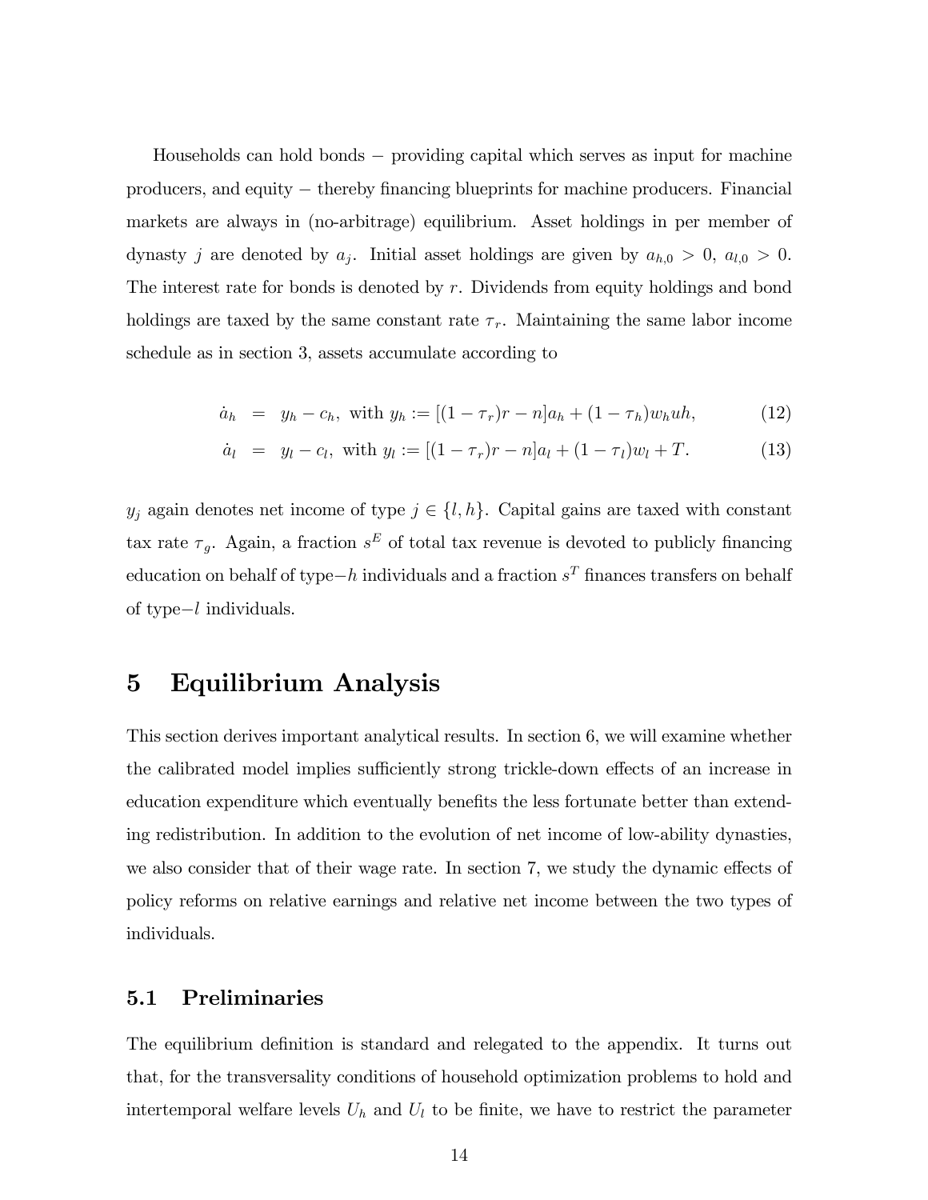Households can hold bonds − providing capital which serves as input for machine producers, and equity − thereby financing blueprints for machine producers. Financial markets are always in (no-arbitrage) equilibrium. Asset holdings in per member of dynasty $j$ are denoted by $a_j$. Initial asset holdings are given by $a_{h,0} > 0$, $a_{l,0} > 0$. The interest rate for bonds is denoted by $r$. Dividends from equity holdings and bond holdings are taxed by the same constant rate $\tau_r$. Maintaining the same labor income schedule as in section 3, assets accumulate according to

$$\dot{a}_h = y_h - c_h, \text{ with } y_h := [(1-\tau_r)r - n]a_h + (1-\tau_h)w_h uh, \tag{12}$$

$$\dot{a}_l = y_l - c_l, \text{ with } y_l := [(1-\tau_r)r - n]a_l + (1-\tau_l)w_l + T. \tag{13}$$

$y_j$ again denotes net income of type $j \in \{l, h\}$. Capital gains are taxed with constant tax rate $\tau_g$. Again, a fraction $s^E$ of total tax revenue is devoted to publicly financing education on behalf of type−$h$ individuals and a fraction $s^T$ finances transfers on behalf of type−$l$ individuals.

# 5 Equilibrium Analysis

This section derives important analytical results. In section 6, we will examine whether the calibrated model implies sufficiently strong trickle-down effects of an increase in education expenditure which eventually benefits the less fortunate better than extending redistribution. In addition to the evolution of net income of low-ability dynasties, we also consider that of their wage rate. In section 7, we study the dynamic effects of policy reforms on relative earnings and relative net income between the two types of individuals.

## 5.1 Preliminaries

The equilibrium definition is standard and relegated to the appendix. It turns out that, for the transversality conditions of household optimization problems to hold and intertemporal welfare levels $U_h$ and $U_l$ to be finite, we have to restrict the parameter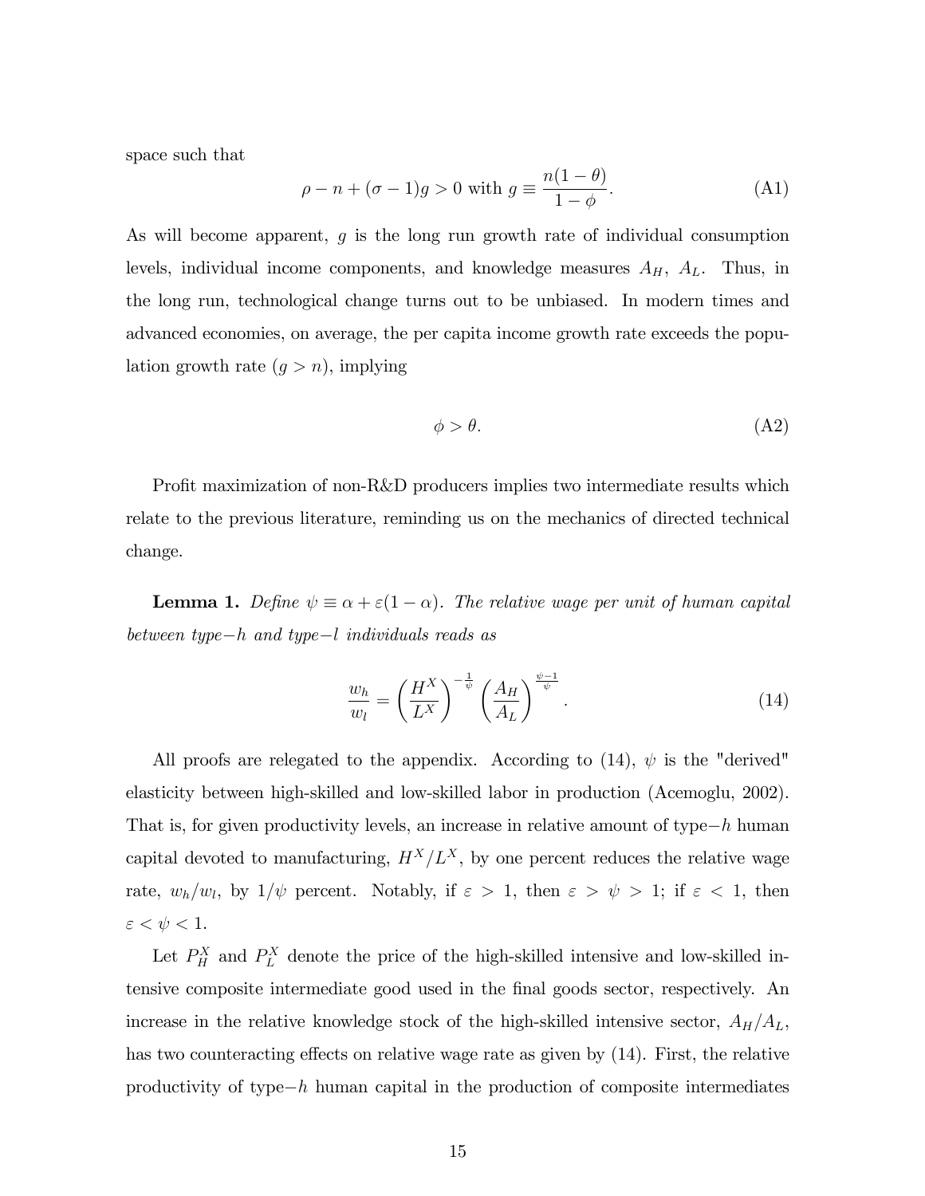space such that

$$\rho - n + (\sigma - 1)g > 0 \text{ with } g \equiv \frac{n(1-\theta)}{1-\phi}. \tag{A1}$$

As will become apparent, $g$ is the long run growth rate of individual consumption levels, individual income components, and knowledge measures $A_H$, $A_L$. Thus, in the long run, technological change turns out to be unbiased. In modern times and advanced economies, on average, the per capita income growth rate exceeds the population growth rate ($g > n$), implying

$$\phi > \theta. \tag{A2}$$

Profit maximization of non-R&D producers implies two intermediate results which relate to the previous literature, reminding us on the mechanics of directed technical change.

**Lemma 1.** *Define $\psi \equiv \alpha + \varepsilon(1-\alpha)$. The relative wage per unit of human capital between type$-h$ and type$-l$ individuals reads as*

$$\frac{w_h}{w_l} = \left(\frac{H^X}{L^X}\right)^{-\frac{1}{\psi}} \left(\frac{A_H}{A_L}\right)^{\frac{\psi-1}{\psi}}. \tag{14}$$

All proofs are relegated to the appendix. According to (14), $\psi$ is the "derived" elasticity between high-skilled and low-skilled labor in production (Acemoglu, 2002). That is, for given productivity levels, an increase in relative amount of type$-h$ human capital devoted to manufacturing, $H^X/L^X$, by one percent reduces the relative wage rate, $w_h/w_l$, by $1/\psi$ percent. Notably, if $\varepsilon > 1$, then $\varepsilon > \psi > 1$; if $\varepsilon < 1$, then $\varepsilon < \psi < 1$.

Let $P_H^X$ and $P_L^X$ denote the price of the high-skilled intensive and low-skilled intensive composite intermediate good used in the final goods sector, respectively. An increase in the relative knowledge stock of the high-skilled intensive sector, $A_H/A_L$, has two counteracting effects on relative wage rate as given by (14). First, the relative productivity of type$-h$ human capital in the production of composite intermediates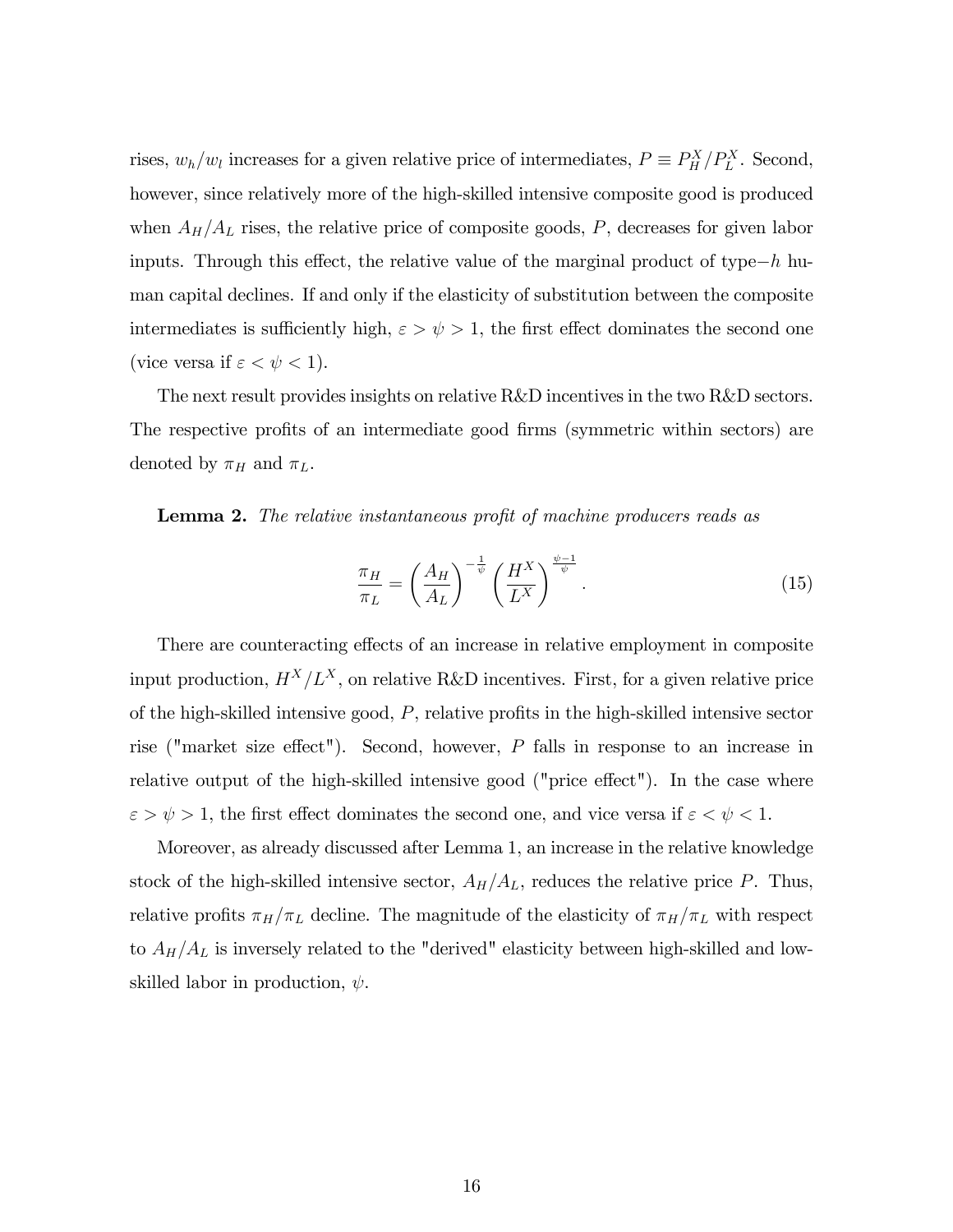rises, $w_h/w_l$ increases for a given relative price of intermediates, $P \equiv P_H^X/P_L^X$. Second, however, since relatively more of the high-skilled intensive composite good is produced when $A_H/A_L$ rises, the relative price of composite goods, $P$, decreases for given labor inputs. Through this effect, the relative value of the marginal product of type$-h$ human capital declines. If and only if the elasticity of substitution between the composite intermediates is sufficiently high, $\varepsilon > \psi > 1$, the first effect dominates the second one (vice versa if $\varepsilon < \psi < 1$).

The next result provides insights on relative R&D incentives in the two R&D sectors. The respective profits of an intermediate good firms (symmetric within sectors) are denoted by $\pi_H$ and $\pi_L$.

**Lemma 2.** *The relative instantaneous profit of machine producers reads as*

$$\frac{\pi_H}{\pi_L} = \left(\frac{A_H}{A_L}\right)^{-\frac{1}{\psi}} \left(\frac{H^X}{L^X}\right)^{\frac{\psi-1}{\psi}}. \tag{15}$$

There are counteracting effects of an increase in relative employment in composite input production, $H^X/L^X$, on relative R&D incentives. First, for a given relative price of the high-skilled intensive good, $P$, relative profits in the high-skilled intensive sector rise ("market size effect"). Second, however, $P$ falls in response to an increase in relative output of the high-skilled intensive good ("price effect"). In the case where $\varepsilon > \psi > 1$, the first effect dominates the second one, and vice versa if $\varepsilon < \psi < 1$.

Moreover, as already discussed after Lemma 1, an increase in the relative knowledge stock of the high-skilled intensive sector, $A_H/A_L$, reduces the relative price $P$. Thus, relative profits $\pi_H/\pi_L$ decline. The magnitude of the elasticity of $\pi_H/\pi_L$ with respect to $A_H/A_L$ is inversely related to the "derived" elasticity between high-skilled and low-skilled labor in production, $\psi$.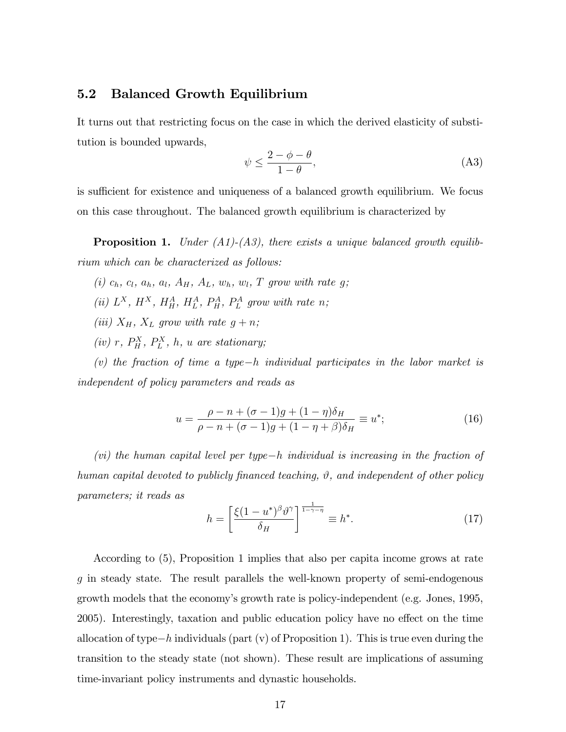## 5.2 Balanced Growth Equilibrium

It turns out that restricting focus on the case in which the derived elasticity of substitution is bounded upwards,

$$\psi \leq \frac{2 - \phi - \theta}{1 - \theta}, \tag{A3}$$

is sufficient for existence and uniqueness of a balanced growth equilibrium. We focus on this case throughout. The balanced growth equilibrium is characterized by

**Proposition 1.** *Under (A1)-(A3), there exists a unique balanced growth equilibrium which can be characterized as follows:*

*(i) $c_h$, $c_l$, $a_h$, $a_l$, $A_H$, $A_L$, $w_h$, $w_l$, $T$ grow with rate $g$;*

*(ii) $L^X$, $H^X$, $H_H^A$, $H_L^A$, $P_H^A$, $P_L^A$ grow with rate $n$;*

*(iii) $X_H$, $X_L$ grow with rate $g + n$;*

*(iv) $r$, $P_H^X$, $P_L^X$, $h$, $u$ are stationary;*

*(v) the fraction of time a type−$h$ individual participates in the labor market is independent of policy parameters and reads as*

$$u = \frac{\rho - n + (\sigma - 1)g + (1 - \eta)\delta_H}{\rho - n + (\sigma - 1)g + (1 - \eta + \beta)\delta_H} \equiv u^*; \tag{16}$$

*(vi) the human capital level per type−$h$ individual is increasing in the fraction of human capital devoted to publicly financed teaching, $\vartheta$, and independent of other policy parameters; it reads as*

$$h = \left[ \frac{\xi(1 - u^*)^{\beta} \vartheta^{\gamma}}{\delta_H} \right]^{\frac{1}{1-\gamma-\eta}} \equiv h^*. \tag{17}$$

According to (5), Proposition 1 implies that also per capita income grows at rate $g$ in steady state. The result parallels the well-known property of semi-endogenous growth models that the economy's growth rate is policy-independent (e.g. Jones, 1995, 2005). Interestingly, taxation and public education policy have no effect on the time allocation of type−$h$ individuals (part (v) of Proposition 1). This is true even during the transition to the steady state (not shown). These result are implications of assuming time-invariant policy instruments and dynastic households.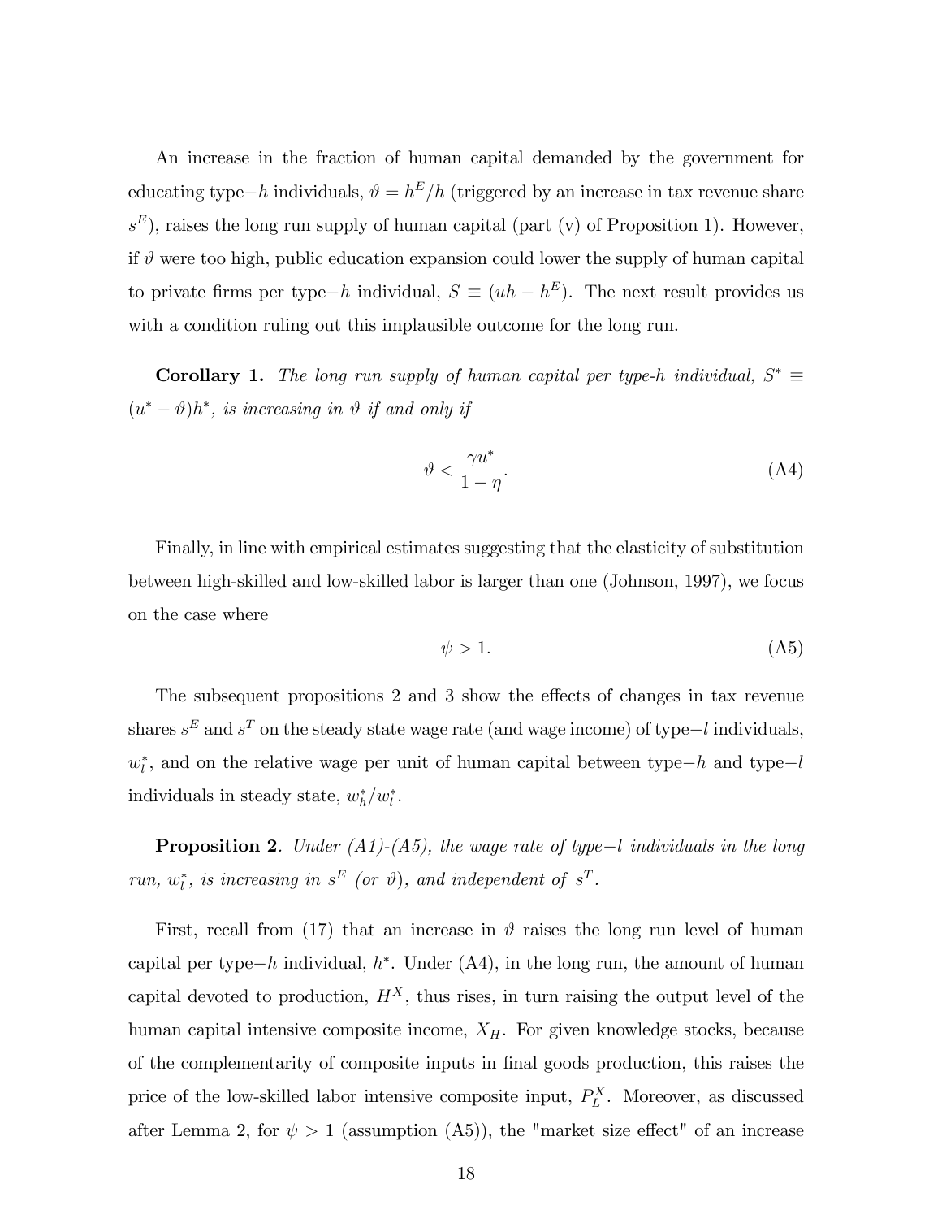An increase in the fraction of human capital demanded by the government for educating type−$h$ individuals, $\vartheta = h^E/h$ (triggered by an increase in tax revenue share $s^E$), raises the long run supply of human capital (part (v) of Proposition 1). However, if $\vartheta$ were too high, public education expansion could lower the supply of human capital to private firms per type−$h$ individual, $S \equiv (uh - h^E)$. The next result provides us with a condition ruling out this implausible outcome for the long run.

**Corollary 1.** *The long run supply of human capital per type-h individual,* $S^* \equiv (u^* - \vartheta)h^*$*, is increasing in* $\vartheta$ *if and only if*

$$\vartheta < \frac{\gamma u^*}{1 - \eta}. \tag{A4}$$

Finally, in line with empirical estimates suggesting that the elasticity of substitution between high-skilled and low-skilled labor is larger than one (Johnson, 1997), we focus on the case where

$$\psi > 1. \tag{A5}$$

The subsequent propositions 2 and 3 show the effects of changes in tax revenue shares $s^E$ and $s^T$ on the steady state wage rate (and wage income) of type−$l$ individuals, $w_l^*$, and on the relative wage per unit of human capital between type−$h$ and type−$l$ individuals in steady state, $w_h^*/w_l^*$.

**Proposition 2**. *Under (A1)-(A5), the wage rate of type−l individuals in the long run,* $w_l^*$*, is increasing in* $s^E$ *(or* $\vartheta$*), and independent of* $s^T$*.*

First, recall from (17) that an increase in $\vartheta$ raises the long run level of human capital per type−$h$ individual, $h^*$. Under (A4), in the long run, the amount of human capital devoted to production, $H^X$, thus rises, in turn raising the output level of the human capital intensive composite income, $X_H$. For given knowledge stocks, because of the complementarity of composite inputs in final goods production, this raises the price of the low-skilled labor intensive composite input, $P_L^X$. Moreover, as discussed after Lemma 2, for $\psi > 1$ (assumption (A5)), the "market size effect" of an increase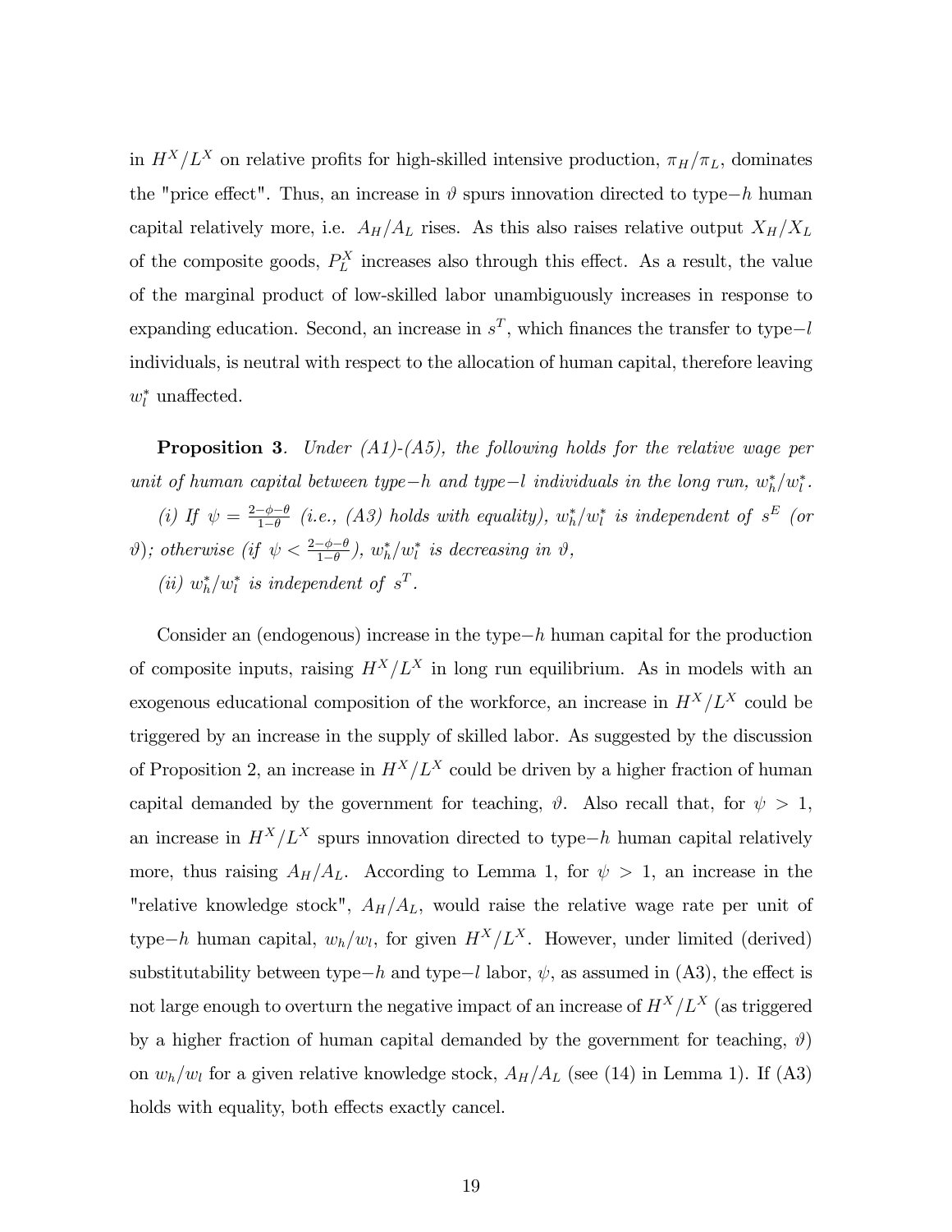in $H^X/L^X$ on relative profits for high-skilled intensive production, $\pi_H/\pi_L$, dominates the "price effect". Thus, an increase in $\vartheta$ spurs innovation directed to type$-h$ human capital relatively more, i.e. $A_H/A_L$ rises. As this also raises relative output $X_H/X_L$ of the composite goods, $P_L^X$ increases also through this effect. As a result, the value of the marginal product of low-skilled labor unambiguously increases in response to expanding education. Second, an increase in $s^T$, which finances the transfer to type$-l$ individuals, is neutral with respect to the allocation of human capital, therefore leaving $w_l^*$ unaffected.

**Proposition 3**. *Under (A1)-(A5), the following holds for the relative wage per unit of human capital between type$-h$ and type$-l$ individuals in the long run, $w_h^*/w_l^*$.*

*(i) If $\psi = \frac{2-\phi-\theta}{1-\theta}$ (i.e., (A3) holds with equality), $w_h^*/w_l^*$ is independent of $s^E$ (or $\vartheta$); otherwise (if $\psi < \frac{2-\phi-\theta}{1-\theta}$), $w_h^*/w_l^*$ is decreasing in $\vartheta$,*

*(ii) $w_h^*/w_l^*$ is independent of $s^T$.*

Consider an (endogenous) increase in the type$-h$ human capital for the production of composite inputs, raising $H^X/L^X$ in long run equilibrium. As in models with an exogenous educational composition of the workforce, an increase in $H^X/L^X$ could be triggered by an increase in the supply of skilled labor. As suggested by the discussion of Proposition 2, an increase in $H^X/L^X$ could be driven by a higher fraction of human capital demanded by the government for teaching, $\vartheta$. Also recall that, for $\psi > 1$, an increase in $H^X/L^X$ spurs innovation directed to type$-h$ human capital relatively more, thus raising $A_H/A_L$. According to Lemma 1, for $\psi > 1$, an increase in the "relative knowledge stock", $A_H/A_L$, would raise the relative wage rate per unit of type$-h$ human capital, $w_h/w_l$, for given $H^X/L^X$. However, under limited (derived) substitutability between type$-h$ and type$-l$ labor, $\psi$, as assumed in (A3), the effect is not large enough to overturn the negative impact of an increase of $H^X/L^X$ (as triggered by a higher fraction of human capital demanded by the government for teaching, $\vartheta$) on $w_h/w_l$ for a given relative knowledge stock, $A_H/A_L$ (see (14) in Lemma 1). If (A3) holds with equality, both effects exactly cancel.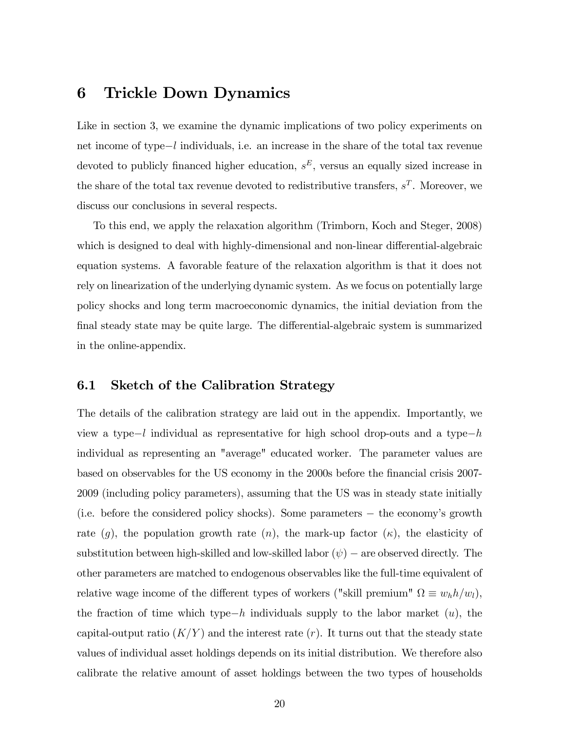# 6 Trickle Down Dynamics

Like in section 3, we examine the dynamic implications of two policy experiments on net income of type$-l$ individuals, i.e. an increase in the share of the total tax revenue devoted to publicly financed higher education, $s^E$, versus an equally sized increase in the share of the total tax revenue devoted to redistributive transfers, $s^T$. Moreover, we discuss our conclusions in several respects.

To this end, we apply the relaxation algorithm (Trimborn, Koch and Steger, 2008) which is designed to deal with highly-dimensional and non-linear differential-algebraic equation systems. A favorable feature of the relaxation algorithm is that it does not rely on linearization of the underlying dynamic system. As we focus on potentially large policy shocks and long term macroeconomic dynamics, the initial deviation from the final steady state may be quite large. The differential-algebraic system is summarized in the online-appendix.

## 6.1 Sketch of the Calibration Strategy

The details of the calibration strategy are laid out in the appendix. Importantly, we view a type$-l$ individual as representative for high school drop-outs and a type$-h$ individual as representing an "average" educated worker. The parameter values are based on observables for the US economy in the 2000s before the financial crisis 2007-2009 (including policy parameters), assuming that the US was in steady state initially (i.e. before the considered policy shocks). Some parameters $-$ the economy's growth rate ($g$), the population growth rate ($n$), the mark-up factor ($\kappa$), the elasticity of substitution between high-skilled and low-skilled labor ($\psi$) $-$ are observed directly. The other parameters are matched to endogenous observables like the full-time equivalent of relative wage income of the different types of workers ("skill premium" $\Omega \equiv w_h h / w_l$), the fraction of time which type$-h$ individuals supply to the labor market ($u$), the capital-output ratio ($K/Y$) and the interest rate ($r$). It turns out that the steady state values of individual asset holdings depends on its initial distribution. We therefore also calibrate the relative amount of asset holdings between the two types of households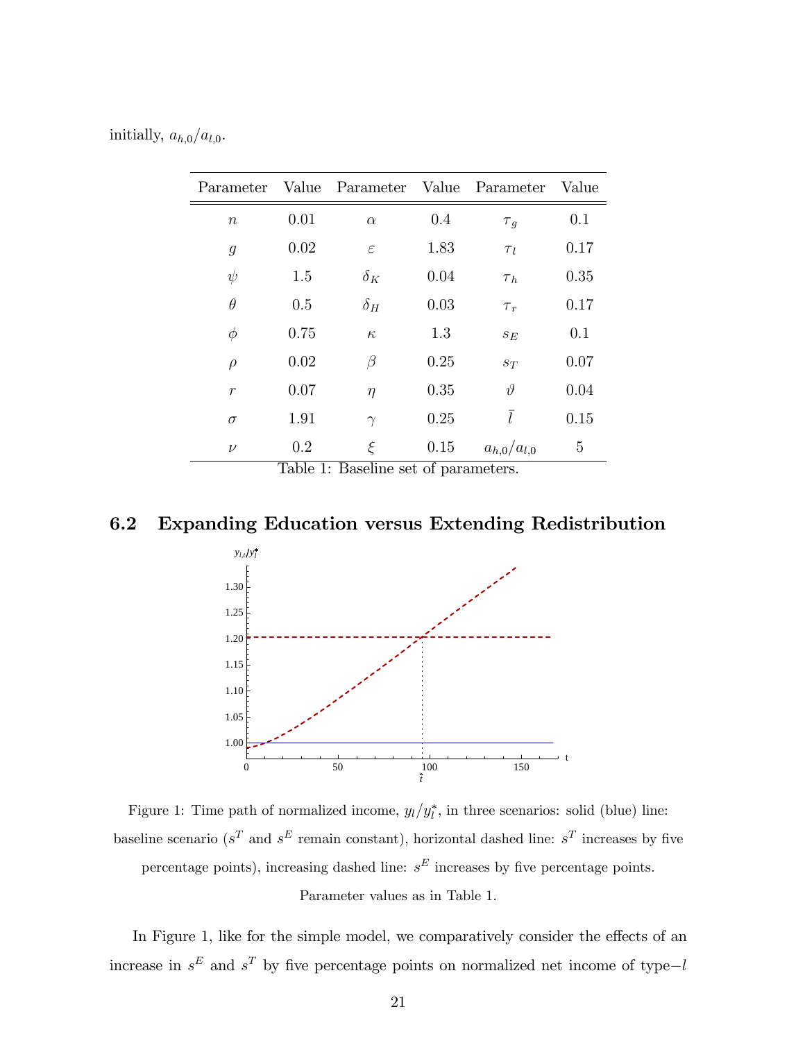initially, $a_{h,0}/a_{l,0}$.

| Parameter | Value | Parameter | Value | Parameter | Value |
|---|---|---|---|---|---|
| $n$ | 0.01 | $\alpha$ | 0.4 | $\tau_g$ | 0.1 |
| $g$ | 0.02 | $\varepsilon$ | 1.83 | $\tau_l$ | 0.17 |
| $\psi$ | 1.5 | $\delta_K$ | 0.04 | $\tau_h$ | 0.35 |
| $\theta$ | 0.5 | $\delta_H$ | 0.03 | $\tau_r$ | 0.17 |
| $\phi$ | 0.75 | $\kappa$ | 1.3 | $s_E$ | 0.1 |
| $\rho$ | 0.02 | $\beta$ | 0.25 | $s_T$ | 0.07 |
| $r$ | 0.07 | $\eta$ | 0.35 | $\vartheta$ | 0.04 |
| $\sigma$ | 1.91 | $\gamma$ | 0.25 | $\bar{l}$ | 0.15 |
| $\nu$ | 0.2 | $\xi$ | 0.15 | $a_{h,0}/a_{l,0}$ | 5 |

Table 1: Baseline set of parameters.

## 6.2 Expanding Education versus Extending Redistribution

Figure 1: Time path of normalized income, $y_l/y_l^*$, in three scenarios: solid (blue) line: baseline scenario ($s^T$ and $s^E$ remain constant), horizontal dashed line: $s^T$ increases by five percentage points), increasing dashed line: $s^E$ increases by five percentage points. Parameter values as in Table 1.

In Figure 1, like for the simple model, we comparatively consider the effects of an increase in $s^E$ and $s^T$ by five percentage points on normalized net income of type$-l$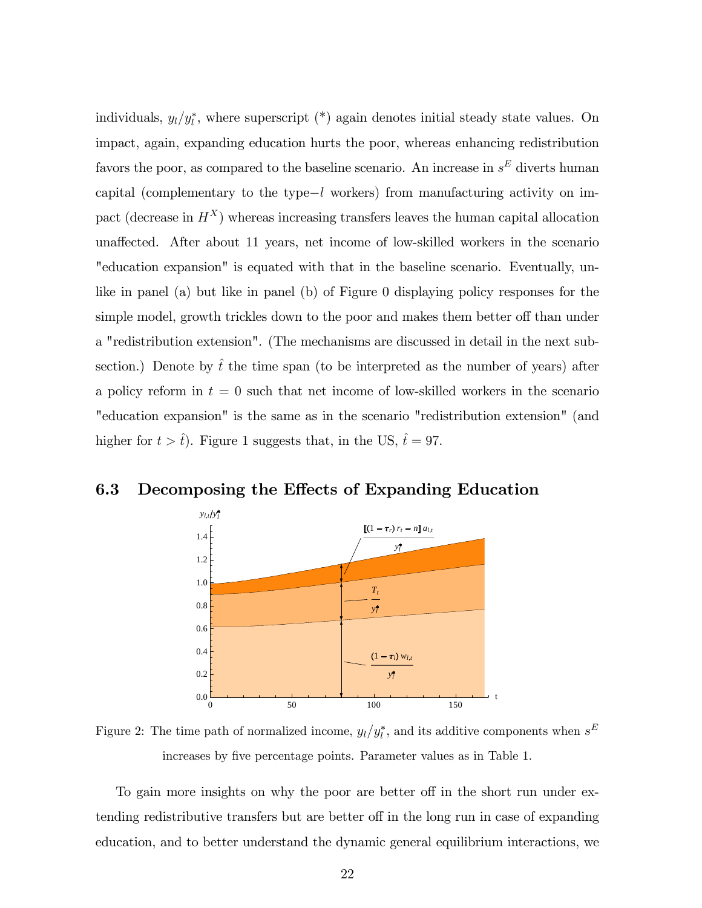individuals, $y_l/y_l^*$, where superscript (*) again denotes initial steady state values. On impact, again, expanding education hurts the poor, whereas enhancing redistribution favors the poor, as compared to the baseline scenario. An increase in $s^E$ diverts human capital (complementary to the type$-l$ workers) from manufacturing activity on impact (decrease in $H^X$) whereas increasing transfers leaves the human capital allocation unaffected. After about 11 years, net income of low-skilled workers in the scenario "education expansion" is equated with that in the baseline scenario. Eventually, unlike in panel (a) but like in panel (b) of Figure 0 displaying policy responses for the simple model, growth trickles down to the poor and makes them better off than under a "redistribution extension". (The mechanisms are discussed in detail in the next subsection.) Denote by $\hat{t}$ the time span (to be interpreted as the number of years) after a policy reform in $t = 0$ such that net income of low-skilled workers in the scenario "education expansion" is the same as in the scenario "redistribution extension" (and higher for $t > \hat{t}$). Figure 1 suggests that, in the US, $\hat{t} = 97$.

### 6.3 Decomposing the Effects of Expanding Education

Figure 2: The time path of normalized income, $y_l/y_l^*$, and its additive components when $s^E$ increases by five percentage points. Parameter values as in Table 1.

To gain more insights on why the poor are better off in the short run under extending redistributive transfers but are better off in the long run in case of expanding education, and to better understand the dynamic general equilibrium interactions, we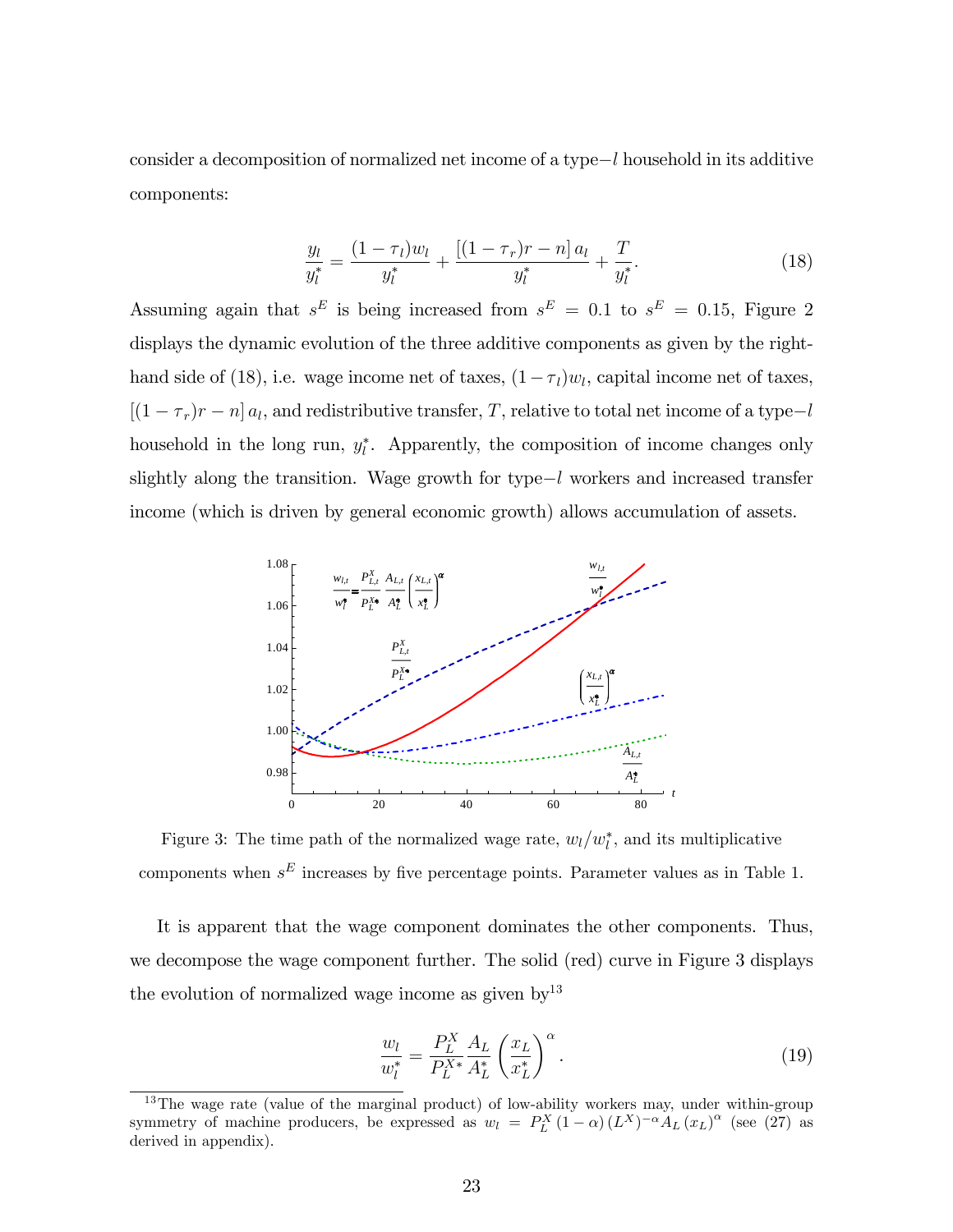consider a decomposition of normalized net income of a type$-l$ household in its additive components:

$$\frac{y_l}{y_l^*} = \frac{(1-\tau_l)w_l}{y_l^*} + \frac{[(1-\tau_r)r - n]\, a_l}{y_l^*} + \frac{T}{y_l^*}. \tag{18}$$

Assuming again that $s^E$ is being increased from $s^E = 0.1$ to $s^E = 0.15$, Figure 2 displays the dynamic evolution of the three additive components as given by the right-hand side of (18), i.e. wage income net of taxes, $(1-\tau_l)w_l$, capital income net of taxes, $[(1-\tau_r)r - n]\, a_l$, and redistributive transfer, $T$, relative to total net income of a type$-l$ household in the long run, $y_l^*$. Apparently, the composition of income changes only slightly along the transition. Wage growth for type$-l$ workers and increased transfer income (which is driven by general economic growth) allows accumulation of assets.

Figure 3: The time path of the normalized wage rate, $w_l/w_l^*$, and its multiplicative components when $s^E$ increases by five percentage points. Parameter values as in Table 1.

It is apparent that the wage component dominates the other components. Thus, we decompose the wage component further. The solid (red) curve in Figure 3 displays the evolution of normalized wage income as given by[13]

$$\frac{w_l}{w_l^*} = \frac{P_L^X}{P_L^{X*}} \frac{A_L}{A_L^*} \left(\frac{x_L}{x_L^*}\right)^{\alpha}. \tag{19}$$

[13] The wage rate (value of the marginal product) of low-ability workers may, under within-group symmetry of machine producers, be expressed as $w_l = P_L^X (1-\alpha)(L^X)^{-\alpha} A_L (x_L)^{\alpha}$ (see (27) as derived in appendix).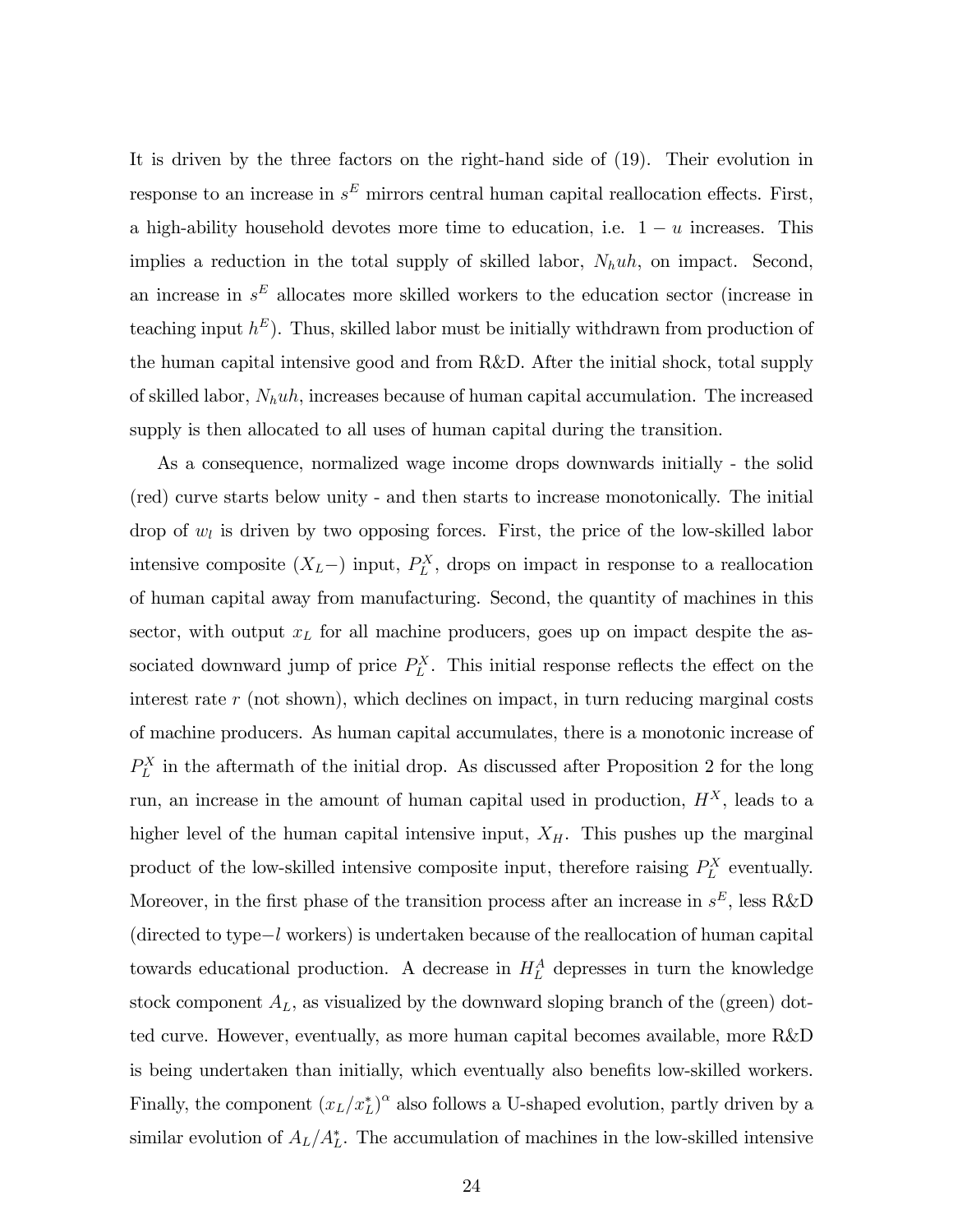It is driven by the three factors on the right-hand side of (19). Their evolution in response to an increase in $s^E$ mirrors central human capital reallocation effects. First, a high-ability household devotes more time to education, i.e. $1-u$ increases. This implies a reduction in the total supply of skilled labor, $N_h uh$, on impact. Second, an increase in $s^E$ allocates more skilled workers to the education sector (increase in teaching input $h^E$). Thus, skilled labor must be initially withdrawn from production of the human capital intensive good and from R&D. After the initial shock, total supply of skilled labor, $N_h uh$, increases because of human capital accumulation. The increased supply is then allocated to all uses of human capital during the transition.

As a consequence, normalized wage income drops downwards initially - the solid (red) curve starts below unity - and then starts to increase monotonically. The initial drop of $w_l$ is driven by two opposing forces. First, the price of the low-skilled labor intensive composite ($X_L-$) input, $P_L^X$, drops on impact in response to a reallocation of human capital away from manufacturing. Second, the quantity of machines in this sector, with output $x_L$ for all machine producers, goes up on impact despite the associated downward jump of price $P_L^X$. This initial response reflects the effect on the interest rate $r$ (not shown), which declines on impact, in turn reducing marginal costs of machine producers. As human capital accumulates, there is a monotonic increase of $P_L^X$ in the aftermath of the initial drop. As discussed after Proposition 2 for the long run, an increase in the amount of human capital used in production, $H^X$, leads to a higher level of the human capital intensive input, $X_H$. This pushes up the marginal product of the low-skilled intensive composite input, therefore raising $P_L^X$ eventually. Moreover, in the first phase of the transition process after an increase in $s^E$, less R&D (directed to type$-l$ workers) is undertaken because of the reallocation of human capital towards educational production. A decrease in $H_L^A$ depresses in turn the knowledge stock component $A_L$, as visualized by the downward sloping branch of the (green) dotted curve. However, eventually, as more human capital becomes available, more R&D is being undertaken than initially, which eventually also benefits low-skilled workers. Finally, the component $(x_L/x_L^*)^\alpha$ also follows a U-shaped evolution, partly driven by a similar evolution of $A_L/A_L^*$. The accumulation of machines in the low-skilled intensive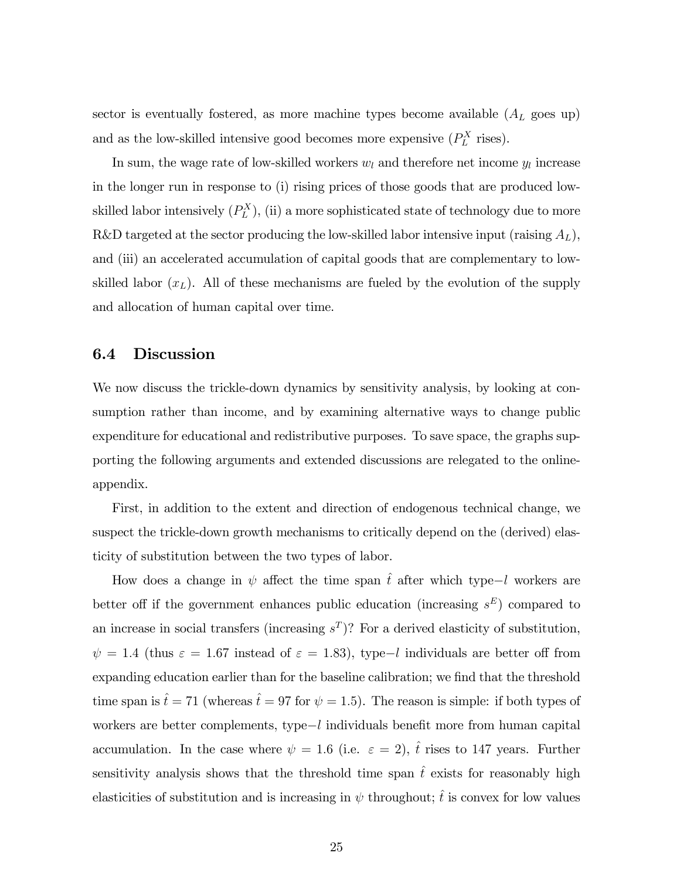sector is eventually fostered, as more machine types become available ($A_L$ goes up) and as the low-skilled intensive good becomes more expensive ($P_L^X$ rises).

In sum, the wage rate of low-skilled workers $w_l$ and therefore net income $y_l$ increase in the longer run in response to (i) rising prices of those goods that are produced low-skilled labor intensively ($P_L^X$), (ii) a more sophisticated state of technology due to more R&D targeted at the sector producing the low-skilled labor intensive input (raising $A_L$), and (iii) an accelerated accumulation of capital goods that are complementary to low-skilled labor ($x_L$). All of these mechanisms are fueled by the evolution of the supply and allocation of human capital over time.

### 6.4 Discussion

We now discuss the trickle-down dynamics by sensitivity analysis, by looking at consumption rather than income, and by examining alternative ways to change public expenditure for educational and redistributive purposes. To save space, the graphs supporting the following arguments and extended discussions are relegated to the online-appendix.

First, in addition to the extent and direction of endogenous technical change, we suspect the trickle-down growth mechanisms to critically depend on the (derived) elasticity of substitution between the two types of labor.

How does a change in $\psi$ affect the time span $\hat{t}$ after which type$-l$ workers are better off if the government enhances public education (increasing $s^E$) compared to an increase in social transfers (increasing $s^T$)? For a derived elasticity of substitution, $\psi = 1.4$ (thus $\varepsilon = 1.67$ instead of $\varepsilon = 1.83$), type$-l$ individuals are better off from expanding education earlier than for the baseline calibration; we find that the threshold time span is $\hat{t} = 71$ (whereas $\hat{t} = 97$ for $\psi = 1.5$). The reason is simple: if both types of workers are better complements, type$-l$ individuals benefit more from human capital accumulation. In the case where $\psi = 1.6$ (i.e. $\varepsilon = 2$), $\hat{t}$ rises to 147 years. Further sensitivity analysis shows that the threshold time span $\hat{t}$ exists for reasonably high elasticities of substitution and is increasing in $\psi$ throughout; $\hat{t}$ is convex for low values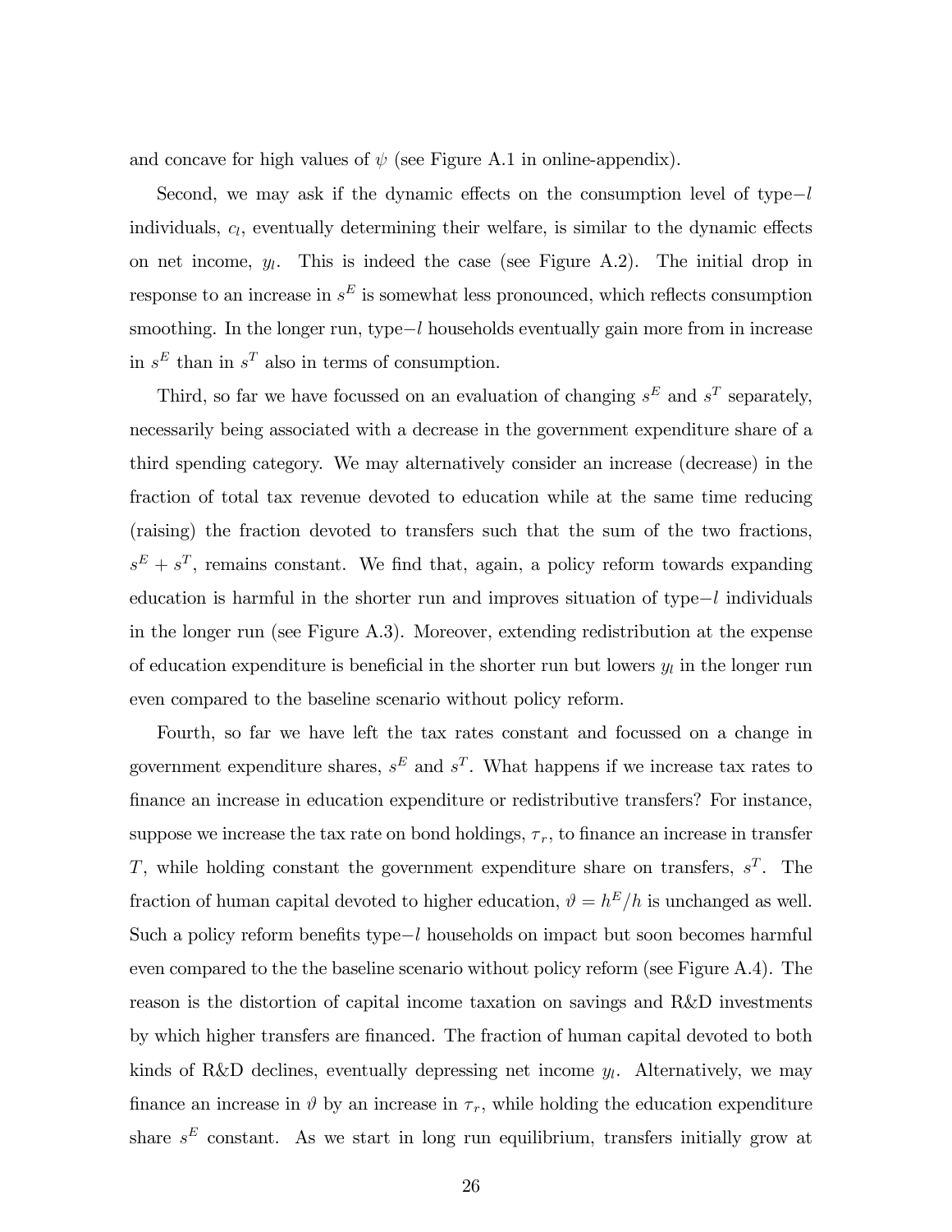and concave for high values of $\psi$ (see Figure A.1 in online-appendix).

Second, we may ask if the dynamic effects on the consumption level of type$-l$ individuals, $c_l$, eventually determining their welfare, is similar to the dynamic effects on net income, $y_l$. This is indeed the case (see Figure A.2). The initial drop in response to an increase in $s^E$ is somewhat less pronounced, which reflects consumption smoothing. In the longer run, type$-l$ households eventually gain more from in increase in $s^E$ than in $s^T$ also in terms of consumption.

Third, so far we have focussed on an evaluation of changing $s^E$ and $s^T$ separately, necessarily being associated with a decrease in the government expenditure share of a third spending category. We may alternatively consider an increase (decrease) in the fraction of total tax revenue devoted to education while at the same time reducing (raising) the fraction devoted to transfers such that the sum of the two fractions, $s^E + s^T$, remains constant. We find that, again, a policy reform towards expanding education is harmful in the shorter run and improves situation of type$-l$ individuals in the longer run (see Figure A.3). Moreover, extending redistribution at the expense of education expenditure is beneficial in the shorter run but lowers $y_l$ in the longer run even compared to the baseline scenario without policy reform.

Fourth, so far we have left the tax rates constant and focussed on a change in government expenditure shares, $s^E$ and $s^T$. What happens if we increase tax rates to finance an increase in education expenditure or redistributive transfers? For instance, suppose we increase the tax rate on bond holdings, $\tau_r$, to finance an increase in transfer $T$, while holding constant the government expenditure share on transfers, $s^T$. The fraction of human capital devoted to higher education, $\vartheta = h^E/h$ is unchanged as well. Such a policy reform benefits type$-l$ households on impact but soon becomes harmful even compared to the the baseline scenario without policy reform (see Figure A.4). The reason is the distortion of capital income taxation on savings and R&D investments by which higher transfers are financed. The fraction of human capital devoted to both kinds of R&D declines, eventually depressing net income $y_l$. Alternatively, we may finance an increase in $\vartheta$ by an increase in $\tau_r$, while holding the education expenditure share $s^E$ constant. As we start in long run equilibrium, transfers initially grow at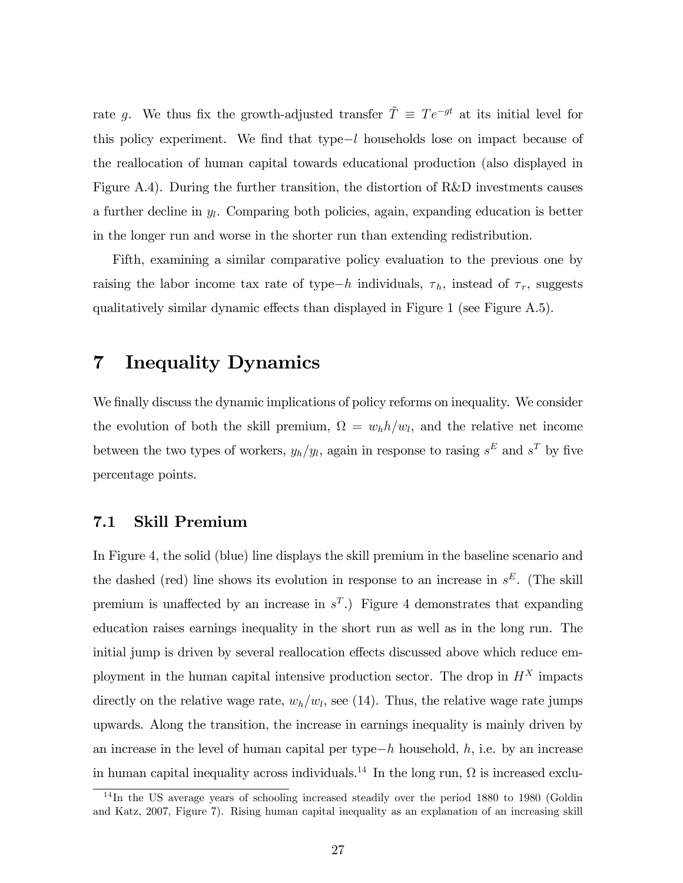rate $g$. We thus fix the growth-adjusted transfer $\tilde{T} \equiv Te^{-gt}$ at its initial level for this policy experiment. We find that type$-l$ households lose on impact because of the reallocation of human capital towards educational production (also displayed in Figure A.4). During the further transition, the distortion of R&D investments causes a further decline in $y_l$. Comparing both policies, again, expanding education is better in the longer run and worse in the shorter run than extending redistribution.

Fifth, examining a similar comparative policy evaluation to the previous one by raising the labor income tax rate of type$-h$ individuals, $\tau_h$, instead of $\tau_r$, suggests qualitatively similar dynamic effects than displayed in Figure 1 (see Figure A.5).

# 7 Inequality Dynamics

We finally discuss the dynamic implications of policy reforms on inequality. We consider the evolution of both the skill premium, $\Omega = w_h h / w_l$, and the relative net income between the two types of workers, $y_h/y_l$, again in response to rasing $s^E$ and $s^T$ by five percentage points.

## 7.1 Skill Premium

In Figure 4, the solid (blue) line displays the skill premium in the baseline scenario and the dashed (red) line shows its evolution in response to an increase in $s^E$. (The skill premium is unaffected by an increase in $s^T$.) Figure 4 demonstrates that expanding education raises earnings inequality in the short run as well as in the long run. The initial jump is driven by several reallocation effects discussed above which reduce employment in the human capital intensive production sector. The drop in $H^X$ impacts directly on the relative wage rate, $w_h/w_l$, see (14). Thus, the relative wage rate jumps upwards. Along the transition, the increase in earnings inequality is mainly driven by an increase in the level of human capital per type$-h$ household, $h$, i.e. by an increase in human capital inequality across individuals.[14] In the long run, $\Omega$ is increased exclu-

[14] In the US average years of schooling increased steadily over the period 1880 to 1980 (Goldin and Katz, 2007, Figure 7). Rising human capital inequality as an explanation of an increasing skill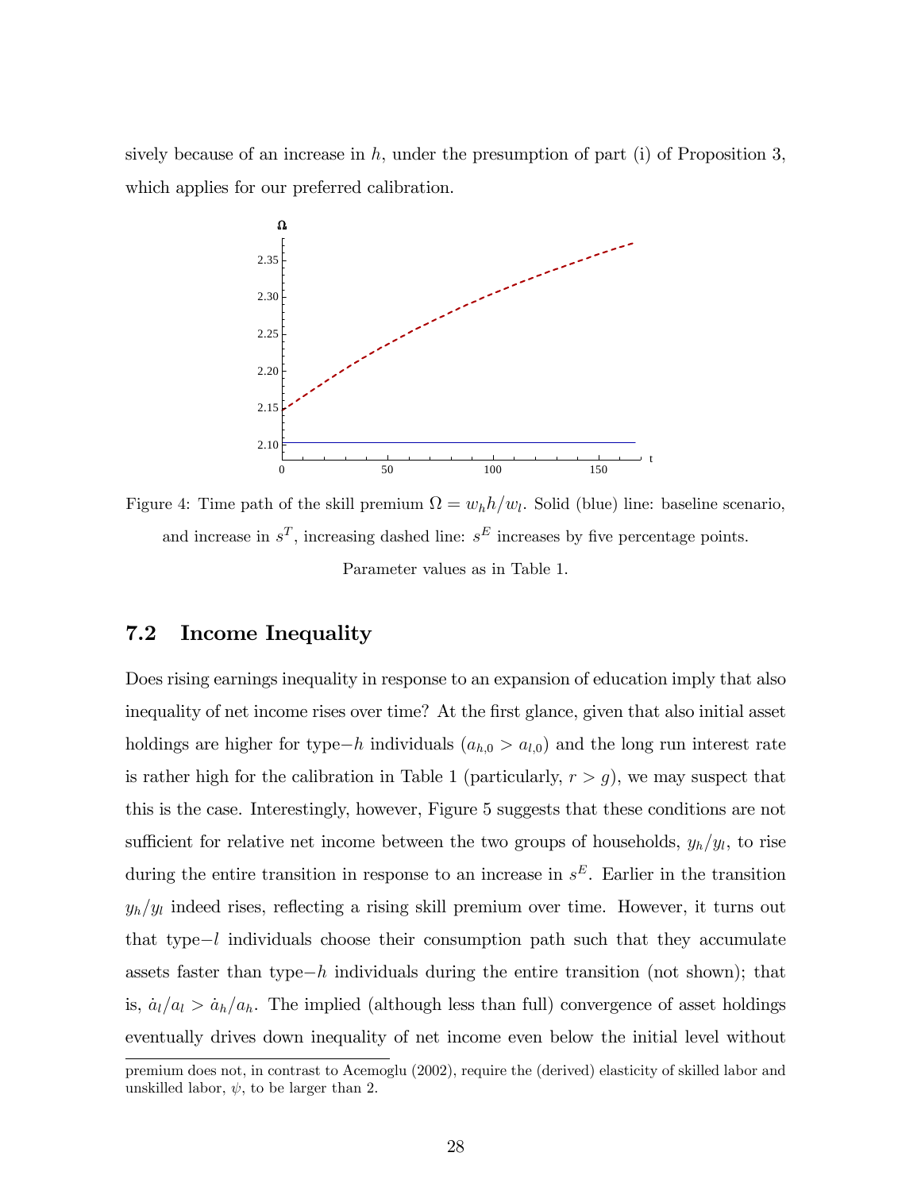sively because of an increase in $h$, under the presumption of part (i) of Proposition 3, which applies for our preferred calibration.

Figure 4: Time path of the skill premium $\Omega = w_h h / w_l$. Solid (blue) line: baseline scenario, and increase in $s^T$, increasing dashed line: $s^E$ increases by five percentage points. Parameter values as in Table 1.

## 7.2 Income Inequality

Does rising earnings inequality in response to an expansion of education imply that also inequality of net income rises over time? At the first glance, given that also initial asset holdings are higher for type$-h$ individuals ($a_{h,0} > a_{l,0}$) and the long run interest rate is rather high for the calibration in Table 1 (particularly, $r > g$), we may suspect that this is the case. Interestingly, however, Figure 5 suggests that these conditions are not sufficient for relative net income between the two groups of households, $y_h/y_l$, to rise during the entire transition in response to an increase in $s^E$. Earlier in the transition $y_h/y_l$ indeed rises, reflecting a rising skill premium over time. However, it turns out that type$-l$ individuals choose their consumption path such that they accumulate assets faster than type$-h$ individuals during the entire transition (not shown); that is, $\dot{a}_l/a_l > \dot{a}_h/a_h$. The implied (although less than full) convergence of asset holdings eventually drives down inequality of net income even below the initial level without

premium does not, in contrast to Acemoglu (2002), require the (derived) elasticity of skilled labor and unskilled labor, $\psi$, to be larger than 2.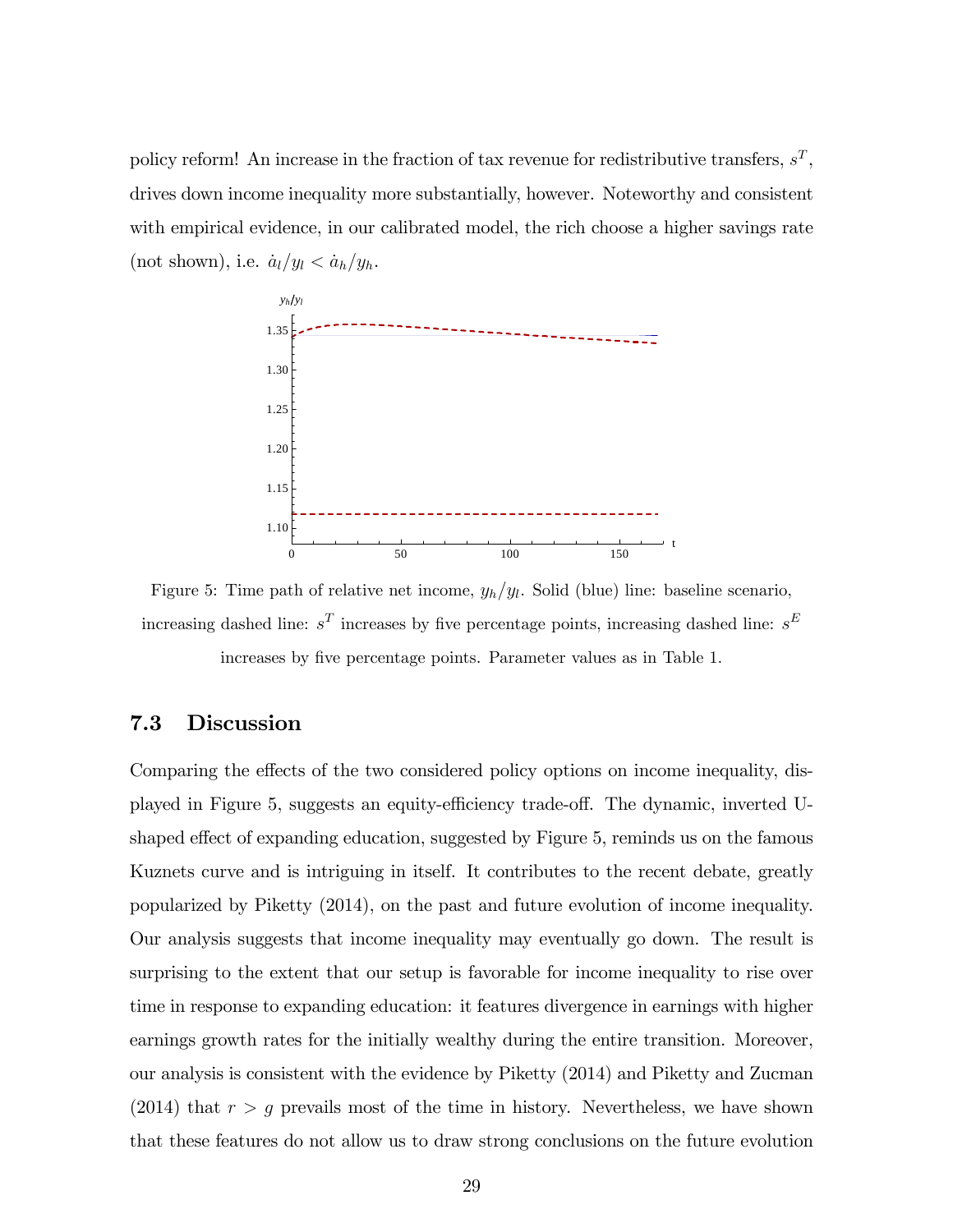policy reform! An increase in the fraction of tax revenue for redistributive transfers, $s^T$, drives down income inequality more substantially, however. Noteworthy and consistent with empirical evidence, in our calibrated model, the rich choose a higher savings rate (not shown), i.e. $\dot{a}_l/y_l < \dot{a}_h/y_h$.

Figure 5: Time path of relative net income, $y_h/y_l$. Solid (blue) line: baseline scenario, increasing dashed line: $s^T$ increases by five percentage points, increasing dashed line: $s^E$ increases by five percentage points. Parameter values as in Table 1.

### 7.3 Discussion

Comparing the effects of the two considered policy options on income inequality, displayed in Figure 5, suggests an equity-efficiency trade-off. The dynamic, inverted U-shaped effect of expanding education, suggested by Figure 5, reminds us on the famous Kuznets curve and is intriguing in itself. It contributes to the recent debate, greatly popularized by Piketty (2014), on the past and future evolution of income inequality. Our analysis suggests that income inequality may eventually go down. The result is surprising to the extent that our setup is favorable for income inequality to rise over time in response to expanding education: it features divergence in earnings with higher earnings growth rates for the initially wealthy during the entire transition. Moreover, our analysis is consistent with the evidence by Piketty (2014) and Piketty and Zucman (2014) that $r > g$ prevails most of the time in history. Nevertheless, we have shown that these features do not allow us to draw strong conclusions on the future evolution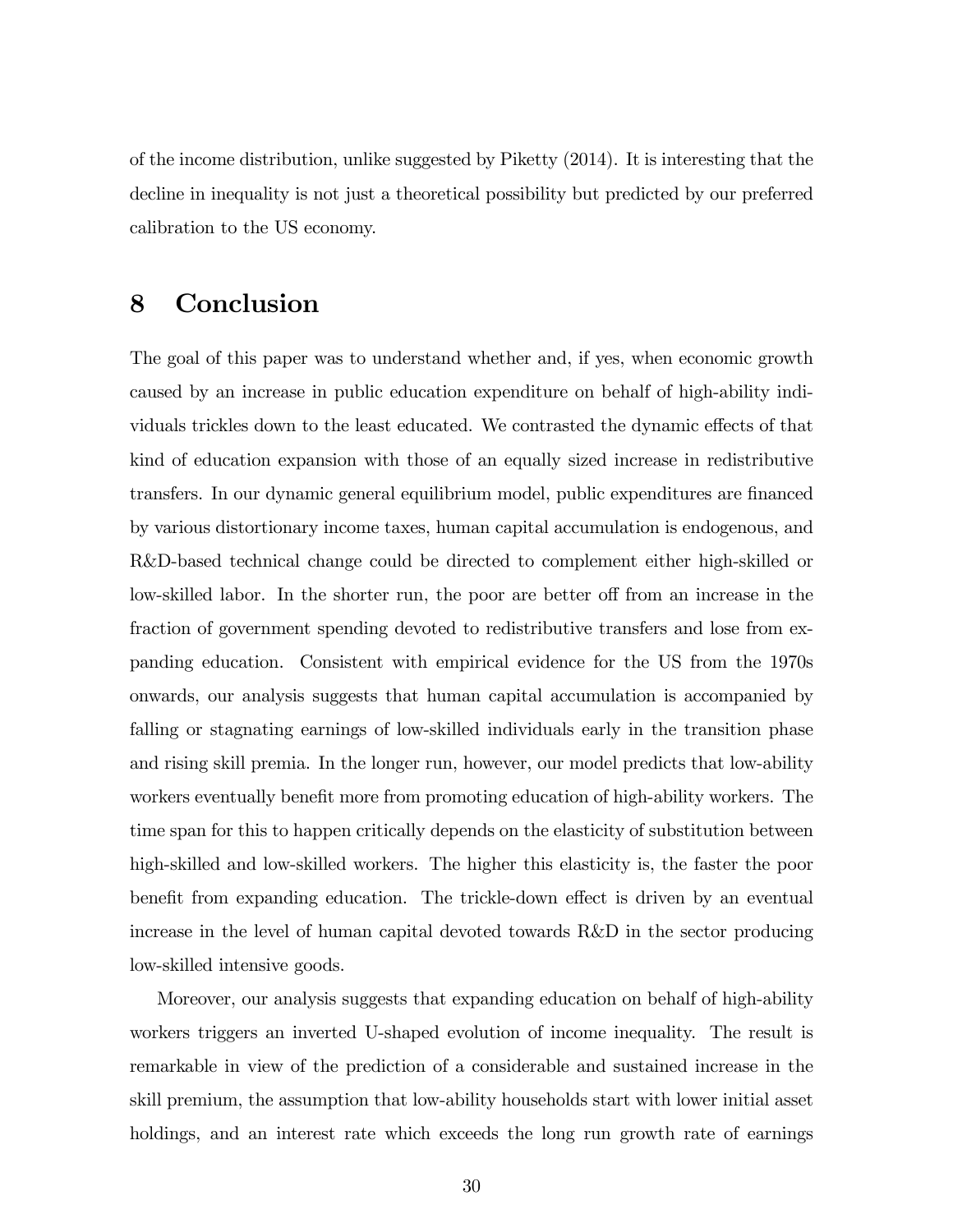of the income distribution, unlike suggested by Piketty (2014). It is interesting that the decline in inequality is not just a theoretical possibility but predicted by our preferred calibration to the US economy.

# 8 Conclusion

The goal of this paper was to understand whether and, if yes, when economic growth caused by an increase in public education expenditure on behalf of high-ability individuals trickles down to the least educated. We contrasted the dynamic effects of that kind of education expansion with those of an equally sized increase in redistributive transfers. In our dynamic general equilibrium model, public expenditures are financed by various distortionary income taxes, human capital accumulation is endogenous, and R&D-based technical change could be directed to complement either high-skilled or low-skilled labor. In the shorter run, the poor are better off from an increase in the fraction of government spending devoted to redistributive transfers and lose from expanding education. Consistent with empirical evidence for the US from the 1970s onwards, our analysis suggests that human capital accumulation is accompanied by falling or stagnating earnings of low-skilled individuals early in the transition phase and rising skill premia. In the longer run, however, our model predicts that low-ability workers eventually benefit more from promoting education of high-ability workers. The time span for this to happen critically depends on the elasticity of substitution between high-skilled and low-skilled workers. The higher this elasticity is, the faster the poor benefit from expanding education. The trickle-down effect is driven by an eventual increase in the level of human capital devoted towards R&D in the sector producing low-skilled intensive goods.

Moreover, our analysis suggests that expanding education on behalf of high-ability workers triggers an inverted U-shaped evolution of income inequality. The result is remarkable in view of the prediction of a considerable and sustained increase in the skill premium, the assumption that low-ability households start with lower initial asset holdings, and an interest rate which exceeds the long run growth rate of earnings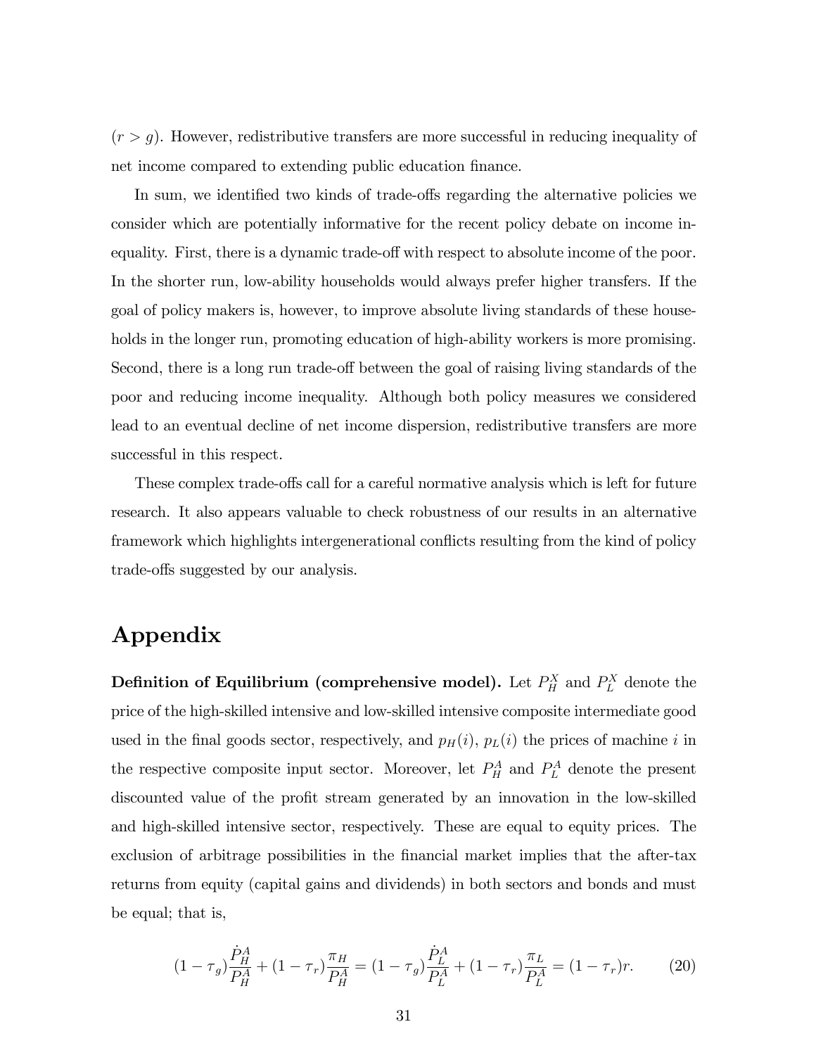($r > g$). However, redistributive transfers are more successful in reducing inequality of net income compared to extending public education finance.

In sum, we identified two kinds of trade-offs regarding the alternative policies we consider which are potentially informative for the recent policy debate on income inequality. First, there is a dynamic trade-off with respect to absolute income of the poor. In the shorter run, low-ability households would always prefer higher transfers. If the goal of policy makers is, however, to improve absolute living standards of these households in the longer run, promoting education of high-ability workers is more promising. Second, there is a long run trade-off between the goal of raising living standards of the poor and reducing income inequality. Although both policy measures we considered lead to an eventual decline of net income dispersion, redistributive transfers are more successful in this respect.

These complex trade-offs call for a careful normative analysis which is left for future research. It also appears valuable to check robustness of our results in an alternative framework which highlights intergenerational conflicts resulting from the kind of policy trade-offs suggested by our analysis.

# Appendix

**Definition of Equilibrium (comprehensive model).** Let $P_H^X$ and $P_L^X$ denote the price of the high-skilled intensive and low-skilled intensive composite intermediate good used in the final goods sector, respectively, and $p_H(i)$, $p_L(i)$ the prices of machine $i$ in the respective composite input sector. Moreover, let $P_H^A$ and $P_L^A$ denote the present discounted value of the profit stream generated by an innovation in the low-skilled and high-skilled intensive sector, respectively. These are equal to equity prices. The exclusion of arbitrage possibilities in the financial market implies that the after-tax returns from equity (capital gains and dividends) in both sectors and bonds and must be equal; that is,

$$(1-\tau_g)\frac{\dot{P}_H^A}{P_H^A} + (1-\tau_r)\frac{\pi_H}{P_H^A} = (1-\tau_g)\frac{\dot{P}_L^A}{P_L^A} + (1-\tau_r)\frac{\pi_L}{P_L^A} = (1-\tau_r)r. \tag{20}$$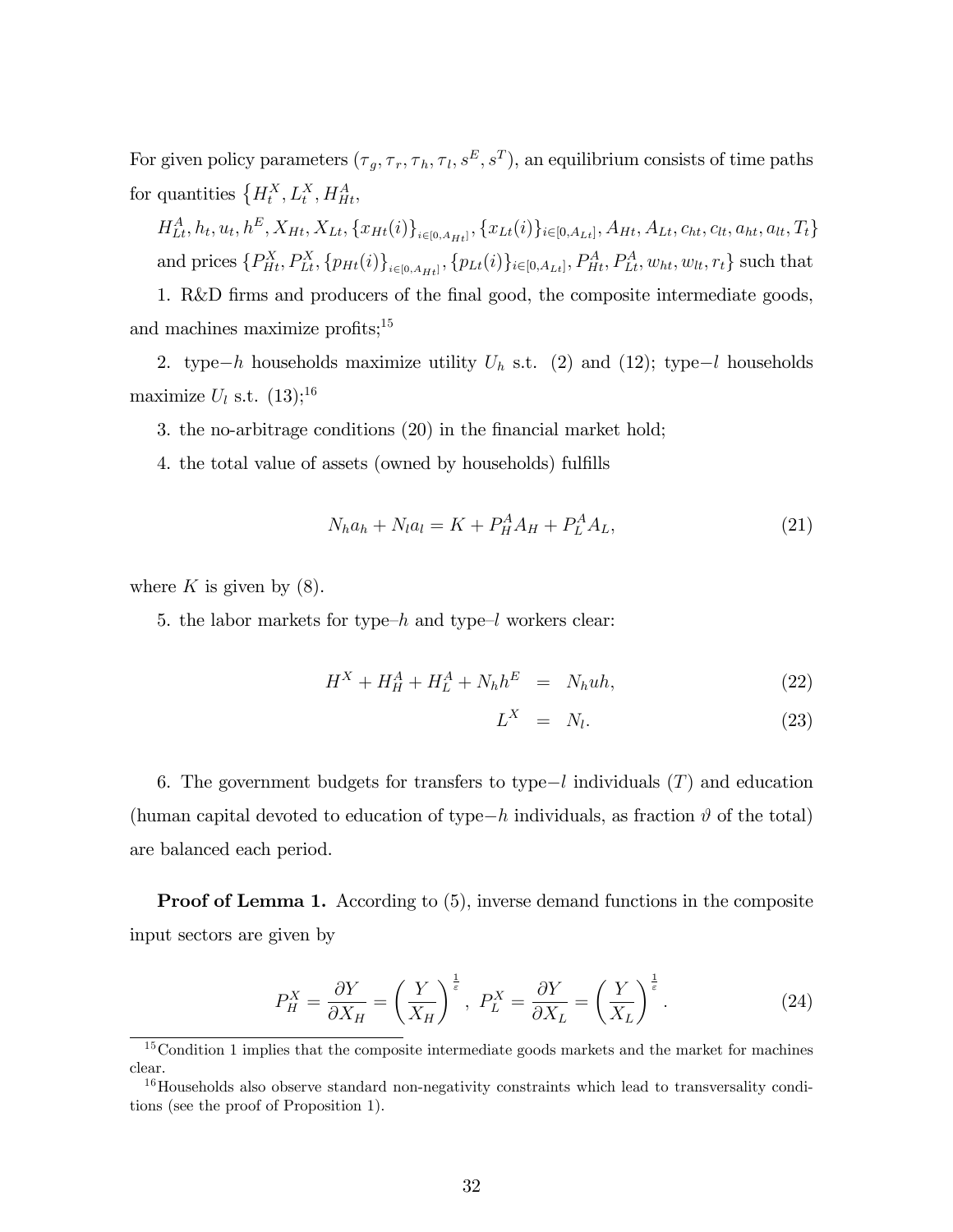For given policy parameters $(\tau_g, \tau_r, \tau_h, \tau_l, s^E, s^T)$, an equilibrium consists of time paths for quantities $\{H_t^X, L_t^X, H_{Ht}^A,$

$H_{Lt}^A, h_t, u_t, h^E, X_{Ht}, X_{Lt}, \{x_{Ht}(i)\}_{i\in[0,A_{Ht}]}, \{x_{Lt}(i)\}_{i\in[0,A_{Lt}]}, A_{Ht}, A_{Lt}, c_{ht}, c_{lt}, a_{ht}, a_{lt}, T_t\}$ and prices $\{P_{Ht}^X, P_{Lt}^X, \{p_{Ht}(i)\}_{i\in[0,A_{Ht}]}, \{p_{Lt}(i)\}_{i\in[0,A_{Lt}]}, P_{Ht}^A, P_{Lt}^A, w_{ht}, w_{lt}, r_t\}$ such that

1. R&D firms and producers of the final good, the composite intermediate goods, and machines maximize profits;[15]

2. type$-h$ households maximize utility $U_h$ s.t. (2) and (12); type$-l$ households maximize $U_l$ s.t. (13);[16]

3. the no-arbitrage conditions (20) in the financial market hold;

4. the total value of assets (owned by households) fulfills

$$N_h a_h + N_l a_l = K + P_H^A A_H + P_L^A A_L, \tag{21}$$

where $K$ is given by (8).

5. the labor markets for type–$h$ and type–$l$ workers clear:

$$H^X + H_H^A + H_L^A + N_h h^E = N_h u h, \tag{22}$$

$$L^X = N_l. \tag{23}$$

6. The government budgets for transfers to type$-l$ individuals ($T$) and education (human capital devoted to education of type$-h$ individuals, as fraction $\vartheta$ of the total) are balanced each period.

**Proof of Lemma 1.** According to (5), inverse demand functions in the composite input sectors are given by

$$P_H^X = \frac{\partial Y}{\partial X_H} = \left(\frac{Y}{X_H}\right)^{\frac{1}{\varepsilon}}, \; P_L^X = \frac{\partial Y}{\partial X_L} = \left(\frac{Y}{X_L}\right)^{\frac{1}{\varepsilon}}. \tag{24}$$

[15] Condition 1 implies that the composite intermediate goods markets and the market for machines clear.

[16] Households also observe standard non-negativity constraints which lead to transversality conditions (see the proof of Proposition 1).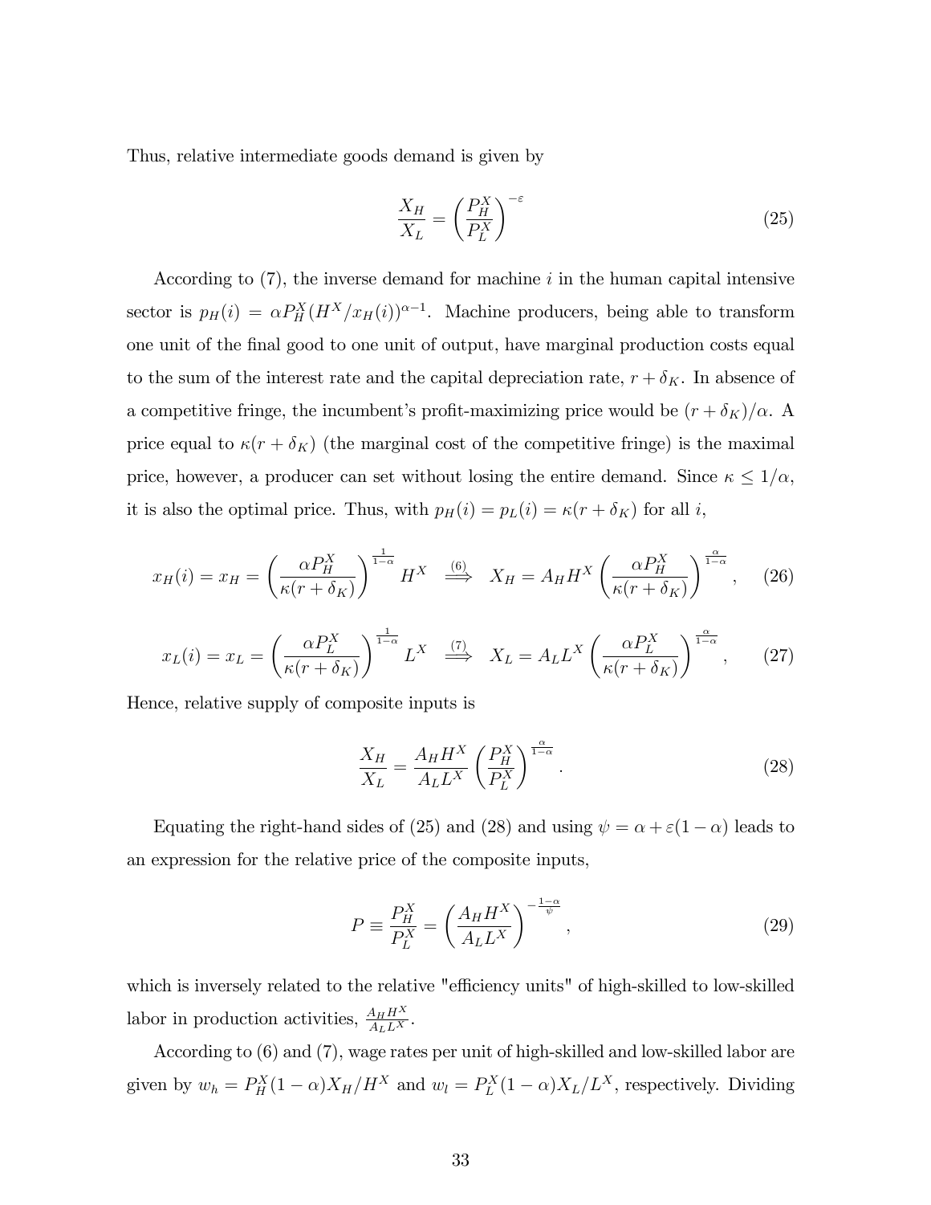Thus, relative intermediate goods demand is given by

$$\frac{X_H}{X_L} = \left(\frac{P_H^X}{P_L^X}\right)^{-\varepsilon} \tag{25}$$

According to (7), the inverse demand for machine $i$ in the human capital intensive sector is $p_H(i) = \alpha P_H^X (H^X/x_H(i))^{\alpha-1}$. Machine producers, being able to transform one unit of the final good to one unit of output, have marginal production costs equal to the sum of the interest rate and the capital depreciation rate, $r + \delta_K$. In absence of a competitive fringe, the incumbent's profit-maximizing price would be $(r + \delta_K)/\alpha$. A price equal to $\kappa(r + \delta_K)$ (the marginal cost of the competitive fringe) is the maximal price, however, a producer can set without losing the entire demand. Since $\kappa \leq 1/\alpha$, it is also the optimal price. Thus, with $p_H(i) = p_L(i) = \kappa(r + \delta_K)$ for all $i$,

$$x_H(i) = x_H = \left(\frac{\alpha P_H^X}{\kappa(r + \delta_K)}\right)^{\frac{1}{1-\alpha}} H^X \overset{(6)}{\Longrightarrow} X_H = A_H H^X \left(\frac{\alpha P_H^X}{\kappa(r + \delta_K)}\right)^{\frac{\alpha}{1-\alpha}}, \tag{26}$$

$$x_L(i) = x_L = \left(\frac{\alpha P_L^X}{\kappa(r + \delta_K)}\right)^{\frac{1}{1-\alpha}} L^X \overset{(7)}{\Longrightarrow} X_L = A_L L^X \left(\frac{\alpha P_L^X}{\kappa(r + \delta_K)}\right)^{\frac{\alpha}{1-\alpha}}, \tag{27}$$

Hence, relative supply of composite inputs is

$$\frac{X_H}{X_L} = \frac{A_H H^X}{A_L L^X} \left(\frac{P_H^X}{P_L^X}\right)^{\frac{\alpha}{1-\alpha}}. \tag{28}$$

Equating the right-hand sides of (25) and (28) and using $\psi = \alpha + \varepsilon(1 - \alpha)$ leads to an expression for the relative price of the composite inputs,

$$P \equiv \frac{P_H^X}{P_L^X} = \left(\frac{A_H H^X}{A_L L^X}\right)^{-\frac{1-\alpha}{\psi}}, \tag{29}$$

which is inversely related to the relative "efficiency units" of high-skilled to low-skilled labor in production activities, $\frac{A_H H^X}{A_L L^X}$.

According to (6) and (7), wage rates per unit of high-skilled and low-skilled labor are given by $w_h = P_H^X (1 - \alpha) X_H / H^X$ and $w_l = P_L^X (1 - \alpha) X_L / L^X$, respectively. Dividing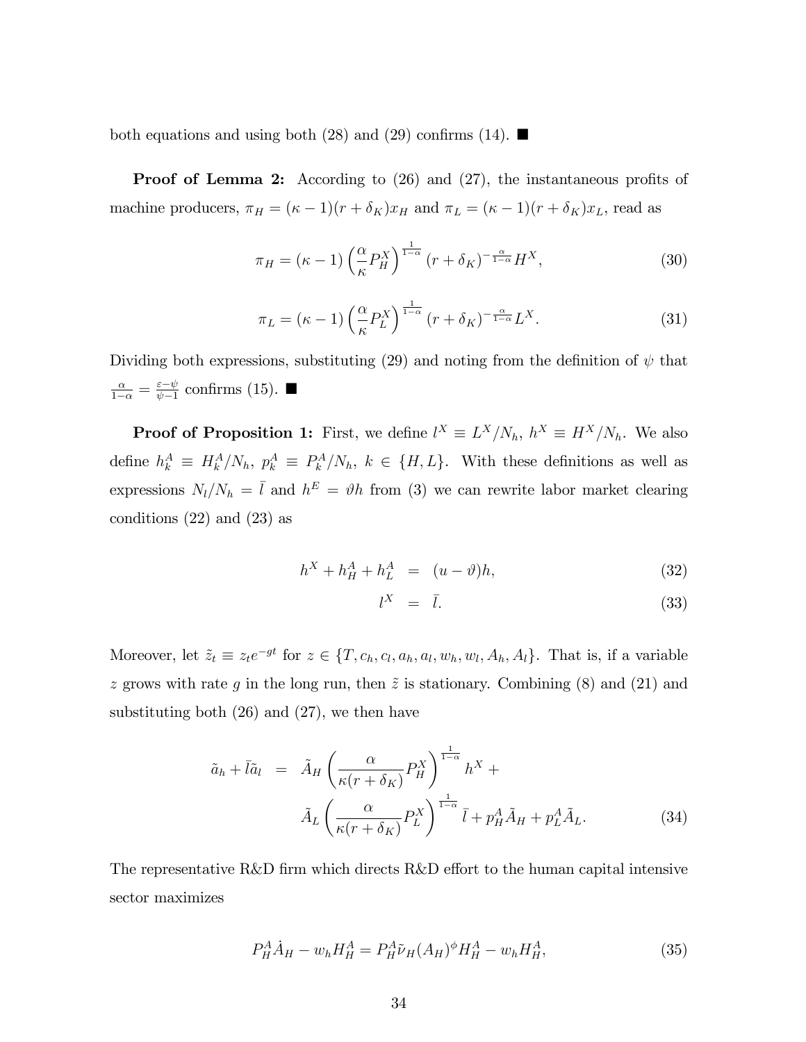both equations and using both (28) and (29) confirms (14). ■

**Proof of Lemma 2:** According to (26) and (27), the instantaneous profits of machine producers, $\pi_H = (\kappa - 1)(r + \delta_K)x_H$ and $\pi_L = (\kappa - 1)(r + \delta_K)x_L$, read as

$$\pi_H = (\kappa - 1)\left(\frac{\alpha}{\kappa}P_H^X\right)^{\frac{1}{1-\alpha}}(r + \delta_K)^{-\frac{\alpha}{1-\alpha}}H^X, \tag{30}$$

$$\pi_L = (\kappa - 1)\left(\frac{\alpha}{\kappa}P_L^X\right)^{\frac{1}{1-\alpha}}(r + \delta_K)^{-\frac{\alpha}{1-\alpha}}L^X. \tag{31}$$

Dividing both expressions, substituting (29) and noting from the definition of $\psi$ that $\frac{\alpha}{1-\alpha} = \frac{\varepsilon - \psi}{\psi - 1}$ confirms (15). ■

**Proof of Proposition 1:** First, we define $l^X \equiv L^X/N_h$, $h^X \equiv H^X/N_h$. We also define $h_k^A \equiv H_k^A/N_h$, $p_k^A \equiv P_k^A/N_h$, $k \in \{H, L\}$. With these definitions as well as expressions $N_l/N_h = \bar{l}$ and $h^E = \vartheta h$ from (3) we can rewrite labor market clearing conditions (22) and (23) as

$$h^X + h_H^A + h_L^A = (u - \vartheta)h, \tag{32}$$

$$l^X = \bar{l}. \tag{33}$$

Moreover, let $\tilde{z}_t \equiv z_t e^{-gt}$ for $z \in \{T, c_h, c_l, a_h, a_l, w_h, w_l, A_h, A_l\}$. That is, if a variable $z$ grows with rate $g$ in the long run, then $\tilde{z}$ is stationary. Combining (8) and (21) and substituting both (26) and (27), we then have

$$\begin{aligned}\tilde{a}_h + \bar{l}\tilde{a}_l = \; & \tilde{A}_H\left(\frac{\alpha}{\kappa(r + \delta_K)}P_H^X\right)^{\frac{1}{1-\alpha}}h^X + \\ & \tilde{A}_L\left(\frac{\alpha}{\kappa(r + \delta_K)}P_L^X\right)^{\frac{1}{1-\alpha}}\bar{l} + p_H^A\tilde{A}_H + p_L^A\tilde{A}_L.\end{aligned} \tag{34}$$

The representative R&D firm which directs R&D effort to the human capital intensive sector maximizes

$$P_H^A\dot{A}_H - w_h H_H^A = P_H^A\tilde{\nu}_H(A_H)^{\phi}H_H^A - w_h H_H^A, \tag{35}$$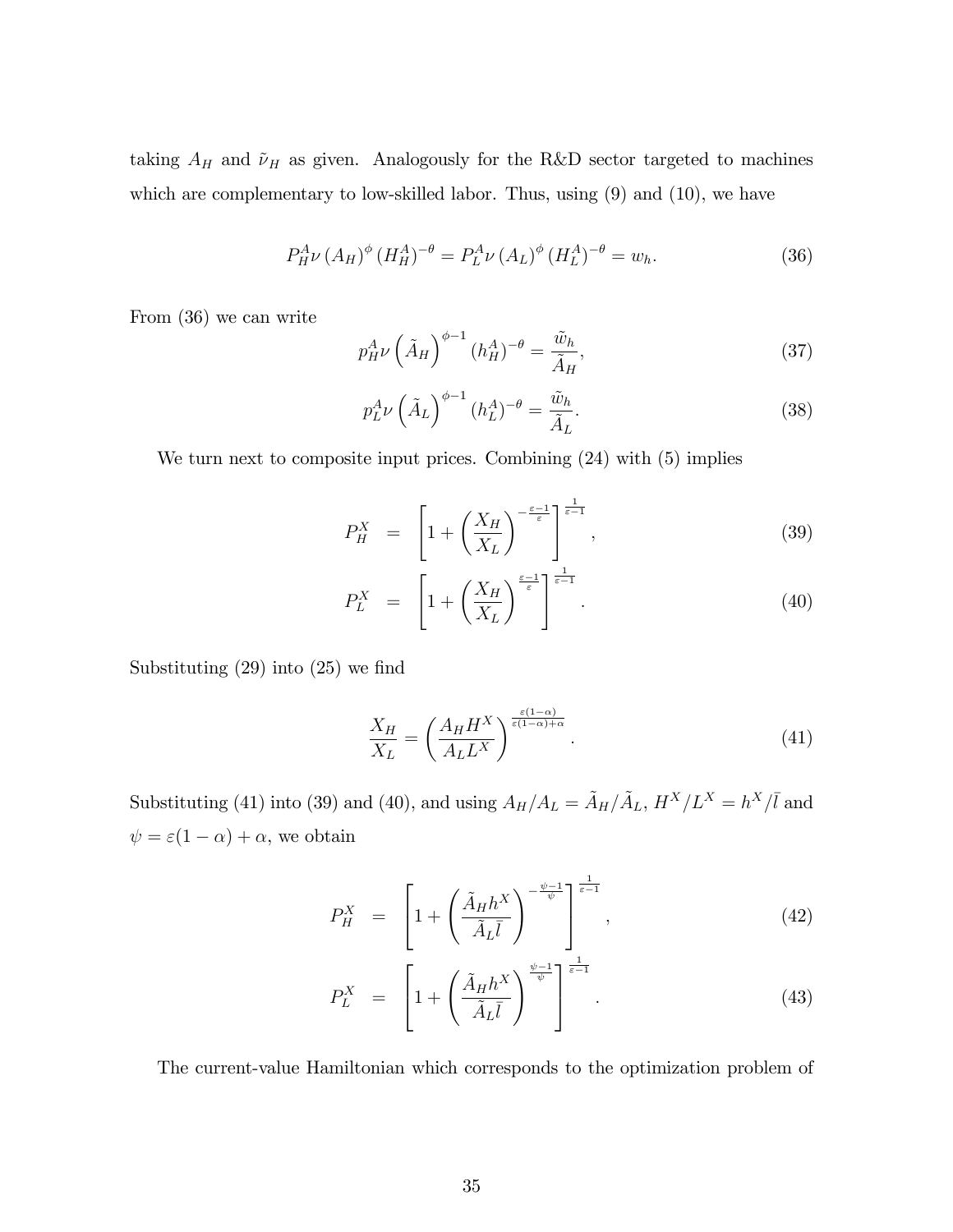taking $A_H$ and $\tilde{\nu}_H$ as given. Analogously for the R&D sector targeted to machines which are complementary to low-skilled labor. Thus, using (9) and (10), we have

$$P_H^A \nu \left(A_H\right)^{\phi} \left(H_H^A\right)^{-\theta} = P_L^A \nu \left(A_L\right)^{\phi} \left(H_L^A\right)^{-\theta} = w_h. \tag{36}$$

From (36) we can write

$$p_H^A \nu \left(\tilde{A}_H\right)^{\phi-1} (h_H^A)^{-\theta} = \frac{\tilde{w}_h}{\tilde{A}_H}, \tag{37}$$

$$p_L^A \nu \left(\tilde{A}_L\right)^{\phi-1} (h_L^A)^{-\theta} = \frac{\tilde{w}_h}{\tilde{A}_L}. \tag{38}$$

We turn next to composite input prices. Combining (24) with (5) implies

$$P_H^X = \left[1 + \left(\frac{X_H}{X_L}\right)^{-\frac{\varepsilon-1}{\varepsilon}}\right]^{\frac{1}{\varepsilon-1}}, \tag{39}$$

$$P_L^X = \left[1 + \left(\frac{X_H}{X_L}\right)^{\frac{\varepsilon-1}{\varepsilon}}\right]^{\frac{1}{\varepsilon-1}}. \tag{40}$$

Substituting (29) into (25) we find

$$\frac{X_H}{X_L} = \left(\frac{A_H H^X}{A_L L^X}\right)^{\frac{\varepsilon(1-\alpha)}{\varepsilon(1-\alpha)+\alpha}}. \tag{41}$$

Substituting (41) into (39) and (40), and using $A_H/A_L = \tilde{A}_H/\tilde{A}_L$, $H^X/L^X = h^X/\bar{l}$ and $\psi = \varepsilon(1-\alpha) + \alpha$, we obtain

$$P_H^X = \left[1 + \left(\frac{\tilde{A}_H h^X}{\tilde{A}_L \bar{l}}\right)^{-\frac{\psi-1}{\psi}}\right]^{\frac{1}{\varepsilon-1}}, \tag{42}$$

$$P_L^X = \left[1 + \left(\frac{\tilde{A}_H h^X}{\tilde{A}_L \bar{l}}\right)^{\frac{\psi-1}{\psi}}\right]^{\frac{1}{\varepsilon-1}}. \tag{43}$$

The current-value Hamiltonian which corresponds to the optimization problem of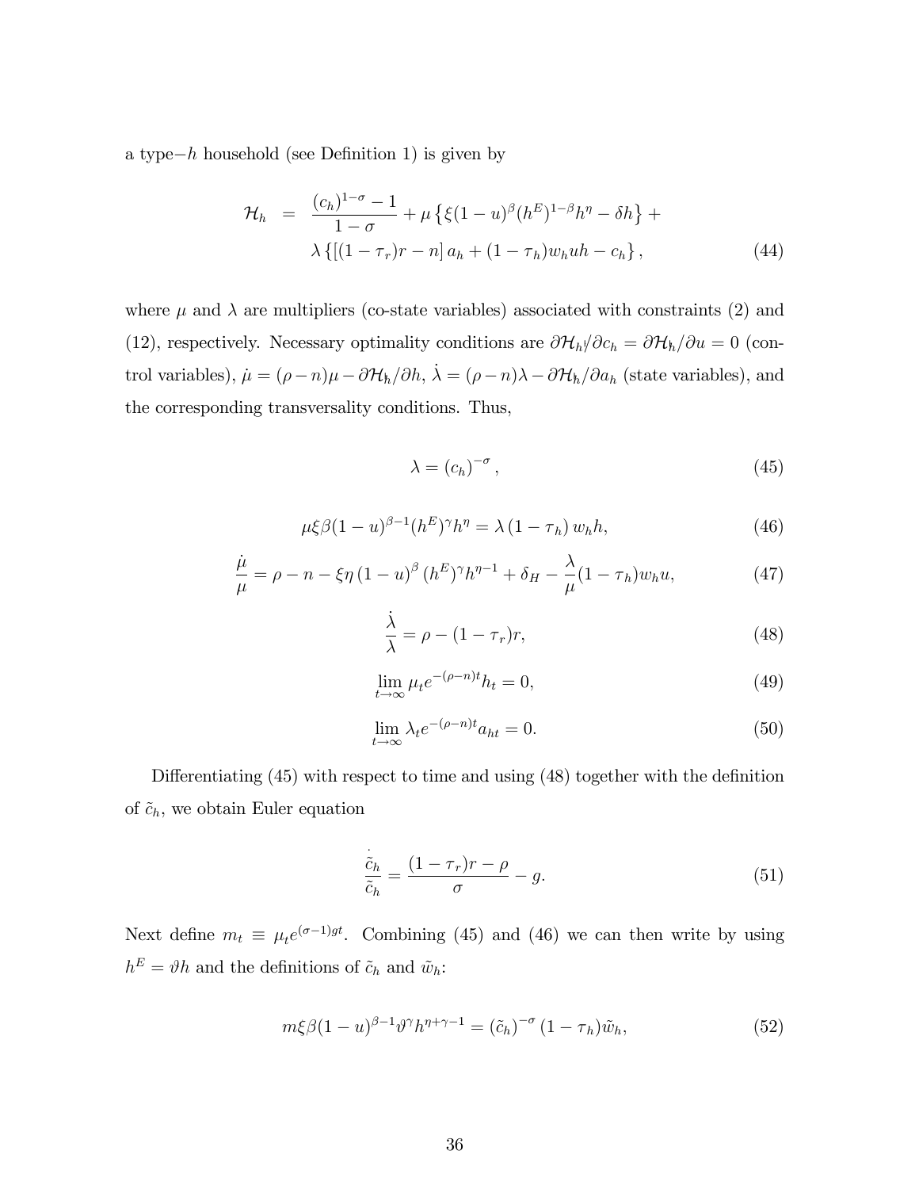a type−$h$ household (see Definition 1) is given by

$$
\begin{aligned}
\mathcal{H}_h \;=\; & \frac{(c_h)^{1-\sigma}-1}{1-\sigma} + \mu\left\{\xi(1-u)^{\beta}(h^E)^{1-\beta}h^{\eta} - \delta h\right\} + \\
& \lambda\left\{\left[(1-\tau_r)r - n\right]a_h + (1-\tau_h)w_h u h - c_h\right\}, \qquad (44)
\end{aligned}
$$

where $\mu$ and $\lambda$ are multipliers (co-state variables) associated with constraints (2) and (12), respectively. Necessary optimality conditions are $\partial\mathcal{H}_h/\partial c_h = \partial\mathcal{H}_h/\partial u = 0$ (control variables), $\dot{\mu} = (\rho - n)\mu - \partial\mathcal{H}_h/\partial h$, $\dot{\lambda} = (\rho - n)\lambda - \partial\mathcal{H}_h/\partial a_h$ (state variables), and the corresponding transversality conditions. Thus,

$$
\lambda = (c_h)^{-\sigma}, \qquad (45)
$$

$$
\mu\xi\beta(1-u)^{\beta-1}(h^E)^{\gamma}h^{\eta} = \lambda\left(1-\tau_h\right)w_h h, \qquad (46)
$$

$$
\frac{\dot{\mu}}{\mu} = \rho - n - \xi\eta\left(1-u\right)^{\beta}(h^E)^{\gamma}h^{\eta-1} + \delta_H - \frac{\lambda}{\mu}(1-\tau_h)w_h u, \qquad (47)
$$

$$
\frac{\dot{\lambda}}{\lambda} = \rho - (1-\tau_r)r, \qquad (48)
$$

$$
\lim_{t\to\infty}\mu_t e^{-(\rho-n)t}h_t = 0, \qquad (49)
$$

$$
\lim_{t\to\infty}\lambda_t e^{-(\rho-n)t}a_{ht} = 0. \qquad (50)
$$

Differentiating (45) with respect to time and using (48) together with the definition of $\tilde{c}_h$, we obtain Euler equation

$$
\frac{\dot{\tilde{c}}_h}{\tilde{c}_h} = \frac{(1-\tau_r)r - \rho}{\sigma} - g. \qquad (51)
$$

Next define $m_t \equiv \mu_t e^{(\sigma-1)gt}$. Combining (45) and (46) we can then write by using $h^E = \vartheta h$ and the definitions of $\tilde{c}_h$ and $\tilde{w}_h$:

$$
m\xi\beta(1-u)^{\beta-1}\vartheta^{\gamma}h^{\eta+\gamma-1} = \left(\tilde{c}_h\right)^{-\sigma}(1-\tau_h)\tilde{w}_h, \qquad (52)
$$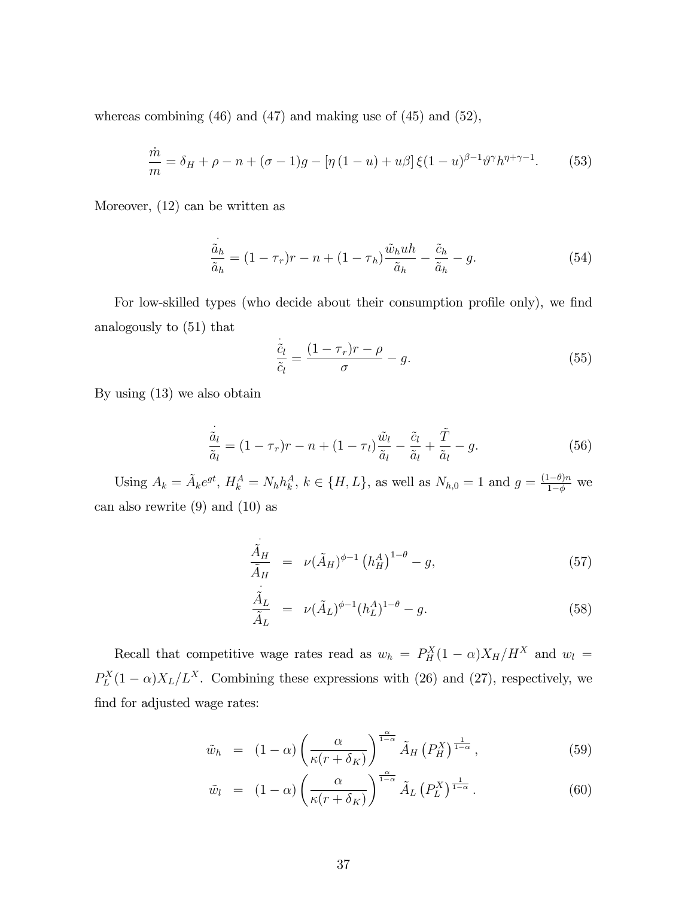whereas combining (46) and (47) and making use of (45) and (52),

$$\frac{\dot{m}}{m} = \delta_H + \rho - n + (\sigma - 1)g - [\eta(1-u) + u\beta]\,\xi(1-u)^{\beta-1}\vartheta^{\gamma}h^{\eta+\gamma-1}. \tag{53}$$

Moreover, (12) can be written as

$$\frac{\dot{\tilde{a}}_h}{\tilde{a}_h} = (1-\tau_r)r - n + (1-\tau_h)\frac{\tilde{w}_h uh}{\tilde{a}_h} - \frac{\tilde{c}_h}{\tilde{a}_h} - g. \tag{54}$$

For low-skilled types (who decide about their consumption profile only), we find analogously to (51) that

$$\frac{\dot{\tilde{c}}_l}{\tilde{c}_l} = \frac{(1-\tau_r)r - \rho}{\sigma} - g. \tag{55}$$

By using (13) we also obtain

$$\frac{\dot{\tilde{a}}_l}{\tilde{a}_l} = (1-\tau_r)r - n + (1-\tau_l)\frac{\tilde{w}_l}{\tilde{a}_l} - \frac{\tilde{c}_l}{\tilde{a}_l} + \frac{\tilde{T}}{\tilde{a}_l} - g. \tag{56}$$

Using $A_k = \tilde{A}_k e^{gt}$, $H_k^A = N_h h_k^A$, $k \in \{H, L\}$, as well as $N_{h,0} = 1$ and $g = \frac{(1-\theta)n}{1-\phi}$ we can also rewrite (9) and (10) as

$$\frac{\dot{\tilde{A}}_H}{\tilde{A}_H} = \nu(\tilde{A}_H)^{\phi-1}\left(h_H^A\right)^{1-\theta} - g, \tag{57}$$

$$\frac{\dot{\tilde{A}}_L}{\tilde{A}_L} = \nu(\tilde{A}_L)^{\phi-1}(h_L^A)^{1-\theta} - g. \tag{58}$$

Recall that competitive wage rates read as $w_h = P_H^X(1-\alpha)X_H/H^X$ and $w_l = P_L^X(1-\alpha)X_L/L^X$. Combining these expressions with (26) and (27), respectively, we find for adjusted wage rates:

$$\tilde{w}_h = (1-\alpha)\left(\frac{\alpha}{\kappa(r+\delta_K)}\right)^{\frac{\alpha}{1-\alpha}}\tilde{A}_H\left(P_H^X\right)^{\frac{1}{1-\alpha}}, \tag{59}$$

$$\tilde{w}_l = (1-\alpha)\left(\frac{\alpha}{\kappa(r+\delta_K)}\right)^{\frac{\alpha}{1-\alpha}}\tilde{A}_L\left(P_L^X\right)^{\frac{1}{1-\alpha}}. \tag{60}$$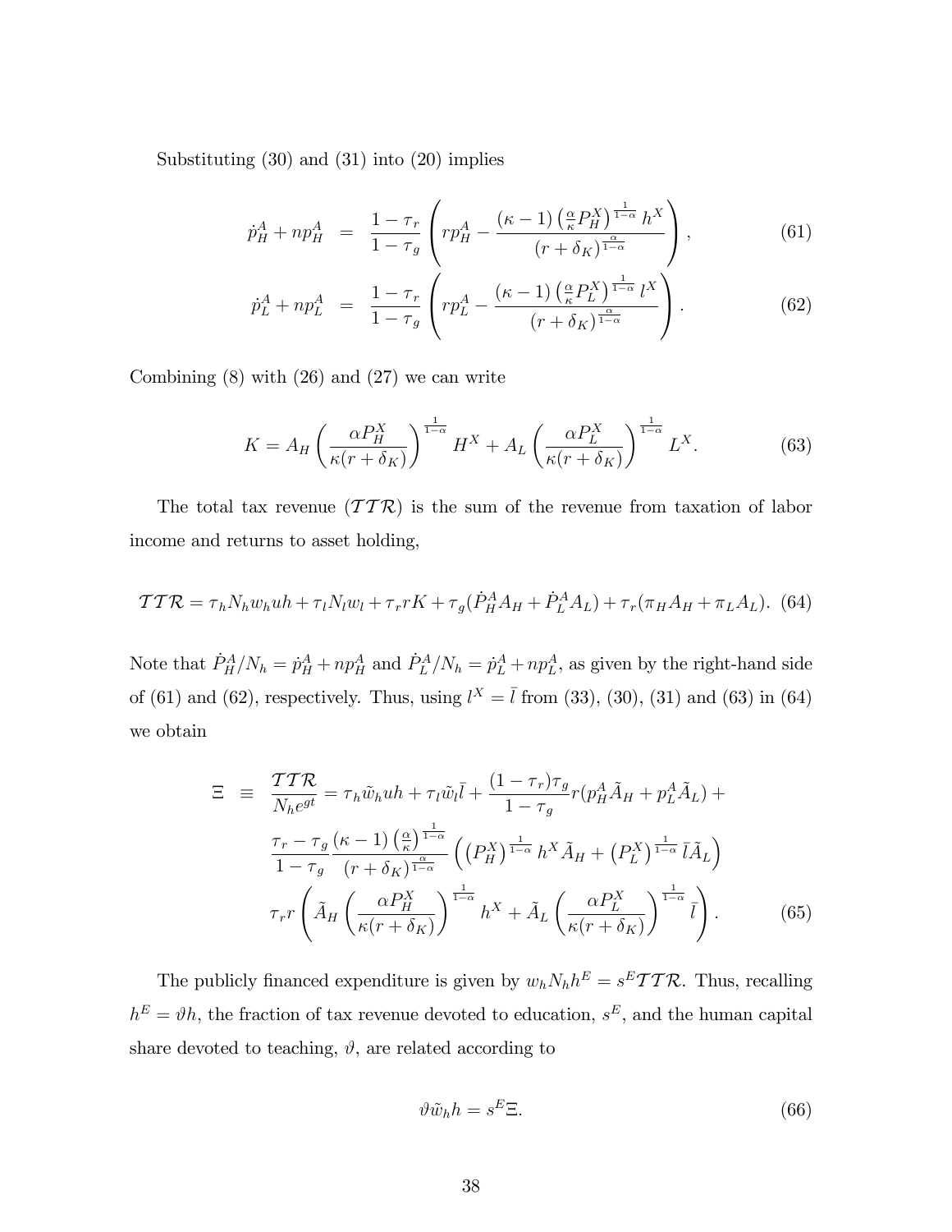Substituting (30) and (31) into (20) implies

$$
\begin{aligned}
\dot{p}_H^A + np_H^A &= \frac{1-\tau_r}{1-\tau_g}\left(rp_H^A - \frac{(\kappa-1)\left(\frac{\alpha}{\kappa}P_H^X\right)^{\frac{1}{1-\alpha}} h^X}{(r+\delta_K)^{\frac{\alpha}{1-\alpha}}}\right), \qquad (61)\\
\dot{p}_L^A + np_L^A &= \frac{1-\tau_r}{1-\tau_g}\left(rp_L^A - \frac{(\kappa-1)\left(\frac{\alpha}{\kappa}P_L^X\right)^{\frac{1}{1-\alpha}} l^X}{(r+\delta_K)^{\frac{\alpha}{1-\alpha}}}\right). \qquad (62)
\end{aligned}
$$

Combining (8) with (26) and (27) we can write

$$
K = A_H\left(\frac{\alpha P_H^X}{\kappa(r+\delta_K)}\right)^{\frac{1}{1-\alpha}} H^X + A_L\left(\frac{\alpha P_L^X}{\kappa(r+\delta_K)}\right)^{\frac{1}{1-\alpha}} L^X. \qquad (63)
$$

The total tax revenue ($\mathcal{TTR}$) is the sum of the revenue from taxation of labor income and returns to asset holding,

$$
\mathcal{TTR} = \tau_h N_h w_h uh + \tau_l N_l w_l + \tau_r rK + \tau_g(\dot{P}_H^A A_H + \dot{P}_L^A A_L) + \tau_r(\pi_H A_H + \pi_L A_L). \qquad (64)
$$

Note that $\dot{P}_H^A/N_h = \dot{p}_H^A + np_H^A$ and $\dot{P}_L^A/N_h = \dot{p}_L^A + np_L^A$, as given by the right-hand side of (61) and (62), respectively. Thus, using $l^X = \bar{l}$ from (33), (30), (31) and (63) in (64) we obtain

$$
\begin{aligned}
\Xi \equiv \frac{\mathcal{TTR}}{N_h e^{gt}} &= \tau_h \tilde{w}_h uh + \tau_l \tilde{w}_l \bar{l} + \frac{(1-\tau_r)\tau_g}{1-\tau_g} r(p_H^A \tilde{A}_H + p_L^A \tilde{A}_L) + \\
&\frac{\tau_r - \tau_g}{1-\tau_g}\frac{(\kappa-1)\left(\frac{\alpha}{\kappa}\right)^{\frac{1}{1-\alpha}}}{(r+\delta_K)^{\frac{\alpha}{1-\alpha}}}\left(\left(P_H^X\right)^{\frac{1}{1-\alpha}} h^X \tilde{A}_H + \left(P_L^X\right)^{\frac{1}{1-\alpha}} \bar{l}\tilde{A}_L\right) \\
&\tau_r r\left(\tilde{A}_H\left(\frac{\alpha P_H^X}{\kappa(r+\delta_K)}\right)^{\frac{1}{1-\alpha}} h^X + \tilde{A}_L\left(\frac{\alpha P_L^X}{\kappa(r+\delta_K)}\right)^{\frac{1}{1-\alpha}} \bar{l}\right). \qquad (65)
\end{aligned}
$$

The publicly financed expenditure is given by $w_h N_h h^E = s^E \mathcal{TTR}$. Thus, recalling $h^E = \vartheta h$, the fraction of tax revenue devoted to education, $s^E$, and the human capital share devoted to teaching, $\vartheta$, are related according to

$$
\vartheta \tilde{w}_h h = s^E \Xi. \qquad (66)
$$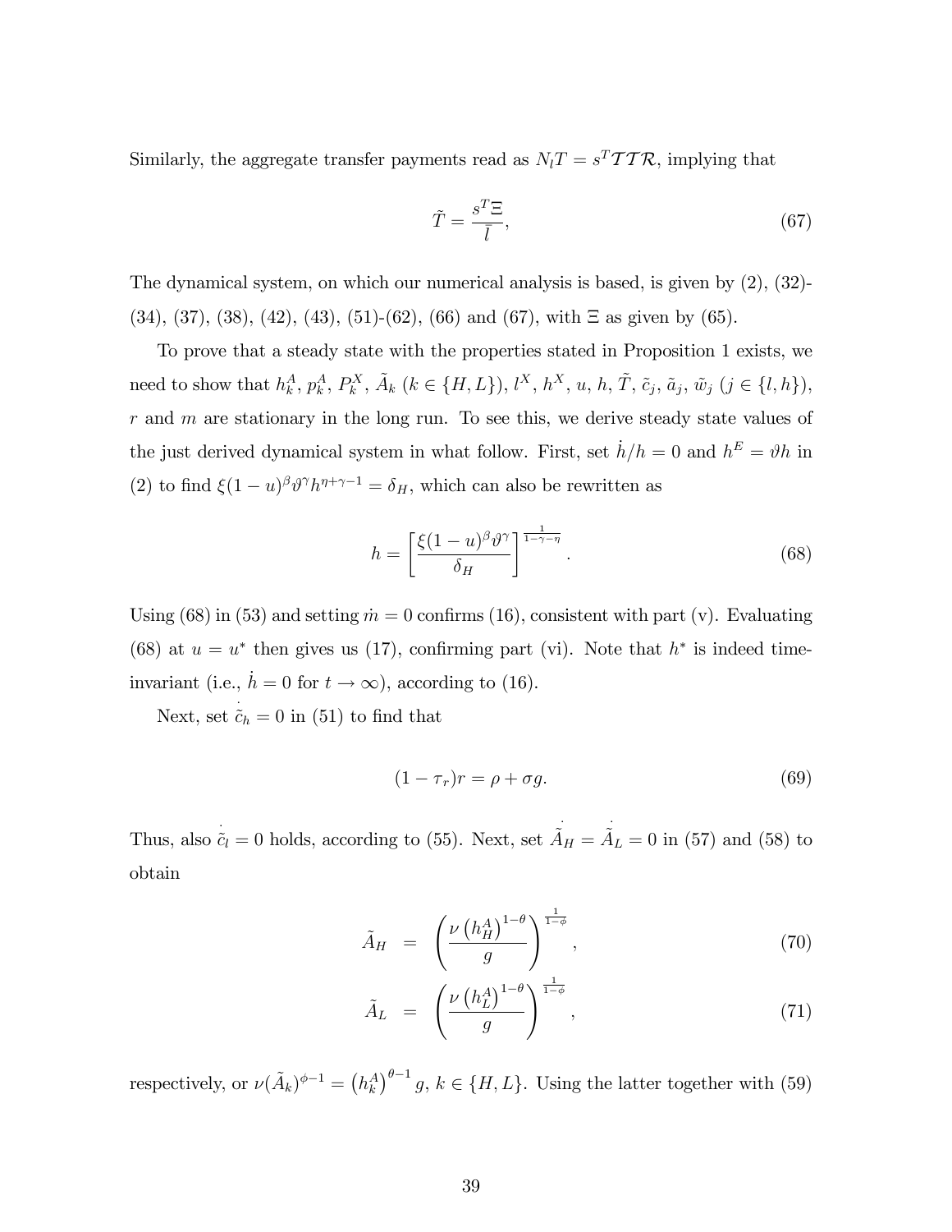Similarly, the aggregate transfer payments read as $N_l T = s^T \mathcal{T}\mathcal{T}\mathcal{R}$, implying that

$$\tilde{T} = \frac{s^T \Xi}{\bar{l}}, \tag{67}$$

The dynamical system, on which our numerical analysis is based, is given by (2), (32)-(34), (37), (38), (42), (43), (51)-(62), (66) and (67), with $\Xi$ as given by (65).

To prove that a steady state with the properties stated in Proposition 1 exists, we need to show that $h_k^A$, $p_k^A$, $P_k^X$, $\tilde{A}_k$ ($k \in \{H, L\}$), $l^X$, $h^X$, $u$, $h$, $\tilde{T}$, $\tilde{c}_j$, $\tilde{a}_j$, $\tilde{w}_j$ ($j \in \{l, h\}$), $r$ and $m$ are stationary in the long run. To see this, we derive steady state values of the just derived dynamical system in what follow. First, set $\dot{h}/h = 0$ and $h^E = \vartheta h$ in (2) to find $\xi(1-u)^\beta \vartheta^\gamma h^{\eta+\gamma-1} = \delta_H$, which can also be rewritten as

$$h = \left[\frac{\xi(1-u)^\beta \vartheta^\gamma}{\delta_H}\right]^{\frac{1}{1-\gamma-\eta}}. \tag{68}$$

Using (68) in (53) and setting $\dot{m} = 0$ confirms (16), consistent with part (v). Evaluating (68) at $u = u^*$ then gives us (17), confirming part (vi). Note that $h^*$ is indeed time-invariant (i.e., $\dot{h} = 0$ for $t \to \infty$), according to (16).

Next, set $\dot{\tilde{c}}_h = 0$ in (51) to find that

$$(1 - \tau_r) r = \rho + \sigma g. \tag{69}$$

Thus, also $\dot{\tilde{c}}_l = 0$ holds, according to (55). Next, set $\dot{\tilde{A}}_H = \dot{\tilde{A}}_L = 0$ in (57) and (58) to obtain

$$\tilde{A}_H = \left(\frac{\nu \left(h_H^A\right)^{1-\theta}}{g}\right)^{\frac{1}{1-\phi}}, \tag{70}$$

$$\tilde{A}_L = \left(\frac{\nu \left(h_L^A\right)^{1-\theta}}{g}\right)^{\frac{1}{1-\phi}}, \tag{71}$$

respectively, or $\nu(\tilde{A}_k)^{\phi-1} = \left(h_k^A\right)^{\theta-1} g$, $k \in \{H, L\}$. Using the latter together with (59)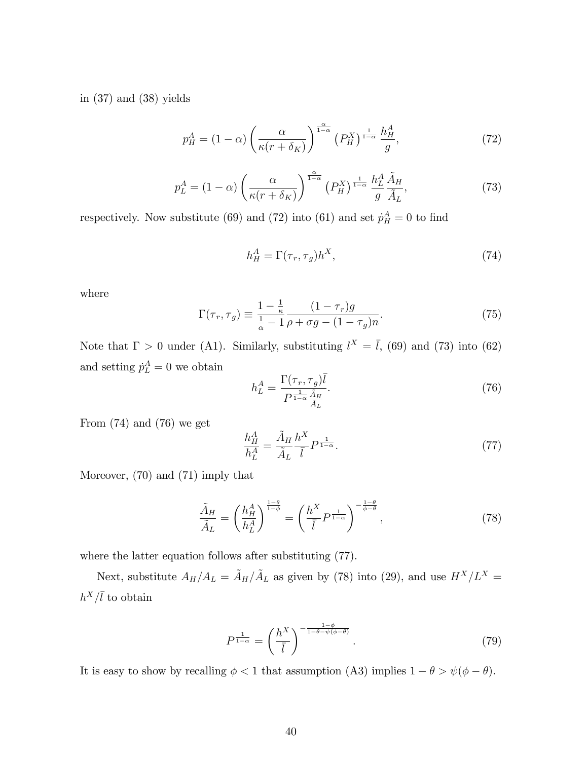in (37) and (38) yields

$$p_H^A = (1-\alpha)\left(\frac{\alpha}{\kappa(r+\delta_K)}\right)^{\frac{\alpha}{1-\alpha}} \left(P_H^X\right)^{\frac{1}{1-\alpha}} \frac{h_H^A}{g}, \tag{72}$$

$$p_L^A = (1-\alpha)\left(\frac{\alpha}{\kappa(r+\delta_K)}\right)^{\frac{\alpha}{1-\alpha}} \left(P_H^X\right)^{\frac{1}{1-\alpha}} \frac{h_L^A}{g}\frac{\tilde{A}_H}{\tilde{A}_L}, \tag{73}$$

respectively. Now substitute (69) and (72) into (61) and set $\dot{p}_H^A = 0$ to find

$$h_H^A = \Gamma(\tau_r, \tau_g) h^X, \tag{74}$$

where

$$\Gamma(\tau_r, \tau_g) \equiv \frac{1-\frac{1}{\kappa}}{\frac{1}{\alpha}-1} \frac{(1-\tau_r)g}{\rho + \sigma g - (1-\tau_g)n}. \tag{75}$$

Note that $\Gamma > 0$ under (A1). Similarly, substituting $l^X = \bar{l}$, (69) and (73) into (62) and setting $\dot{p}_L^A = 0$ we obtain

$$h_L^A = \frac{\Gamma(\tau_r, \tau_g)\bar{l}}{P^{\frac{1}{1-\alpha}} \frac{\tilde{A}_H}{\tilde{A}_L}}. \tag{76}$$

From (74) and (76) we get

$$\frac{h_H^A}{h_L^A} = \frac{\tilde{A}_H}{\tilde{A}_L}\frac{h^X}{\bar{l}} P^{\frac{1}{1-\alpha}}. \tag{77}$$

Moreover, (70) and (71) imply that

$$\frac{\tilde{A}_H}{\tilde{A}_L} = \left(\frac{h_H^A}{h_L^A}\right)^{\frac{1-\theta}{1-\phi}} = \left(\frac{h^X}{\bar{l}} P^{\frac{1}{1-\alpha}}\right)^{-\frac{1-\theta}{\phi-\theta}}, \tag{78}$$

where the latter equation follows after substituting (77).

Next, substitute $A_H/A_L = \tilde{A}_H/\tilde{A}_L$ as given by (78) into (29), and use $H^X/L^X = h^X/\bar{l}$ to obtain

$$P^{\frac{1}{1-\alpha}} = \left(\frac{h^X}{\bar{l}}\right)^{-\frac{1-\phi}{1-\theta-\psi(\phi-\theta)}}. \tag{79}$$

It is easy to show by recalling $\phi < 1$ that assumption (A3) implies $1-\theta > \psi(\phi-\theta)$.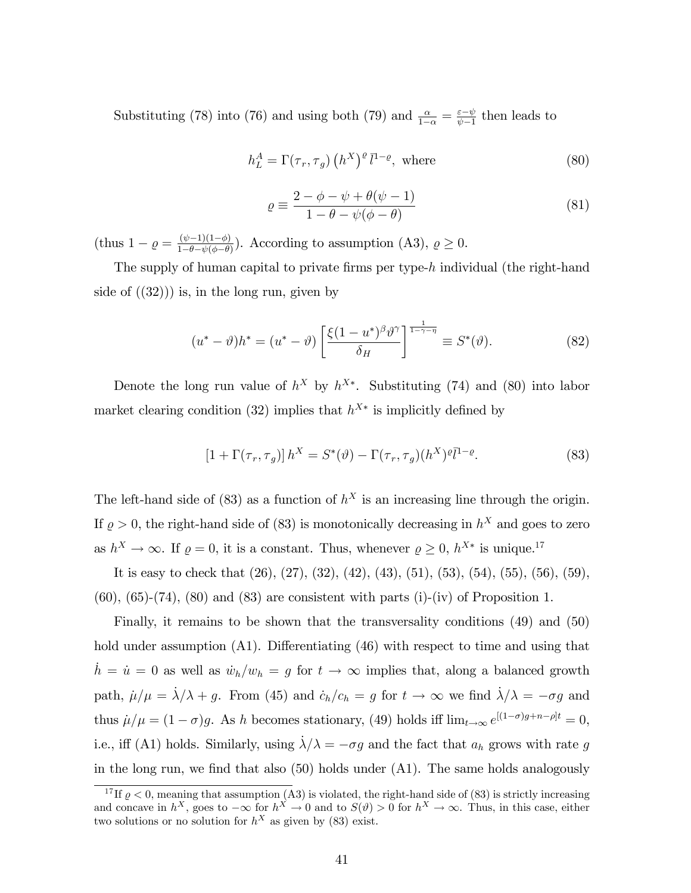Substituting (78) into (76) and using both (79) and $\frac{\alpha}{1-\alpha} = \frac{\varepsilon - \psi}{\psi - 1}$ then leads to

$$h_L^A = \Gamma(\tau_r, \tau_g) \left(h^X\right)^{\varrho} \bar{l}^{1-\varrho}, \text{ where} \tag{80}$$

$$\varrho \equiv \frac{2 - \phi - \psi + \theta(\psi - 1)}{1 - \theta - \psi(\phi - \theta)} \tag{81}$$

(thus $1 - \varrho = \frac{(\psi-1)(1-\phi)}{1-\theta-\psi(\phi-\theta)}$). According to assumption (A3), $\varrho \geq 0$.

The supply of human capital to private firms per type-$h$ individual (the right-hand side of ((32))) is, in the long run, given by

$$(u^* - \vartheta)h^* = (u^* - \vartheta)\left[\frac{\xi(1-u^*)^{\beta}\vartheta^{\gamma}}{\delta_H}\right]^{\frac{1}{1-\gamma-\eta}} \equiv S^*(\vartheta). \tag{82}$$

Denote the long run value of $h^X$ by $h^{X*}$. Substituting (74) and (80) into labor market clearing condition (32) implies that $h^{X*}$ is implicitly defined by

$$\left[1 + \Gamma(\tau_r, \tau_g)\right] h^X = S^*(\vartheta) - \Gamma(\tau_r, \tau_g)(h^X)^{\varrho}\bar{l}^{1-\varrho}. \tag{83}$$

The left-hand side of (83) as a function of $h^X$ is an increasing line through the origin. If $\varrho > 0$, the right-hand side of (83) is monotonically decreasing in $h^X$ and goes to zero as $h^X \to \infty$. If $\varrho = 0$, it is a constant. Thus, whenever $\varrho \geq 0$, $h^{X*}$ is unique.[17]

It is easy to check that (26), (27), (32), (42), (43), (51), (53), (54), (55), (56), (59), (60), (65)-(74), (80) and (83) are consistent with parts (i)-(iv) of Proposition 1.

Finally, it remains to be shown that the transversality conditions (49) and (50) hold under assumption (A1). Differentiating (46) with respect to time and using that $\dot{h} = \dot{u} = 0$ as well as $\dot{w}_h/w_h = g$ for $t \to \infty$ implies that, along a balanced growth path, $\dot{\mu}/\mu = \dot{\lambda}/\lambda + g$. From (45) and $\dot{c}_h/c_h = g$ for $t \to \infty$ we find $\dot{\lambda}/\lambda = -\sigma g$ and thus $\dot{\mu}/\mu = (1-\sigma)g$. As $h$ becomes stationary, (49) holds iff $\lim_{t\to\infty} e^{[(1-\sigma)g+n-\rho]t} = 0$, i.e., iff (A1) holds. Similarly, using $\dot{\lambda}/\lambda = -\sigma g$ and the fact that $a_h$ grows with rate $g$ in the long run, we find that also (50) holds under (A1). The same holds analogously

[17] If $\varrho < 0$, meaning that assumption (A3) is violated, the right-hand side of (83) is strictly increasing and concave in $h^X$, goes to $-\infty$ for $h^X \to 0$ and to $S(\vartheta) > 0$ for $h^X \to \infty$. Thus, in this case, either two solutions or no solution for $h^X$ as given by (83) exist.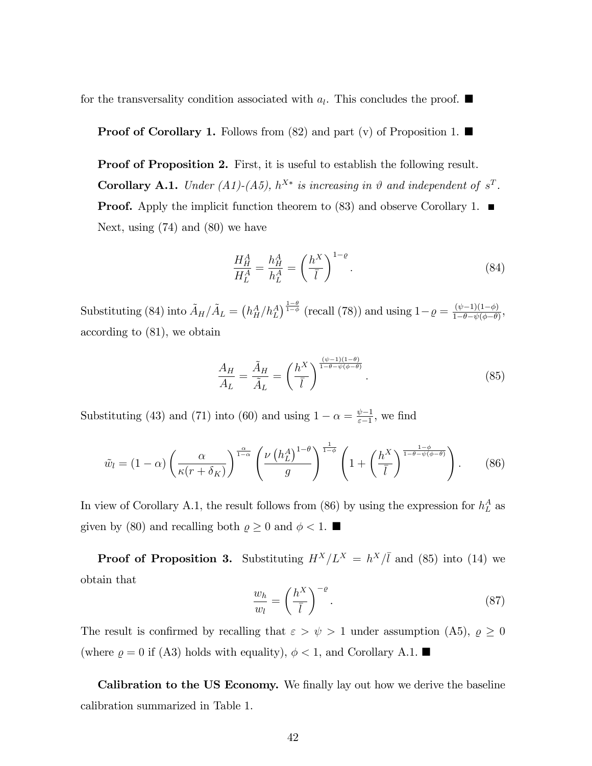for the transversality condition associated with $a_l$. This concludes the proof. ■

**Proof of Corollary 1.** Follows from (82) and part (v) of Proposition 1. ■

**Proof of Proposition 2.** First, it is useful to establish the following result.

**Corollary A.1.** *Under (A1)-(A5), $h^{X*}$ is increasing in $\vartheta$ and independent of $s^T$.*

**Proof.** Apply the implicit function theorem to (83) and observe Corollary 1. ■

Next, using (74) and (80) we have

$$\frac{H_H^A}{H_L^A} = \frac{h_H^A}{h_L^A} = \left(\frac{h^X}{\bar{l}}\right)^{1-\varrho}. \tag{84}$$

Substituting (84) into $\tilde{A}_H/\tilde{A}_L = \left(h_H^A/h_L^A\right)^{\frac{1-\theta}{1-\phi}}$ (recall (78)) and using $1-\varrho = \frac{(\psi-1)(1-\phi)}{1-\theta-\psi(\phi-\theta)}$, according to (81), we obtain

$$\frac{A_H}{A_L} = \frac{\tilde{A}_H}{\tilde{A}_L} = \left(\frac{h^X}{\bar{l}}\right)^{\frac{(\psi-1)(1-\theta)}{1-\theta-\psi(\phi-\theta)}}. \tag{85}$$

Substituting (43) and (71) into (60) and using $1-\alpha = \frac{\psi-1}{\varepsilon-1}$, we find

$$\tilde{w}_l = (1-\alpha)\left(\frac{\alpha}{\kappa(r+\delta_K)}\right)^{\frac{\alpha}{1-\alpha}} \left(\frac{\nu\left(h_L^A\right)^{1-\theta}}{g}\right)^{\frac{1}{1-\phi}} \left(1+\left(\frac{h^X}{\bar{l}}\right)^{\frac{1-\phi}{1-\theta-\psi(\phi-\theta)}}\right). \tag{86}$$

In view of Corollary A.1, the result follows from (86) by using the expression for $h_L^A$ as given by (80) and recalling both $\varrho \geq 0$ and $\phi < 1$. ■

**Proof of Proposition 3.** Substituting $H^X/L^X = h^X/\bar{l}$ and (85) into (14) we obtain that

$$\frac{w_h}{w_l} = \left(\frac{h^X}{\bar{l}}\right)^{-\varrho}. \tag{87}$$

The result is confirmed by recalling that $\varepsilon > \psi > 1$ under assumption (A5), $\varrho \geq 0$ (where $\varrho = 0$ if (A3) holds with equality), $\phi < 1$, and Corollary A.1. ■

**Calibration to the US Economy.** We finally lay out how we derive the baseline calibration summarized in Table 1.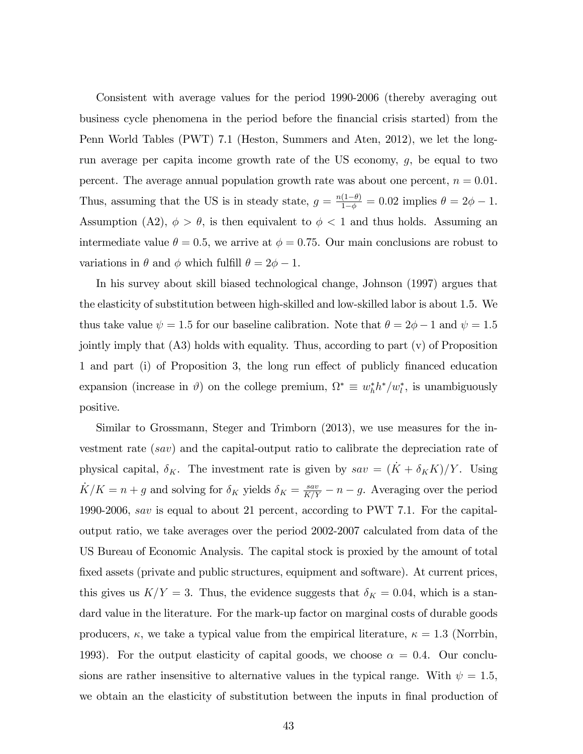Consistent with average values for the period 1990-2006 (thereby averaging out business cycle phenomena in the period before the financial crisis started) from the Penn World Tables (PWT) 7.1 (Heston, Summers and Aten, 2012), we let the long-run average per capita income growth rate of the US economy, $g$, be equal to two percent. The average annual population growth rate was about one percent, $n = 0.01$. Thus, assuming that the US is in steady state, $g = \frac{n(1-\theta)}{1-\phi} = 0.02$ implies $\theta = 2\phi - 1$. Assumption (A2), $\phi > \theta$, is then equivalent to $\phi < 1$ and thus holds. Assuming an intermediate value $\theta = 0.5$, we arrive at $\phi = 0.75$. Our main conclusions are robust to variations in $\theta$ and $\phi$ which fulfill $\theta = 2\phi - 1$.

In his survey about skill biased technological change, Johnson (1997) argues that the elasticity of substitution between high-skilled and low-skilled labor is about 1.5. We thus take value $\psi = 1.5$ for our baseline calibration. Note that $\theta = 2\phi - 1$ and $\psi = 1.5$ jointly imply that (A3) holds with equality. Thus, according to part (v) of Proposition 1 and part (i) of Proposition 3, the long run effect of publicly financed education expansion (increase in $\vartheta$) on the college premium, $\Omega^* \equiv w_h^* h^* / w_l^*$, is unambiguously positive.

Similar to Grossmann, Steger and Trimborn (2013), we use measures for the investment rate ($sav$) and the capital-output ratio to calibrate the depreciation rate of physical capital, $\delta_K$. The investment rate is given by $sav = (\dot{K} + \delta_K K)/Y$. Using $\dot{K}/K = n + g$ and solving for $\delta_K$ yields $\delta_K = \frac{sav}{K/Y} - n - g$. Averaging over the period 1990-2006, $sav$ is equal to about 21 percent, according to PWT 7.1. For the capital-output ratio, we take averages over the period 2002-2007 calculated from data of the US Bureau of Economic Analysis. The capital stock is proxied by the amount of total fixed assets (private and public structures, equipment and software). At current prices, this gives us $K/Y = 3$. Thus, the evidence suggests that $\delta_K = 0.04$, which is a standard value in the literature. For the mark-up factor on marginal costs of durable goods producers, $\kappa$, we take a typical value from the empirical literature, $\kappa = 1.3$ (Norrbin, 1993). For the output elasticity of capital goods, we choose $\alpha = 0.4$. Our conclusions are rather insensitive to alternative values in the typical range. With $\psi = 1.5$, we obtain an the elasticity of substitution between the inputs in final production of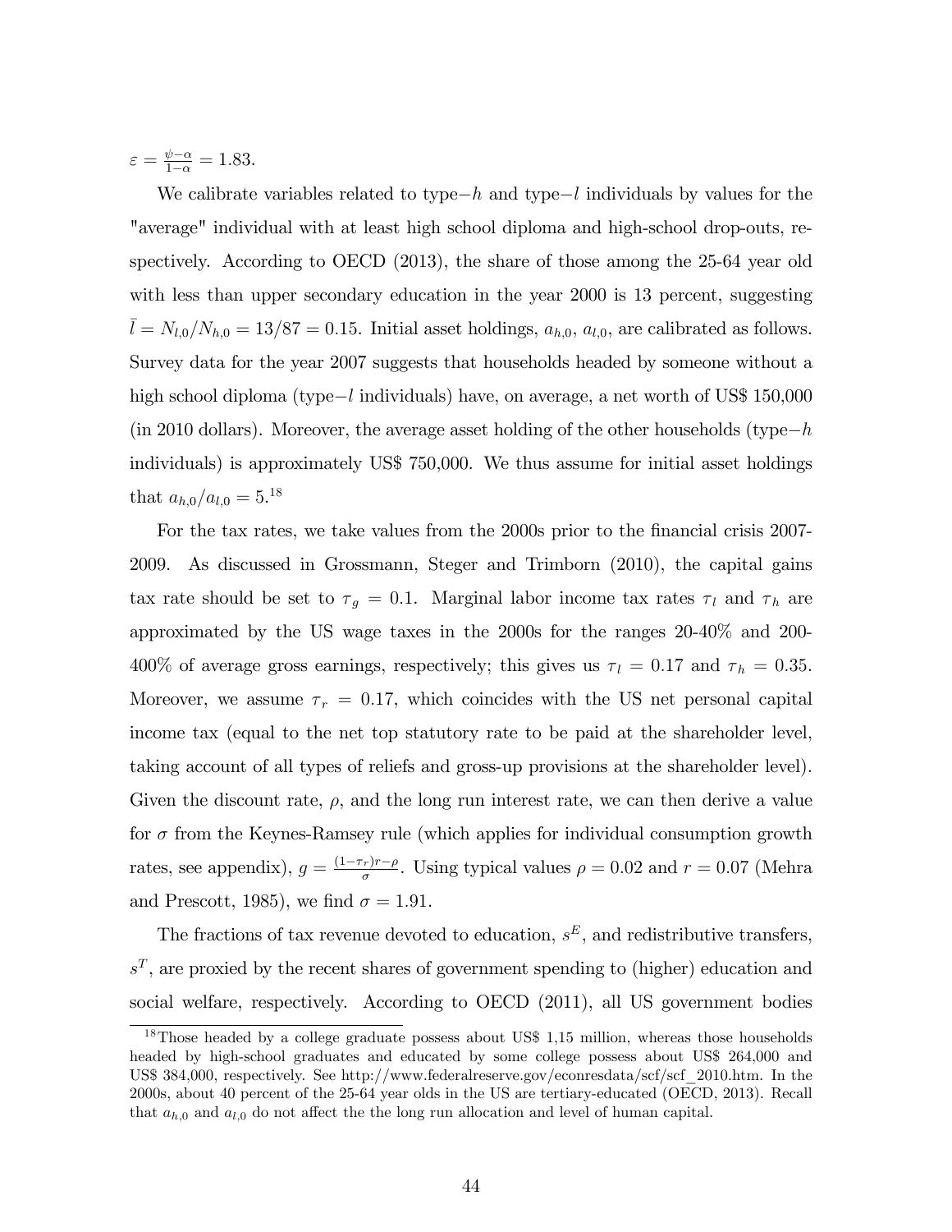$\varepsilon = \frac{\psi - \alpha}{1-\alpha} = 1.83$.

We calibrate variables related to type$-h$ and type$-l$ individuals by values for the "average" individual with at least high school diploma and high-school drop-outs, respectively. According to OECD (2013), the share of those among the 25-64 year old with less than upper secondary education in the year 2000 is 13 percent, suggesting $\bar{l} = N_{l,0}/N_{h,0} = 13/87 = 0.15$. Initial asset holdings, $a_{h,0}$, $a_{l,0}$, are calibrated as follows. Survey data for the year 2007 suggests that households headed by someone without a high school diploma (type$-l$ individuals) have, on average, a net worth of US$ 150,000 (in 2010 dollars). Moreover, the average asset holding of the other households (type$-h$ individuals) is approximately US$ 750,000. We thus assume for initial asset holdings that $a_{h,0}/a_{l,0} = 5$.[18]

For the tax rates, we take values from the 2000s prior to the financial crisis 2007-2009. As discussed in Grossmann, Steger and Trimborn (2010), the capital gains tax rate should be set to $\tau_g = 0.1$. Marginal labor income tax rates $\tau_l$ and $\tau_h$ are approximated by the US wage taxes in the 2000s for the ranges 20-40% and 200-400% of average gross earnings, respectively; this gives us $\tau_l = 0.17$ and $\tau_h = 0.35$. Moreover, we assume $\tau_r = 0.17$, which coincides with the US net personal capital income tax (equal to the net top statutory rate to be paid at the shareholder level, taking account of all types of reliefs and gross-up provisions at the shareholder level). Given the discount rate, $\rho$, and the long run interest rate, we can then derive a value for $\sigma$ from the Keynes-Ramsey rule (which applies for individual consumption growth rates, see appendix), $g = \frac{(1-\tau_r)r - \rho}{\sigma}$. Using typical values $\rho = 0.02$ and $r = 0.07$ (Mehra and Prescott, 1985), we find $\sigma = 1.91$.

The fractions of tax revenue devoted to education, $s^E$, and redistributive transfers, $s^T$, are proxied by the recent shares of government spending to (higher) education and social welfare, respectively. According to OECD (2011), all US government bodies

[18] Those headed by a college graduate possess about US$ 1,15 million, whereas those households headed by high-school graduates and educated by some college possess about US$ 264,000 and US$ 384,000, respectively. See http://www.federalreserve.gov/econresdata/scf/scf_2010.htm. In the 2000s, about 40 percent of the 25-64 year olds in the US are tertiary-educated (OECD, 2013). Recall that $a_{h,0}$ and $a_{l,0}$ do not affect the the long run allocation and level of human capital.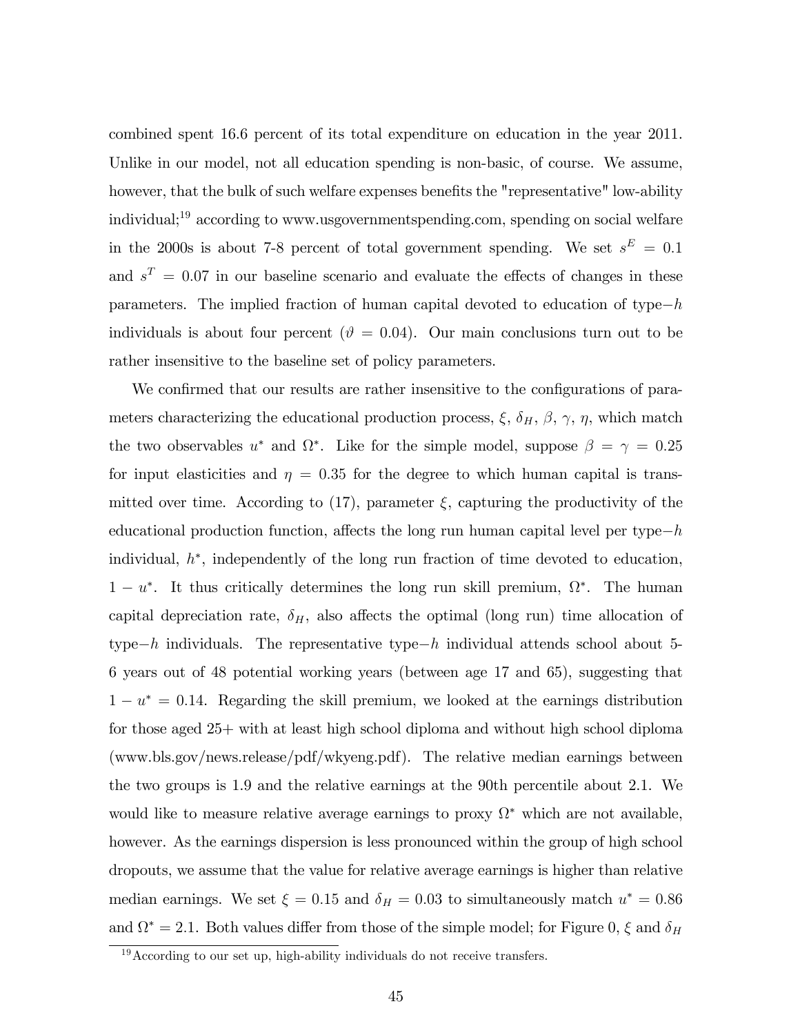combined spent 16.6 percent of its total expenditure on education in the year 2011. Unlike in our model, not all education spending is non-basic, of course. We assume, however, that the bulk of such welfare expenses benefits the "representative" low-ability individual;[19] according to www.usgovernmentspending.com, spending on social welfare in the 2000s is about 7-8 percent of total government spending. We set $s^E = 0.1$ and $s^T = 0.07$ in our baseline scenario and evaluate the effects of changes in these parameters. The implied fraction of human capital devoted to education of type$-h$ individuals is about four percent ($\vartheta = 0.04$). Our main conclusions turn out to be rather insensitive to the baseline set of policy parameters.

We confirmed that our results are rather insensitive to the configurations of parameters characterizing the educational production process, $\xi$, $\delta_H$, $\beta$, $\gamma$, $\eta$, which match the two observables $u^*$ and $\Omega^*$. Like for the simple model, suppose $\beta = \gamma = 0.25$ for input elasticities and $\eta = 0.35$ for the degree to which human capital is transmitted over time. According to (17), parameter $\xi$, capturing the productivity of the educational production function, affects the long run human capital level per type$-h$ individual, $h^*$, independently of the long run fraction of time devoted to education, $1 - u^*$. It thus critically determines the long run skill premium, $\Omega^*$. The human capital depreciation rate, $\delta_H$, also affects the optimal (long run) time allocation of type$-h$ individuals. The representative type$-h$ individual attends school about 5-6 years out of 48 potential working years (between age 17 and 65), suggesting that $1 - u^* = 0.14$. Regarding the skill premium, we looked at the earnings distribution for those aged 25+ with at least high school diploma and without high school diploma (www.bls.gov/news.release/pdf/wkyeng.pdf). The relative median earnings between the two groups is 1.9 and the relative earnings at the 90th percentile about 2.1. We would like to measure relative average earnings to proxy $\Omega^*$ which are not available, however. As the earnings dispersion is less pronounced within the group of high school dropouts, we assume that the value for relative average earnings is higher than relative median earnings. We set $\xi = 0.15$ and $\delta_H = 0.03$ to simultaneously match $u^* = 0.86$ and $\Omega^* = 2.1$. Both values differ from those of the simple model; for Figure 0, $\xi$ and $\delta_H$

[19] According to our set up, high-ability individuals do not receive transfers.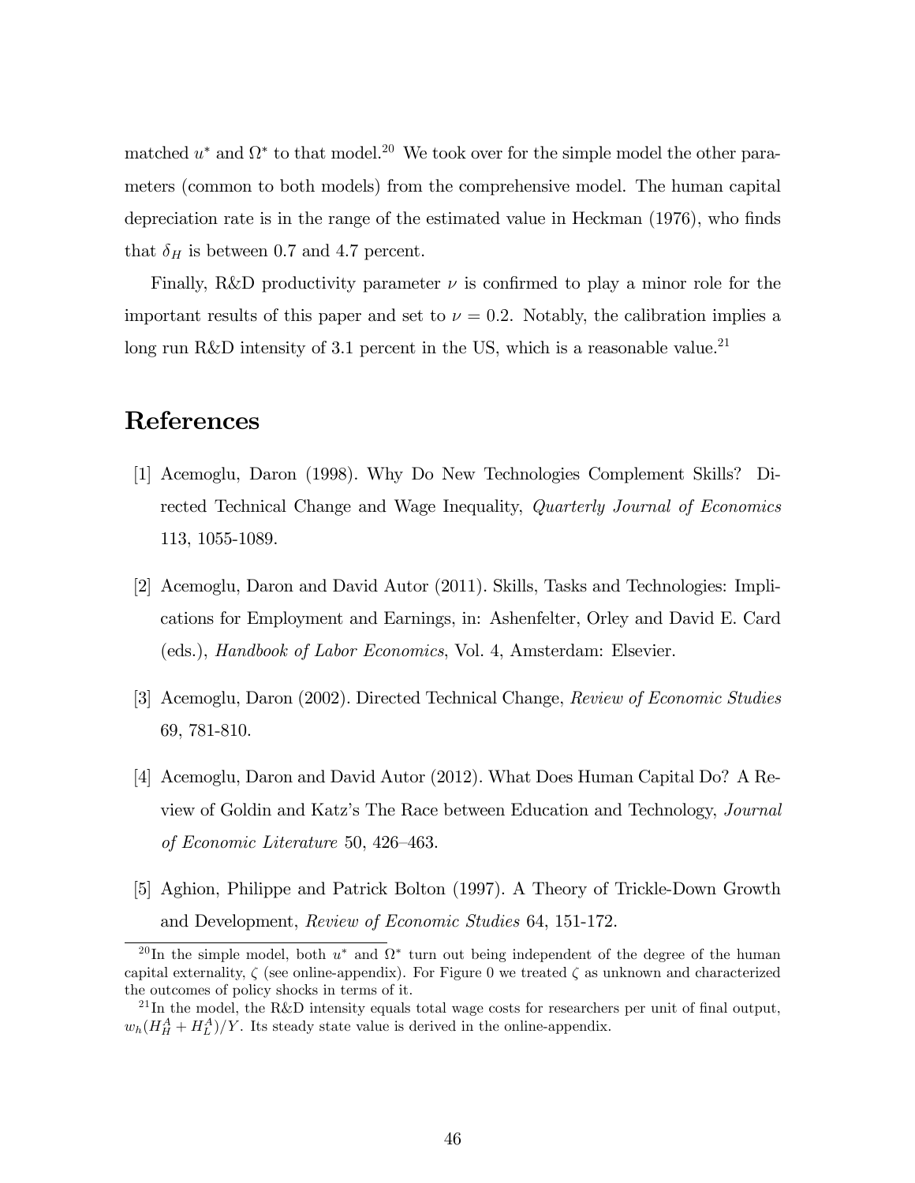matched $u^*$ and $\Omega^*$ to that model.[20] We took over for the simple model the other parameters (common to both models) from the comprehensive model. The human capital depreciation rate is in the range of the estimated value in Heckman (1976), who finds that $\delta_H$ is between 0.7 and 4.7 percent.

Finally, R&D productivity parameter $\nu$ is confirmed to play a minor role for the important results of this paper and set to $\nu = 0.2$. Notably, the calibration implies a long run R&D intensity of 3.1 percent in the US, which is a reasonable value.[21]

# References

[1] Acemoglu, Daron (1998). Why Do New Technologies Complement Skills? Directed Technical Change and Wage Inequality, *Quarterly Journal of Economics* 113, 1055-1089.

[2] Acemoglu, Daron and David Autor (2011). Skills, Tasks and Technologies: Implications for Employment and Earnings, in: Ashenfelter, Orley and David E. Card (eds.), *Handbook of Labor Economics*, Vol. 4, Amsterdam: Elsevier.

[3] Acemoglu, Daron (2002). Directed Technical Change, *Review of Economic Studies* 69, 781-810.

[4] Acemoglu, Daron and David Autor (2012). What Does Human Capital Do? A Review of Goldin and Katz's The Race between Education and Technology, *Journal of Economic Literature* 50, 426–463.

[5] Aghion, Philippe and Patrick Bolton (1997). A Theory of Trickle-Down Growth and Development, *Review of Economic Studies* 64, 151-172.

---

[20] In the simple model, both $u^*$ and $\Omega^*$ turn out being independent of the degree of the human capital externality, $\zeta$ (see online-appendix). For Figure 0 we treated $\zeta$ as unknown and characterized the outcomes of policy shocks in terms of it.

[21] In the model, the R&D intensity equals total wage costs for researchers per unit of final output, $w_h(H_H^A + H_L^A)/Y$. Its steady state value is derived in the online-appendix.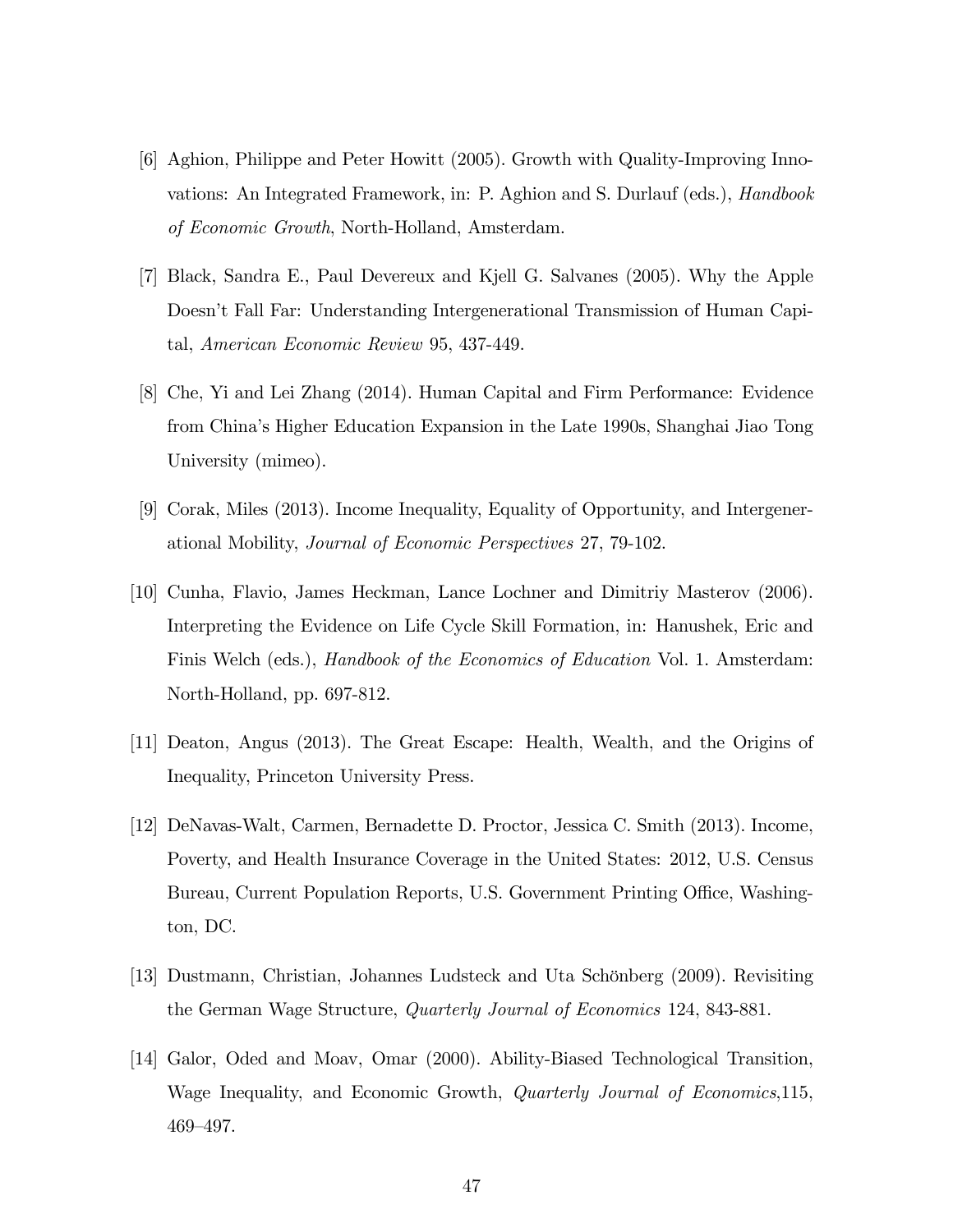[6] Aghion, Philippe and Peter Howitt (2005). Growth with Quality-Improving Innovations: An Integrated Framework, in: P. Aghion and S. Durlauf (eds.), *Handbook of Economic Growth*, North-Holland, Amsterdam.

[7] Black, Sandra E., Paul Devereux and Kjell G. Salvanes (2005). Why the Apple Doesn't Fall Far: Understanding Intergenerational Transmission of Human Capital, *American Economic Review* 95, 437-449.

[8] Che, Yi and Lei Zhang (2014). Human Capital and Firm Performance: Evidence from China's Higher Education Expansion in the Late 1990s, Shanghai Jiao Tong University (mimeo).

[9] Corak, Miles (2013). Income Inequality, Equality of Opportunity, and Intergenerational Mobility, *Journal of Economic Perspectives* 27, 79-102.

[10] Cunha, Flavio, James Heckman, Lance Lochner and Dimitriy Masterov (2006). Interpreting the Evidence on Life Cycle Skill Formation, in: Hanushek, Eric and Finis Welch (eds.), *Handbook of the Economics of Education* Vol. 1. Amsterdam: North-Holland, pp. 697-812.

[11] Deaton, Angus (2013). The Great Escape: Health, Wealth, and the Origins of Inequality, Princeton University Press.

[12] DeNavas-Walt, Carmen, Bernadette D. Proctor, Jessica C. Smith (2013). Income, Poverty, and Health Insurance Coverage in the United States: 2012, U.S. Census Bureau, Current Population Reports, U.S. Government Printing Office, Washington, DC.

[13] Dustmann, Christian, Johannes Ludsteck and Uta Schönberg (2009). Revisiting the German Wage Structure, *Quarterly Journal of Economics* 124, 843-881.

[14] Galor, Oded and Moav, Omar (2000). Ability-Biased Technological Transition, Wage Inequality, and Economic Growth, *Quarterly Journal of Economics*,115, 469–497.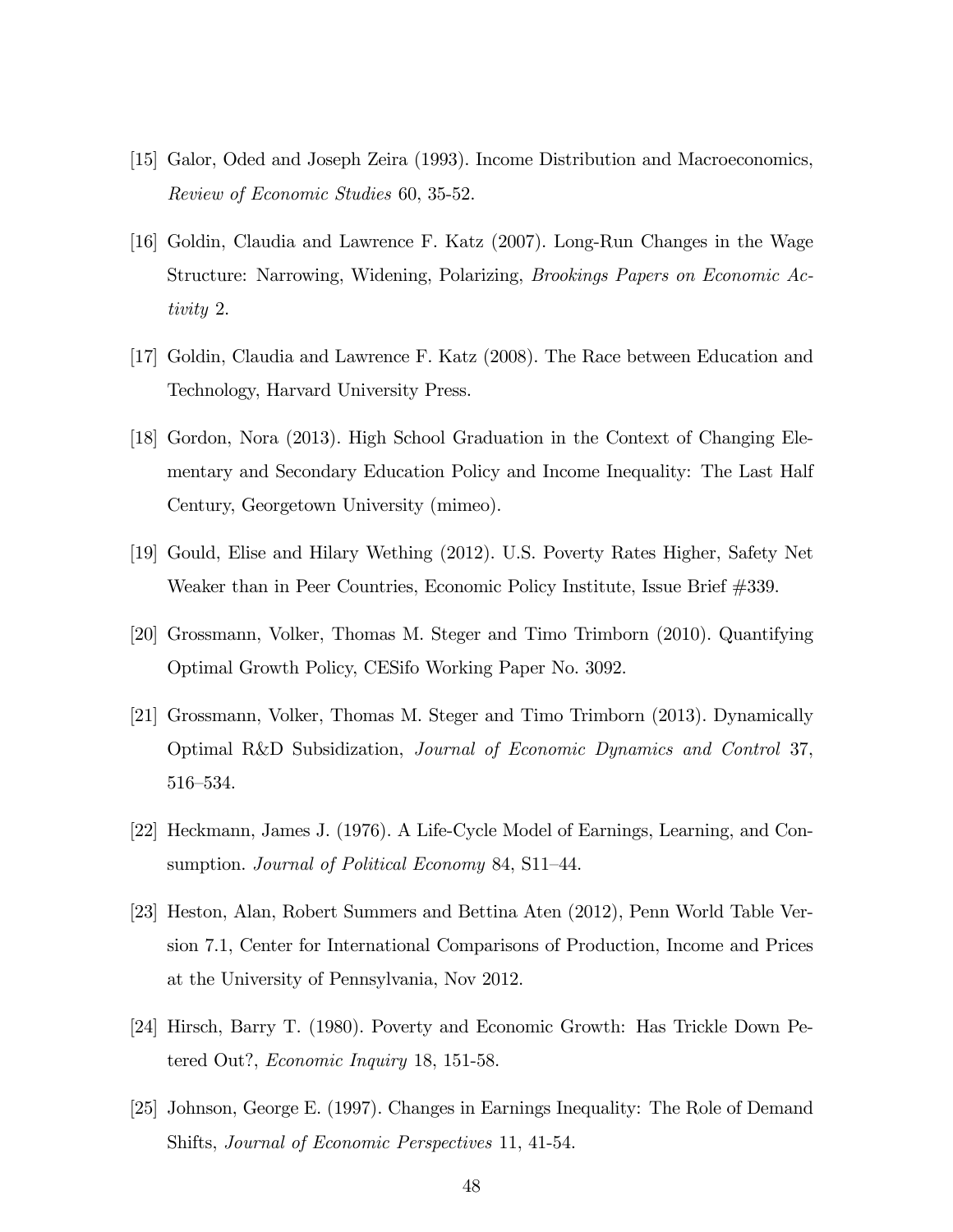[15] Galor, Oded and Joseph Zeira (1993). Income Distribution and Macroeconomics, *Review of Economic Studies* 60, 35-52.

[16] Goldin, Claudia and Lawrence F. Katz (2007). Long-Run Changes in the Wage Structure: Narrowing, Widening, Polarizing, *Brookings Papers on Economic Activity* 2.

[17] Goldin, Claudia and Lawrence F. Katz (2008). The Race between Education and Technology, Harvard University Press.

[18] Gordon, Nora (2013). High School Graduation in the Context of Changing Elementary and Secondary Education Policy and Income Inequality: The Last Half Century, Georgetown University (mimeo).

[19] Gould, Elise and Hilary Wething (2012). U.S. Poverty Rates Higher, Safety Net Weaker than in Peer Countries, Economic Policy Institute, Issue Brief #339.

[20] Grossmann, Volker, Thomas M. Steger and Timo Trimborn (2010). Quantifying Optimal Growth Policy, CESifo Working Paper No. 3092.

[21] Grossmann, Volker, Thomas M. Steger and Timo Trimborn (2013). Dynamically Optimal R&D Subsidization, *Journal of Economic Dynamics and Control* 37, 516–534.

[22] Heckmann, James J. (1976). A Life-Cycle Model of Earnings, Learning, and Consumption. *Journal of Political Economy* 84, S11–44.

[23] Heston, Alan, Robert Summers and Bettina Aten (2012), Penn World Table Version 7.1, Center for International Comparisons of Production, Income and Prices at the University of Pennsylvania, Nov 2012.

[24] Hirsch, Barry T. (1980). Poverty and Economic Growth: Has Trickle Down Petered Out?, *Economic Inquiry* 18, 151-58.

[25] Johnson, George E. (1997). Changes in Earnings Inequality: The Role of Demand Shifts, *Journal of Economic Perspectives* 11, 41-54.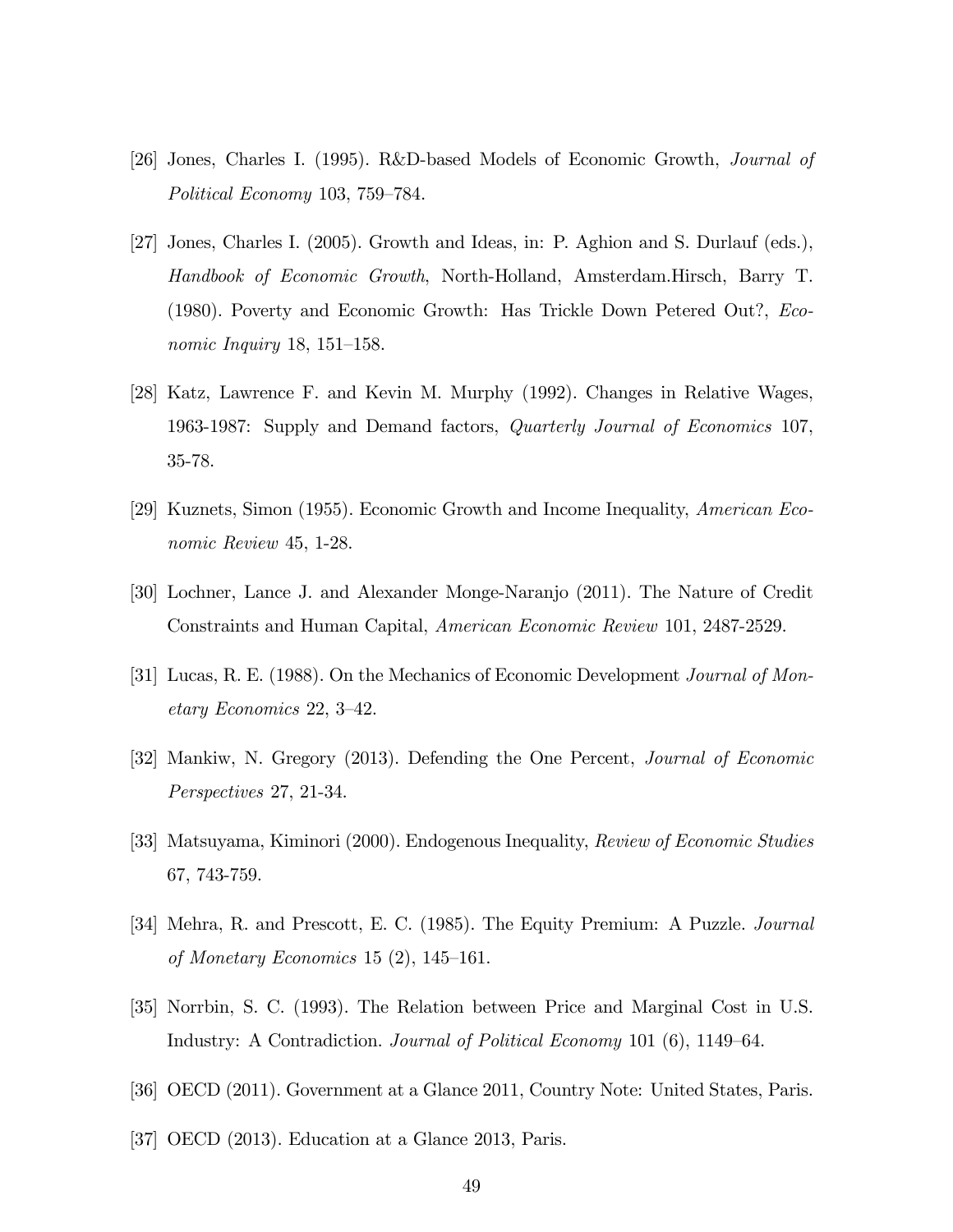[26] Jones, Charles I. (1995). R&D-based Models of Economic Growth, *Journal of Political Economy* 103, 759–784.

[27] Jones, Charles I. (2005). Growth and Ideas, in: P. Aghion and S. Durlauf (eds.), *Handbook of Economic Growth*, North-Holland, Amsterdam.Hirsch, Barry T. (1980). Poverty and Economic Growth: Has Trickle Down Petered Out?, *Economic Inquiry* 18, 151–158.

[28] Katz, Lawrence F. and Kevin M. Murphy (1992). Changes in Relative Wages, 1963-1987: Supply and Demand factors, *Quarterly Journal of Economics* 107, 35-78.

[29] Kuznets, Simon (1955). Economic Growth and Income Inequality, *American Economic Review* 45, 1-28.

[30] Lochner, Lance J. and Alexander Monge-Naranjo (2011). The Nature of Credit Constraints and Human Capital, *American Economic Review* 101, 2487-2529.

[31] Lucas, R. E. (1988). On the Mechanics of Economic Development *Journal of Monetary Economics* 22, 3–42.

[32] Mankiw, N. Gregory (2013). Defending the One Percent, *Journal of Economic Perspectives* 27, 21-34.

[33] Matsuyama, Kiminori (2000). Endogenous Inequality, *Review of Economic Studies* 67, 743-759.

[34] Mehra, R. and Prescott, E. C. (1985). The Equity Premium: A Puzzle. *Journal of Monetary Economics* 15 (2), 145–161.

[35] Norrbin, S. C. (1993). The Relation between Price and Marginal Cost in U.S. Industry: A Contradiction. *Journal of Political Economy* 101 (6), 1149–64.

[36] OECD (2011). Government at a Glance 2011, Country Note: United States, Paris.

[37] OECD (2013). Education at a Glance 2013, Paris.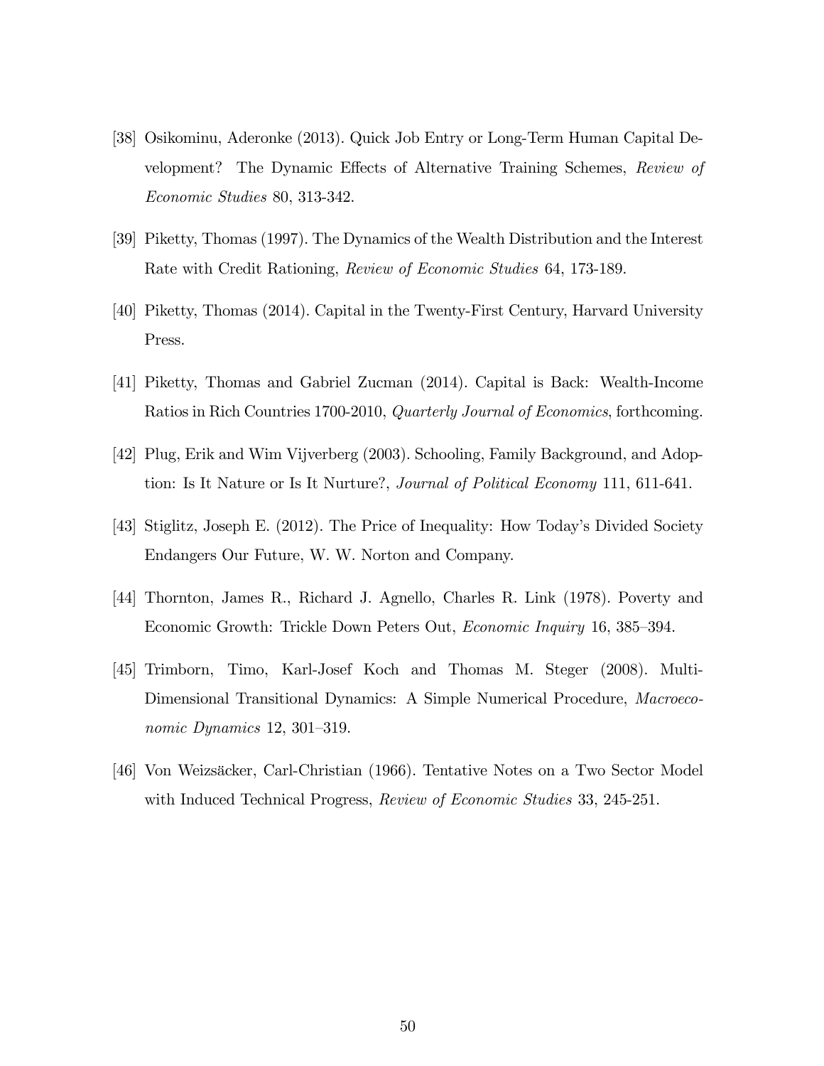[38] Osikominu, Aderonke (2013). Quick Job Entry or Long-Term Human Capital Development? The Dynamic Effects of Alternative Training Schemes, *Review of Economic Studies* 80, 313-342.

[39] Piketty, Thomas (1997). The Dynamics of the Wealth Distribution and the Interest Rate with Credit Rationing, *Review of Economic Studies* 64, 173-189.

[40] Piketty, Thomas (2014). Capital in the Twenty-First Century, Harvard University Press.

[41] Piketty, Thomas and Gabriel Zucman (2014). Capital is Back: Wealth-Income Ratios in Rich Countries 1700-2010, *Quarterly Journal of Economics*, forthcoming.

[42] Plug, Erik and Wim Vijverberg (2003). Schooling, Family Background, and Adoption: Is It Nature or Is It Nurture?, *Journal of Political Economy* 111, 611-641.

[43] Stiglitz, Joseph E. (2012). The Price of Inequality: How Today's Divided Society Endangers Our Future, W. W. Norton and Company.

[44] Thornton, James R., Richard J. Agnello, Charles R. Link (1978). Poverty and Economic Growth: Trickle Down Peters Out, *Economic Inquiry* 16, 385–394.

[45] Trimborn, Timo, Karl-Josef Koch and Thomas M. Steger (2008). Multi-Dimensional Transitional Dynamics: A Simple Numerical Procedure, *Macroeconomic Dynamics* 12, 301–319.

[46] Von Weizsäcker, Carl-Christian (1966). Tentative Notes on a Two Sector Model with Induced Technical Progress, *Review of Economic Studies* 33, 245-251.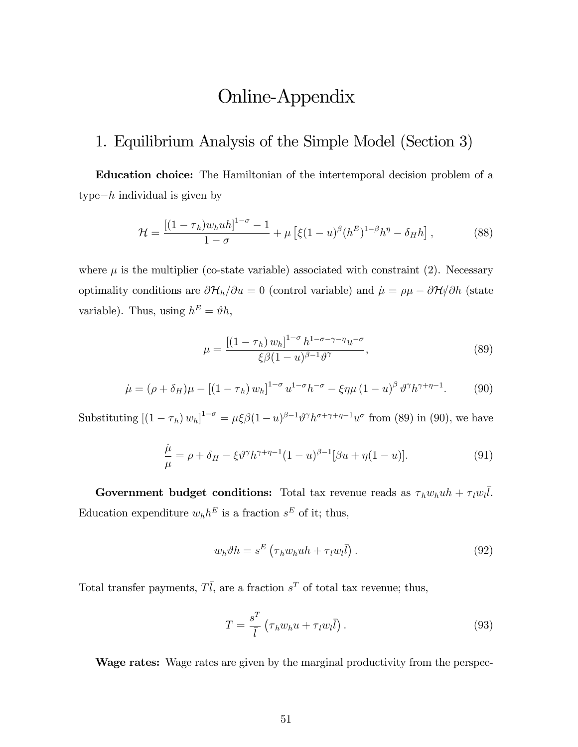# Online-Appendix

## 1. Equilibrium Analysis of the Simple Model (Section 3)

**Education choice:** The Hamiltonian of the intertemporal decision problem of a type$-h$ individual is given by

$$\mathcal{H} = \frac{[(1-\tau_h)w_h uh]^{1-\sigma} - 1}{1-\sigma} + \mu\left[\xi(1-u)^{\beta}(h^E)^{1-\beta}h^{\eta} - \delta_H h\right], \tag{88}$$

where $\mu$ is the multiplier (co-state variable) associated with constraint (2). Necessary optimality conditions are $\partial\mathcal{H}_h/\partial u = 0$ (control variable) and $\dot{\mu} = \rho\mu - \partial\mathcal{H}/\partial h$ (state variable). Thus, using $h^E = \vartheta h$,

$$\mu = \frac{[(1-\tau_h)\, w_h]^{1-\sigma}\, h^{1-\sigma-\gamma-\eta} u^{-\sigma}}{\xi\beta(1-u)^{\beta-1}\vartheta^{\gamma}}, \tag{89}$$

$$\dot{\mu} = (\rho+\delta_H)\mu - [(1-\tau_h)\, w_h]^{1-\sigma}\, u^{1-\sigma} h^{-\sigma} - \xi\eta\mu\,(1-u)^{\beta}\,\vartheta^{\gamma} h^{\gamma+\eta-1}. \tag{90}$$

Substituting $[(1-\tau_h)\, w_h]^{1-\sigma} = \mu\xi\beta(1-u)^{\beta-1}\vartheta^{\gamma}h^{\sigma+\gamma+\eta-1}u^{\sigma}$ from (89) in (90), we have

$$\frac{\dot{\mu}}{\mu} = \rho + \delta_H - \xi\vartheta^{\gamma}h^{\gamma+\eta-1}(1-u)^{\beta-1}[\beta u + \eta(1-u)]. \tag{91}$$

**Government budget conditions:** Total tax revenue reads as $\tau_h w_h uh + \tau_l w_l \bar{l}$. Education expenditure $w_h h^E$ is a fraction $s^E$ of it; thus,

$$w_h\vartheta h = s^E\left(\tau_h w_h uh + \tau_l w_l \bar{l}\right). \tag{92}$$

Total transfer payments, $T\bar{l}$, are a fraction $s^T$ of total tax revenue; thus,

$$T = \frac{s^T}{\bar{l}}\left(\tau_h w_h u + \tau_l w_l \bar{l}\right). \tag{93}$$

**Wage rates:** Wage rates are given by the marginal productivity from the perspec-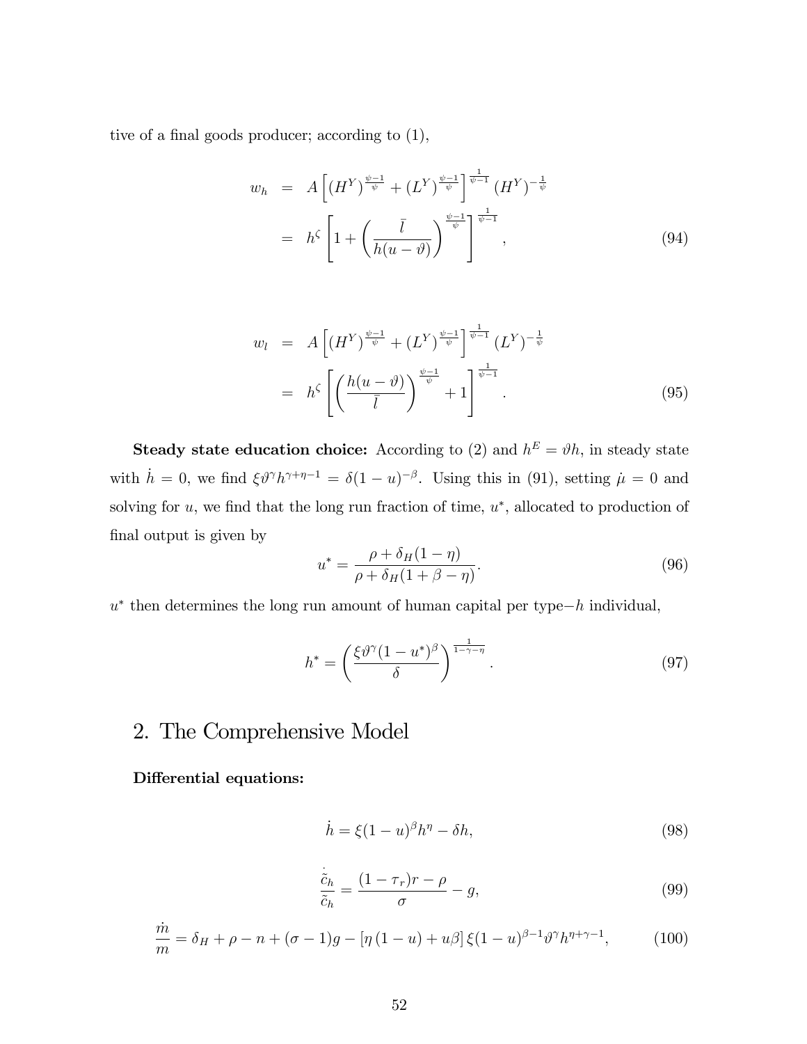tive of a final goods producer; according to (1),

$$
\begin{aligned}
w_h &= A\left[(H^Y)^{\frac{\psi-1}{\psi}} + (L^Y)^{\frac{\psi-1}{\psi}}\right]^{\frac{1}{\psi-1}} (H^Y)^{-\frac{1}{\psi}} \\
&= h^{\zeta}\left[1 + \left(\frac{\bar{l}}{h(u-\vartheta)}\right)^{\frac{\psi-1}{\psi}}\right]^{\frac{1}{\psi-1}}, \qquad (94)
\end{aligned}
$$

$$
\begin{aligned}
w_l &= A\left[(H^Y)^{\frac{\psi-1}{\psi}} + (L^Y)^{\frac{\psi-1}{\psi}}\right]^{\frac{1}{\psi-1}} (L^Y)^{-\frac{1}{\psi}} \\
&= h^{\zeta}\left[\left(\frac{h(u-\vartheta)}{\bar{l}}\right)^{\frac{\psi-1}{\psi}} + 1\right]^{\frac{1}{\psi-1}}. \qquad (95)
\end{aligned}
$$

**Steady state education choice:** According to (2) and $h^E = \vartheta h$, in steady state with $\dot{h} = 0$, we find $\xi \vartheta^{\gamma} h^{\gamma+\eta-1} = \delta(1-u)^{-\beta}$. Using this in (91), setting $\dot{\mu} = 0$ and solving for $u$, we find that the long run fraction of time, $u^*$, allocated to production of final output is given by

$$
u^* = \frac{\rho + \delta_H(1-\eta)}{\rho + \delta_H(1+\beta-\eta)}. \qquad (96)
$$

$u^*$ then determines the long run amount of human capital per type$-h$ individual,

$$
h^* = \left(\frac{\xi \vartheta^{\gamma}(1-u^*)^{\beta}}{\delta}\right)^{\frac{1}{1-\gamma-\eta}}. \qquad (97)
$$

## 2. The Comprehensive Model

**Differential equations:**

$$
\dot{h} = \xi(1-u)^{\beta} h^{\eta} - \delta h, \qquad (98)
$$

$$
\frac{\dot{\tilde{c}}_h}{\tilde{c}_h} = \frac{(1-\tau_r)r - \rho}{\sigma} - g, \qquad (99)
$$

$$
\frac{\dot{m}}{m} = \delta_H + \rho - n + (\sigma-1)g - \left[\eta\,(1-u) + u\beta\right]\xi(1-u)^{\beta-1}\vartheta^{\gamma} h^{\eta+\gamma-1}, \qquad (100)
$$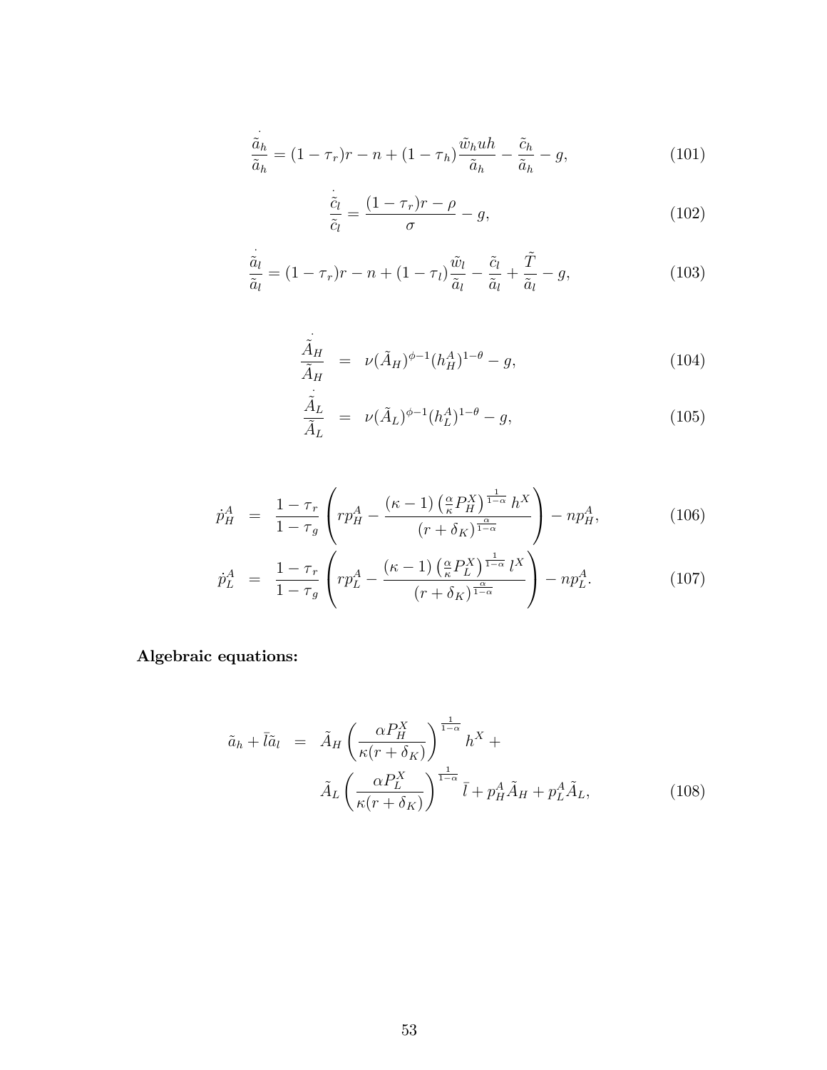$$\frac{\dot{\tilde{a}}_h}{\tilde{a}_h} = (1-\tau_r)r - n + (1-\tau_h)\frac{\tilde{w}_h u h}{\tilde{a}_h} - \frac{\tilde{c}_h}{\tilde{a}_h} - g, \tag{101}$$

$$\frac{\dot{\tilde{c}}_l}{\tilde{c}_l} = \frac{(1-\tau_r)r - \rho}{\sigma} - g, \tag{102}$$

$$\frac{\dot{\tilde{a}}_l}{\tilde{a}_l} = (1-\tau_r)r - n + (1-\tau_l)\frac{\tilde{w}_l}{\tilde{a}_l} - \frac{\tilde{c}_l}{\tilde{a}_l} + \frac{\tilde{T}}{\tilde{a}_l} - g, \tag{103}$$

$$\frac{\dot{\tilde{A}}_H}{\tilde{A}_H} = \nu(\tilde{A}_H)^{\phi-1}(h_H^A)^{1-\theta} - g, \tag{104}$$

$$\frac{\dot{\tilde{A}}_L}{\tilde{A}_L} = \nu(\tilde{A}_L)^{\phi-1}(h_L^A)^{1-\theta} - g, \tag{105}$$

$$\dot{p}_H^A = \frac{1-\tau_r}{1-\tau_g}\left(r p_H^A - \frac{(\kappa-1)\left(\frac{\alpha}{\kappa}P_H^X\right)^{\frac{1}{1-\alpha}} h^X}{(r+\delta_K)^{\frac{\alpha}{1-\alpha}}}\right) - n p_H^A, \tag{106}$$

$$\dot{p}_L^A = \frac{1-\tau_r}{1-\tau_g}\left(r p_L^A - \frac{(\kappa-1)\left(\frac{\alpha}{\kappa}P_L^X\right)^{\frac{1}{1-\alpha}} l^X}{(r+\delta_K)^{\frac{\alpha}{1-\alpha}}}\right) - n p_L^A. \tag{107}$$

**Algebraic equations:**

$$\tilde{a}_h + \bar{l}\tilde{a}_l = \tilde{A}_H\left(\frac{\alpha P_H^X}{\kappa(r+\delta_K)}\right)^{\frac{1}{1-\alpha}} h^X + \tilde{A}_L\left(\frac{\alpha P_L^X}{\kappa(r+\delta_K)}\right)^{\frac{1}{1-\alpha}} \bar{l} + p_H^A\tilde{A}_H + p_L^A\tilde{A}_L, \tag{108}$$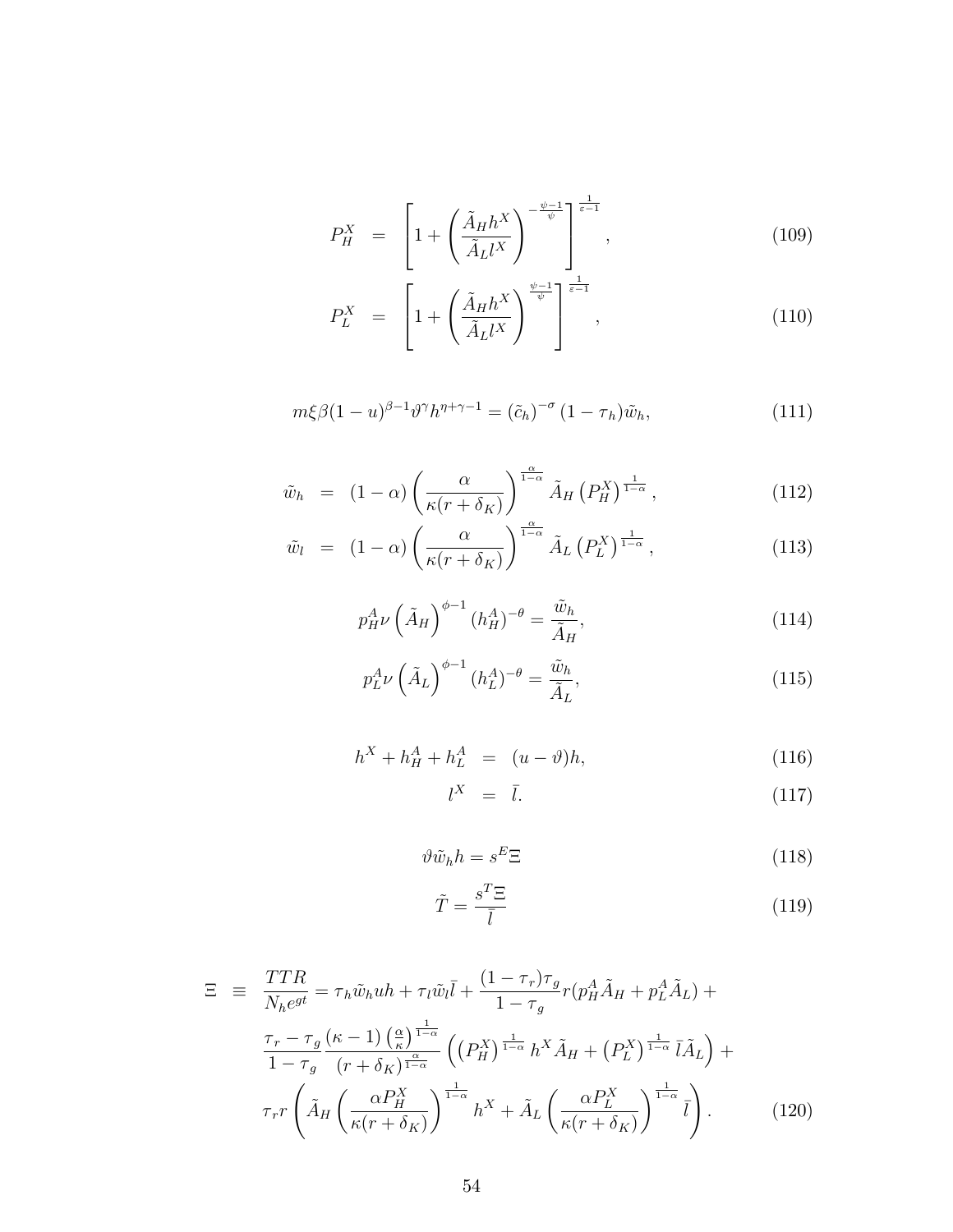$$P_H^X = \left[1 + \left(\frac{\tilde{A}_H h^X}{\tilde{A}_L l^X}\right)^{-\frac{\psi-1}{\psi}}\right]^{\frac{1}{\varepsilon-1}}, \tag{109}$$

$$P_L^X = \left[1 + \left(\frac{\tilde{A}_H h^X}{\tilde{A}_L l^X}\right)^{\frac{\psi-1}{\psi}}\right]^{\frac{1}{\varepsilon-1}}, \tag{110}$$

$$m\xi\beta(1-u)^{\beta-1}\vartheta^{\gamma}h^{\eta+\gamma-1} = (\tilde{c}_h)^{-\sigma}(1-\tau_h)\tilde{w}_h, \tag{111}$$

$$\tilde{w}_h = (1-\alpha)\left(\frac{\alpha}{\kappa(r+\delta_K)}\right)^{\frac{\alpha}{1-\alpha}}\tilde{A}_H\left(P_H^X\right)^{\frac{1}{1-\alpha}}, \tag{112}$$

$$\tilde{w}_l = (1-\alpha)\left(\frac{\alpha}{\kappa(r+\delta_K)}\right)^{\frac{\alpha}{1-\alpha}}\tilde{A}_L\left(P_L^X\right)^{\frac{1}{1-\alpha}}, \tag{113}$$

$$p_H^A\nu\left(\tilde{A}_H\right)^{\phi-1}(h_H^A)^{-\theta} = \frac{\tilde{w}_h}{\tilde{A}_H}, \tag{114}$$

$$p_L^A\nu\left(\tilde{A}_L\right)^{\phi-1}(h_L^A)^{-\theta} = \frac{\tilde{w}_h}{\tilde{A}_L}, \tag{115}$$

$$h^X + h_H^A + h_L^A = (u-\vartheta)h, \tag{116}$$

$$l^X = \bar{l}. \tag{117}$$

$$\vartheta\tilde{w}_h h = s^E\Xi \tag{118}$$

$$\tilde{T} = \frac{s^T\Xi}{\bar{l}} \tag{119}$$

$$\begin{aligned}\Xi \equiv\ & \frac{TTR}{N_h e^{gt}} = \tau_h\tilde{w}_h u h + \tau_l\tilde{w}_l\bar{l} + \frac{(1-\tau_r)\tau_g}{1-\tau_g}r(p_H^A\tilde{A}_H + p_L^A\tilde{A}_L) + \\ & \frac{\tau_r-\tau_g}{1-\tau_g}\frac{(\kappa-1)\left(\frac{\alpha}{\kappa}\right)^{\frac{1}{1-\alpha}}}{(r+\delta_K)^{\frac{\alpha}{1-\alpha}}}\left(\left(P_H^X\right)^{\frac{1}{1-\alpha}}h^X\tilde{A}_H + \left(P_L^X\right)^{\frac{1}{1-\alpha}}\bar{l}\tilde{A}_L\right) + \\ & \tau_r r\left(\tilde{A}_H\left(\frac{\alpha P_H^X}{\kappa(r+\delta_K)}\right)^{\frac{1}{1-\alpha}}h^X + \tilde{A}_L\left(\frac{\alpha P_L^X}{\kappa(r+\delta_K)}\right)^{\frac{1}{1-\alpha}}\bar{l}\right).\end{aligned} \tag{120}$$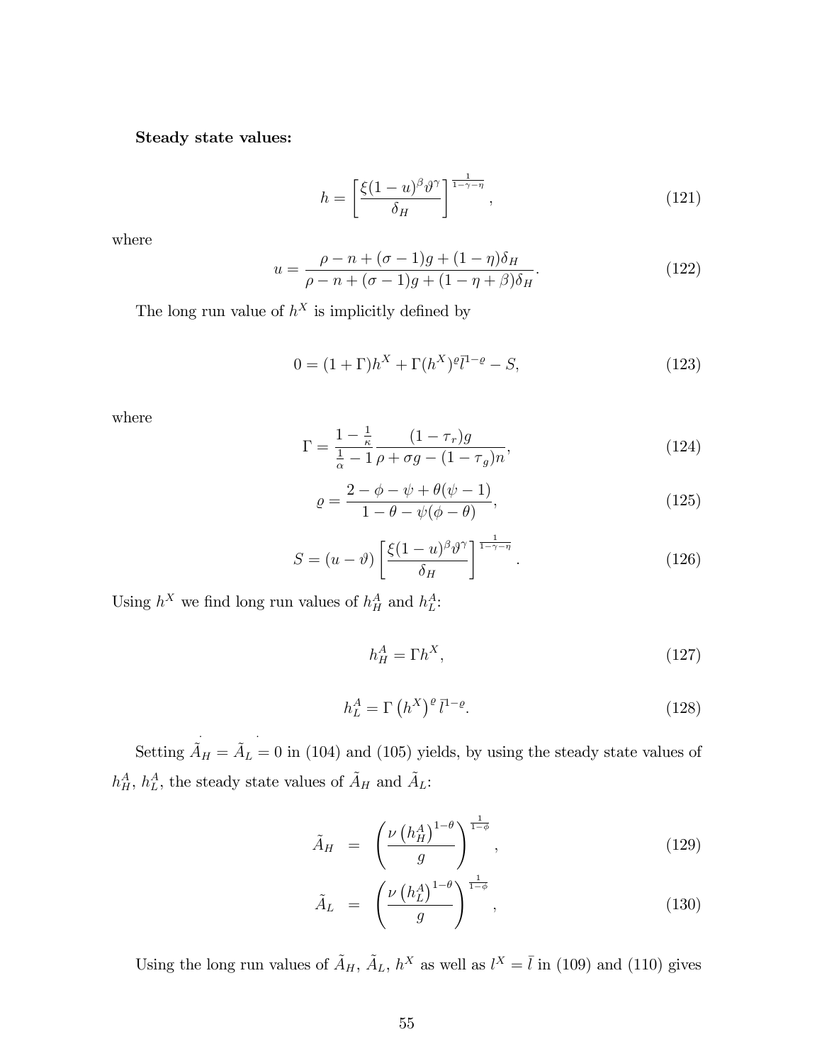**Steady state values:**

$$h = \left[ \frac{\xi(1-u)^{\beta}\vartheta^{\gamma}}{\delta_H} \right]^{\frac{1}{1-\gamma-\eta}}, \tag{121}$$

where

$$u = \frac{\rho - n + (\sigma - 1)g + (1-\eta)\delta_H}{\rho - n + (\sigma - 1)g + (1 - \eta + \beta)\delta_H}. \tag{122}$$

The long run value of $h^X$ is implicitly defined by

$$0 = (1+\Gamma)h^X + \Gamma (h^X)^{\varrho} \bar{l}^{1-\varrho} - S, \tag{123}$$

where

$$\Gamma = \frac{1 - \frac{1}{\kappa}}{\frac{1}{\alpha} - 1} \frac{(1-\tau_r)g}{\rho + \sigma g - (1-\tau_g)n}, \tag{124}$$

$$\varrho = \frac{2 - \phi - \psi + \theta(\psi - 1)}{1 - \theta - \psi(\phi - \theta)}, \tag{125}$$

$$S = (u - \vartheta) \left[ \frac{\xi(1-u)^{\beta}\vartheta^{\gamma}}{\delta_H} \right]^{\frac{1}{1-\gamma-\eta}}. \tag{126}$$

Using $h^X$ we find long run values of $h_H^A$ and $h_L^A$:

$$h_H^A = \Gamma h^X, \tag{127}$$

$$h_L^A = \Gamma \left(h^X\right)^{\varrho} \bar{l}^{1-\varrho}. \tag{128}$$

Setting $\dot{\tilde{A}}_H = \dot{\tilde{A}}_L = 0$ in (104) and (105) yields, by using the steady state values of $h_H^A$, $h_L^A$, the steady state values of $\tilde{A}_H$ and $\tilde{A}_L$:

$$\tilde{A}_H = \left( \frac{\nu \left(h_H^A\right)^{1-\theta}}{g} \right)^{\frac{1}{1-\phi}}, \tag{129}$$

$$\tilde{A}_L = \left( \frac{\nu \left(h_L^A\right)^{1-\theta}}{g} \right)^{\frac{1}{1-\phi}}, \tag{130}$$

Using the long run values of $\tilde{A}_H$, $\tilde{A}_L$, $h^X$ as well as $l^X = \bar{l}$ in (109) and (110) gives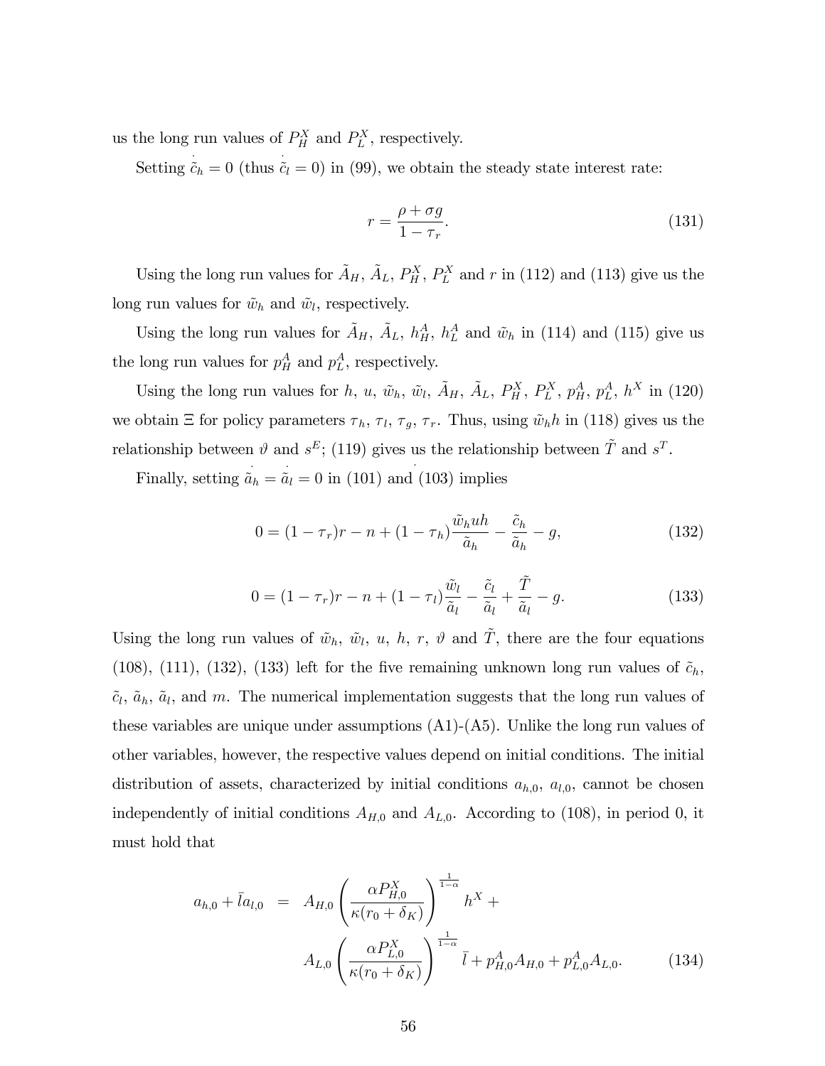us the long run values of $P_H^X$ and $P_L^X$, respectively.

Setting $\dot{\tilde{c}}_h = 0$ (thus $\dot{\tilde{c}}_l = 0$) in (99), we obtain the steady state interest rate:

$$r = \frac{\rho + \sigma g}{1 - \tau_r}. \tag{131}$$

Using the long run values for $\tilde{A}_H$, $\tilde{A}_L$, $P_H^X$, $P_L^X$ and $r$ in (112) and (113) give us the long run values for $\tilde{w}_h$ and $\tilde{w}_l$, respectively.

Using the long run values for $\tilde{A}_H$, $\tilde{A}_L$, $h_H^A$, $h_L^A$ and $\tilde{w}_h$ in (114) and (115) give us the long run values for $p_H^A$ and $p_L^A$, respectively.

Using the long run values for $h$, $u$, $\tilde{w}_h$, $\tilde{w}_l$, $\tilde{A}_H$, $\tilde{A}_L$, $P_H^X$, $P_L^X$, $p_H^A$, $p_L^A$, $h^X$ in (120) we obtain $\Xi$ for policy parameters $\tau_h$, $\tau_l$, $\tau_g$, $\tau_r$. Thus, using $\tilde{w}_h h$ in (118) gives us the relationship between $\vartheta$ and $s^E$; (119) gives us the relationship between $\tilde{T}$ and $s^T$.

Finally, setting $\dot{\tilde{a}}_h = \dot{\tilde{a}}_l = 0$ in (101) and (103) implies

$$0 = (1 - \tau_r)r - n + (1 - \tau_h)\frac{\tilde{w}_h u h}{\tilde{a}_h} - \frac{\tilde{c}_h}{\tilde{a}_h} - g, \tag{132}$$

$$0 = (1 - \tau_r)r - n + (1 - \tau_l)\frac{\tilde{w}_l}{\tilde{a}_l} - \frac{\tilde{c}_l}{\tilde{a}_l} + \frac{\tilde{T}}{\tilde{a}_l} - g. \tag{133}$$

Using the long run values of $\tilde{w}_h$, $\tilde{w}_l$, $u$, $h$, $r$, $\vartheta$ and $\tilde{T}$, there are the four equations (108), (111), (132), (133) left for the five remaining unknown long run values of $\tilde{c}_h$, $\tilde{c}_l$, $\tilde{a}_h$, $\tilde{a}_l$, and $m$. The numerical implementation suggests that the long run values of these variables are unique under assumptions (A1)-(A5). Unlike the long run values of other variables, however, the respective values depend on initial conditions. The initial distribution of assets, characterized by initial conditions $a_{h,0}$, $a_{l,0}$, cannot be chosen independently of initial conditions $A_{H,0}$ and $A_{L,0}$. According to (108), in period 0, it must hold that

$$\begin{aligned} a_{h,0} + \bar{l}a_{l,0} \;\; &= \;\; A_{H,0}\left(\frac{\alpha P_{H,0}^X}{\kappa(r_0 + \delta_K)}\right)^{\frac{1}{1-\alpha}} h^X + \\ &\quad\;\; A_{L,0}\left(\frac{\alpha P_{L,0}^X}{\kappa(r_0 + \delta_K)}\right)^{\frac{1}{1-\alpha}} \bar{l} + p_{H,0}^A A_{H,0} + p_{L,0}^A A_{L,0}. \end{aligned} \tag{134}$$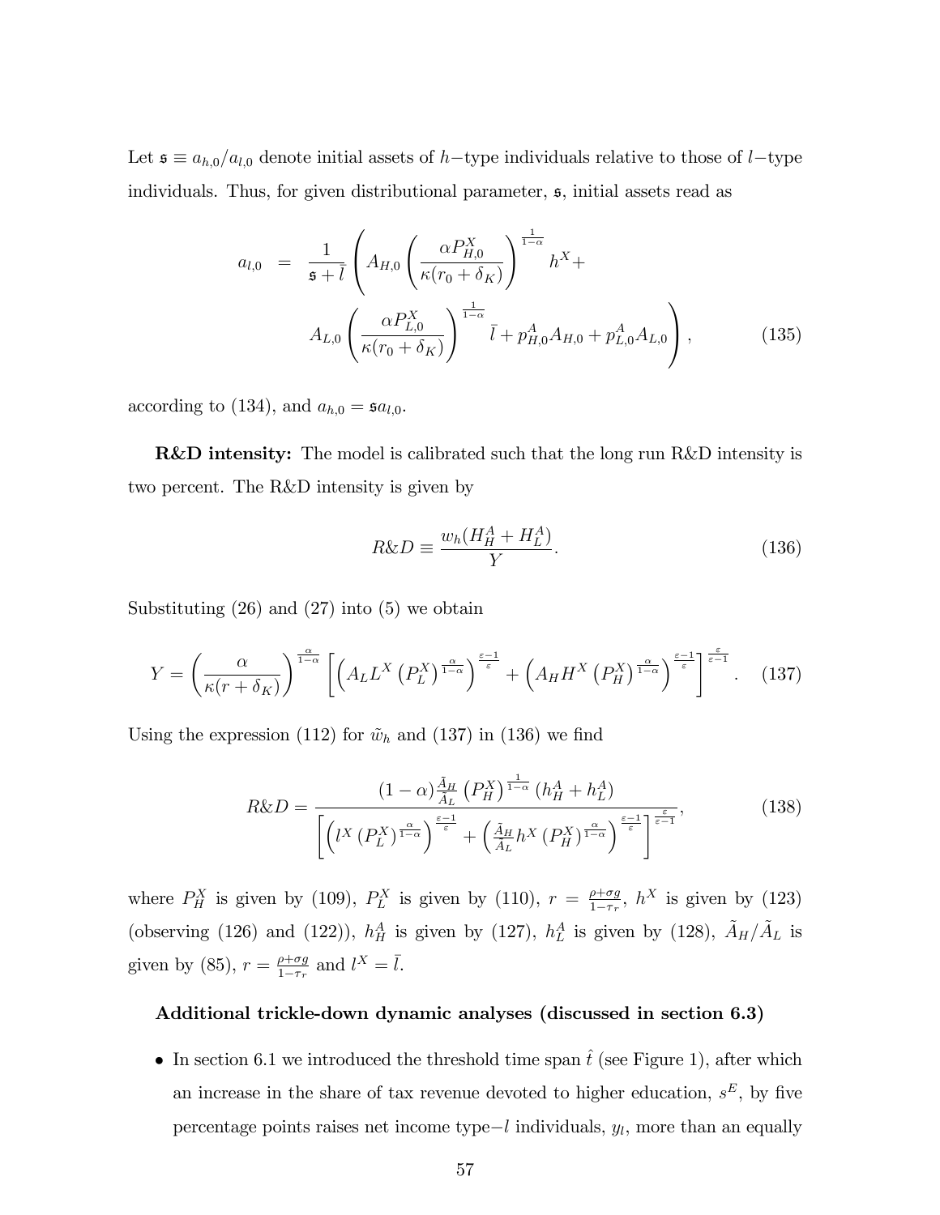Let $\mathfrak{s} \equiv a_{h,0}/a_{l,0}$ denote initial assets of $h-$type individuals relative to those of $l-$type individuals. Thus, for given distributional parameter, $\mathfrak{s}$, initial assets read as

$$
\begin{aligned}
a_{l,0} \;\; = \;\; & \frac{1}{\mathfrak{s}+\bar{l}} \left( A_{H,0} \left( \frac{\alpha P_{H,0}^{X}}{\kappa(r_0+\delta_K)} \right)^{\frac{1}{1-\alpha}} h^X + \right. \\
& \left. A_{L,0} \left( \frac{\alpha P_{L,0}^{X}}{\kappa(r_0+\delta_K)} \right)^{\frac{1}{1-\alpha}} \bar{l} + p_{H,0}^{A} A_{H,0} + p_{L,0}^{A} A_{L,0} \right), \qquad (135)
\end{aligned}
$$

according to (134), and $a_{h,0} = \mathfrak{s} a_{l,0}$.

**R&D intensity:** The model is calibrated such that the long run R&D intensity is two percent. The R&D intensity is given by

$$
R\&D \equiv \frac{w_h(H_H^A + H_L^A)}{Y}. \qquad (136)
$$

Substituting (26) and (27) into (5) we obtain

$$
Y = \left( \frac{\alpha}{\kappa(r+\delta_K)} \right)^{\frac{\alpha}{1-\alpha}} \left[ \left( A_L L^X \left(P_L^X\right)^{\frac{\alpha}{1-\alpha}} \right)^{\frac{\varepsilon-1}{\varepsilon}} + \left( A_H H^X \left(P_H^X\right)^{\frac{\alpha}{1-\alpha}} \right)^{\frac{\varepsilon-1}{\varepsilon}} \right]^{\frac{\varepsilon}{\varepsilon-1}}. \qquad (137)
$$

Using the expression (112) for $\tilde{w}_h$ and (137) in (136) we find

$$
R\&D = \frac{(1-\alpha)\frac{\tilde{A}_H}{\tilde{A}_L} \left(P_H^X\right)^{\frac{1}{1-\alpha}} \left(h_H^A + h_L^A\right)}{\left[ \left( l^X \left(P_L^X\right)^{\frac{\alpha}{1-\alpha}} \right)^{\frac{\varepsilon-1}{\varepsilon}} + \left( \frac{\tilde{A}_H}{\tilde{A}_L} h^X \left(P_H^X\right)^{\frac{\alpha}{1-\alpha}} \right)^{\frac{\varepsilon-1}{\varepsilon}} \right]^{\frac{\varepsilon}{\varepsilon-1}}}, \qquad (138)
$$

where $P_H^X$ is given by (109), $P_L^X$ is given by (110), $r = \frac{\rho+\sigma g}{1-\tau_r}$, $h^X$ is given by (123) (observing (126) and (122)), $h_H^A$ is given by (127), $h_L^A$ is given by (128), $\tilde{A}_H/\tilde{A}_L$ is given by (85), $r = \frac{\rho+\sigma g}{1-\tau_r}$ and $l^X = \bar{l}$.

**Additional trickle-down dynamic analyses (discussed in section 6.3)**

- In section 6.1 we introduced the threshold time span $\hat{t}$ (see Figure 1), after which an increase in the share of tax revenue devoted to higher education, $s^E$, by five percentage points raises net income type$-l$ individuals, $y_l$, more than an equally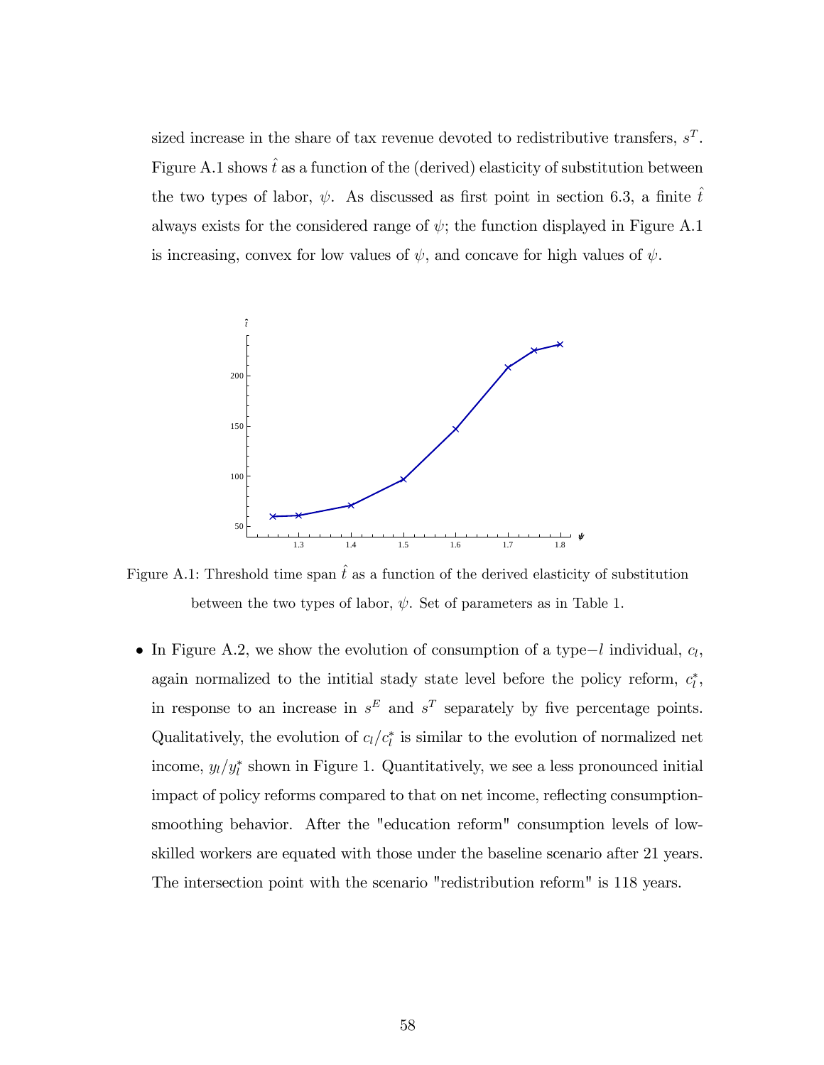sized increase in the share of tax revenue devoted to redistributive transfers, $s^T$. Figure A.1 shows $\hat{t}$ as a function of the (derived) elasticity of substitution between the two types of labor, $\psi$. As discussed as first point in section 6.3, a finite $\hat{t}$ always exists for the considered range of $\psi$; the function displayed in Figure A.1 is increasing, convex for low values of $\psi$, and concave for high values of $\psi$.

Figure A.1: Threshold time span $\hat{t}$ as a function of the derived elasticity of substitution between the two types of labor, $\psi$. Set of parameters as in Table 1.

- In Figure A.2, we show the evolution of consumption of a type$-l$ individual, $c_l$, again normalized to the intitial stady state level before the policy reform, $c_l^*$, in response to an increase in $s^E$ and $s^T$ separately by five percentage points. Qualitatively, the evolution of $c_l/c_l^*$ is similar to the evolution of normalized net income, $y_l/y_l^*$ shown in Figure 1. Quantitatively, we see a less pronounced initial impact of policy reforms compared to that on net income, reflecting consumption-smoothing behavior. After the "education reform" consumption levels of low-skilled workers are equated with those under the baseline scenario after 21 years. The intersection point with the scenario "redistribution reform" is 118 years.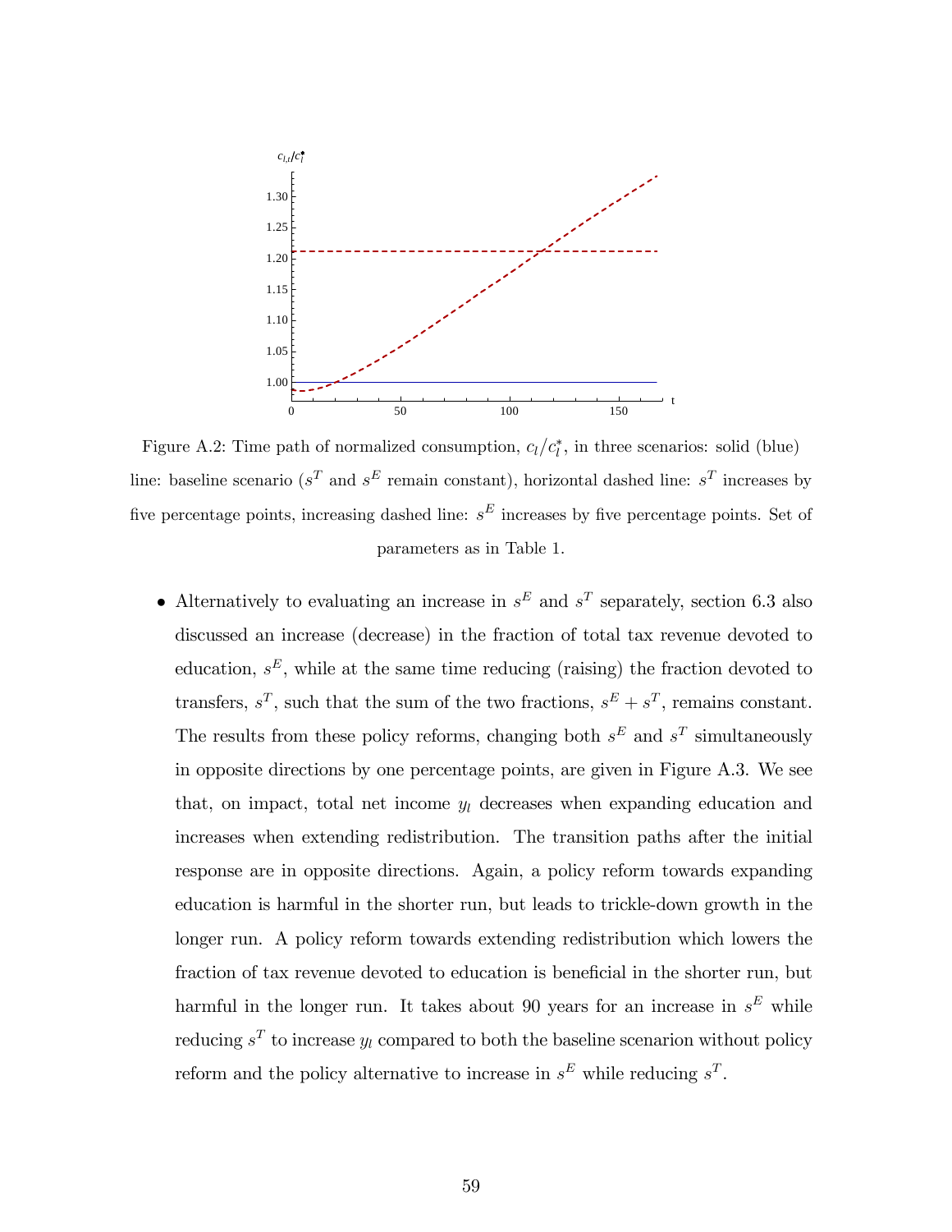Figure A.2: Time path of normalized consumption, $c_l/c_l^*$, in three scenarios: solid (blue) line: baseline scenario ($s^T$ and $s^E$ remain constant), horizontal dashed line: $s^T$ increases by five percentage points, increasing dashed line: $s^E$ increases by five percentage points. Set of parameters as in Table 1.

- Alternatively to evaluating an increase in $s^E$ and $s^T$ separately, section 6.3 also discussed an increase (decrease) in the fraction of total tax revenue devoted to education, $s^E$, while at the same time reducing (raising) the fraction devoted to transfers, $s^T$, such that the sum of the two fractions, $s^E + s^T$, remains constant. The results from these policy reforms, changing both $s^E$ and $s^T$ simultaneously in opposite directions by one percentage points, are given in Figure A.3. We see that, on impact, total net income $y_l$ decreases when expanding education and increases when extending redistribution. The transition paths after the initial response are in opposite directions. Again, a policy reform towards expanding education is harmful in the shorter run, but leads to trickle-down growth in the longer run. A policy reform towards extending redistribution which lowers the fraction of tax revenue devoted to education is beneficial in the shorter run, but harmful in the longer run. It takes about 90 years for an increase in $s^E$ while reducing $s^T$ to increase $y_l$ compared to both the baseline scenario without policy reform and the policy alternative to increase in $s^E$ while reducing $s^T$.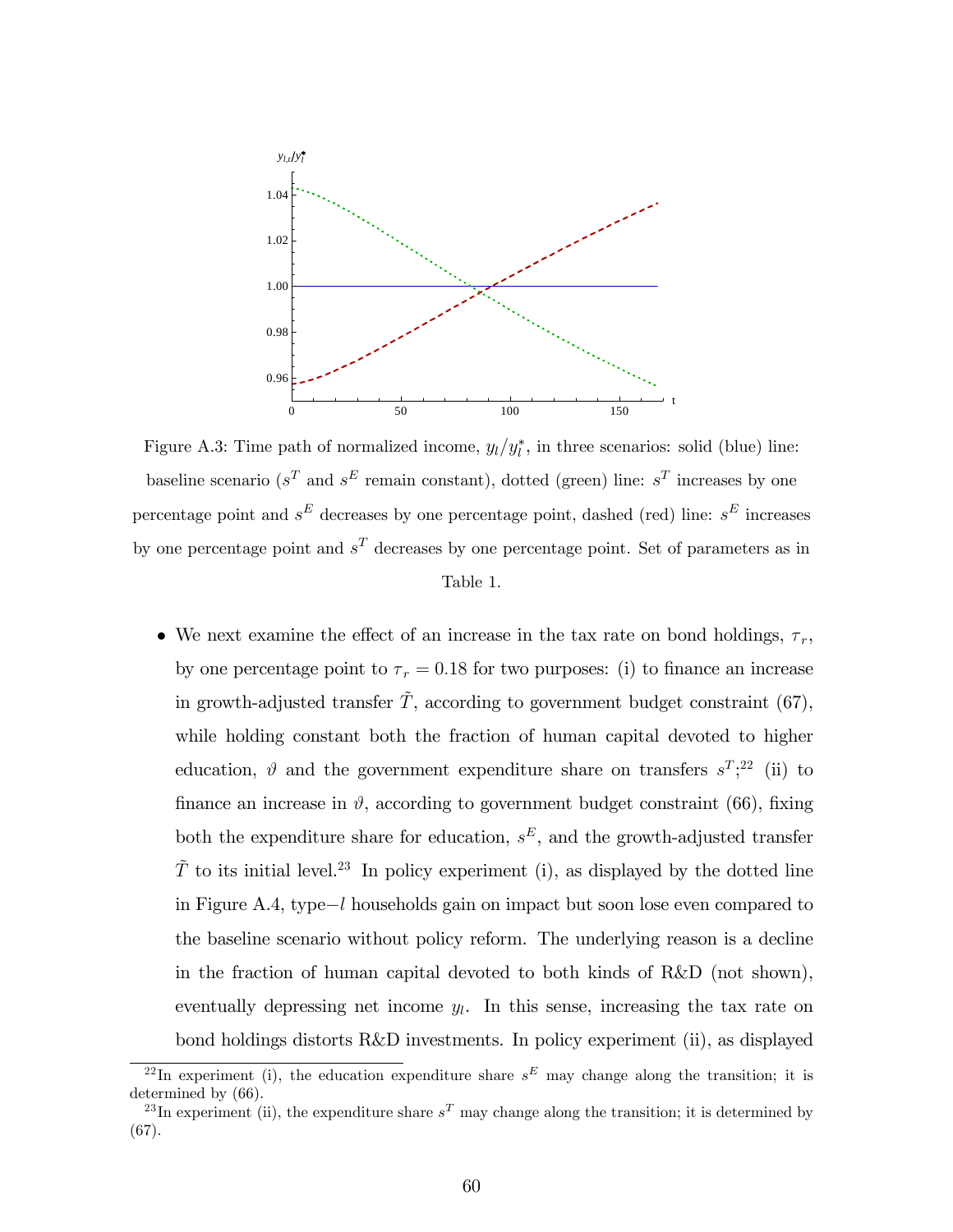Figure A.3: Time path of normalized income, $y_l/y_l^*$, in three scenarios: solid (blue) line: baseline scenario ($s^T$ and $s^E$ remain constant), dotted (green) line: $s^T$ increases by one percentage point and $s^E$ decreases by one percentage point, dashed (red) line: $s^E$ increases by one percentage point and $s^T$ decreases by one percentage point. Set of parameters as in Table 1.

- We next examine the effect of an increase in the tax rate on bond holdings, $\tau_r$, by one percentage point to $\tau_r = 0.18$ for two purposes: (i) to finance an increase in growth-adjusted transfer $\tilde{T}$, according to government budget constraint (67), while holding constant both the fraction of human capital devoted to higher education, $\vartheta$ and the government expenditure share on transfers $s^T$;[22] (ii) to finance an increase in $\vartheta$, according to government budget constraint (66), fixing both the expenditure share for education, $s^E$, and the growth-adjusted transfer $\tilde{T}$ to its initial level.[23] In policy experiment (i), as displayed by the dotted line in Figure A.4, type$-l$ households gain on impact but soon lose even compared to the baseline scenario without policy reform. The underlying reason is a decline in the fraction of human capital devoted to both kinds of R&D (not shown), eventually depressing net income $y_l$. In this sense, increasing the tax rate on bond holdings distorts R&D investments. In policy experiment (ii), as displayed

[22] In experiment (i), the education expenditure share $s^E$ may change along the transition; it is determined by (66).

[23] In experiment (ii), the expenditure share $s^T$ may change along the transition; it is determined by (67).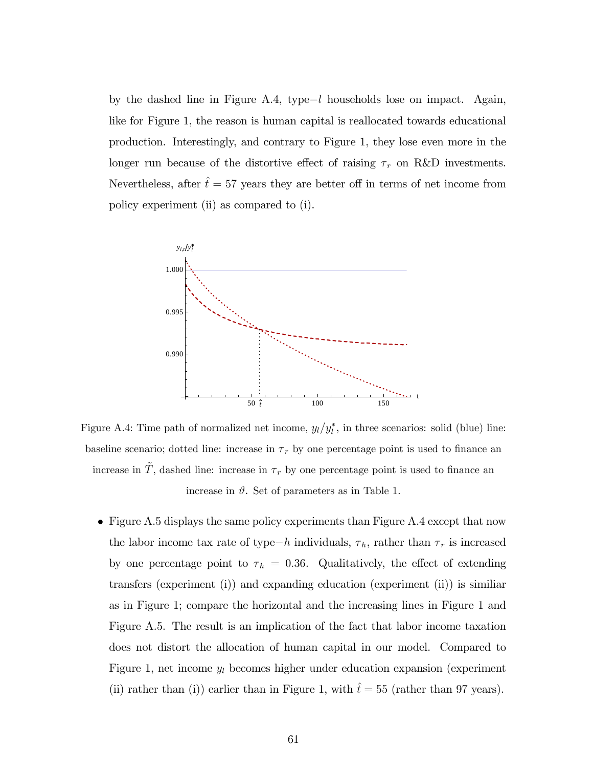by the dashed line in Figure A.4, type$-l$ households lose on impact. Again, like for Figure 1, the reason is human capital is reallocated towards educational production. Interestingly, and contrary to Figure 1, they lose even more in the longer run because of the distortive effect of raising $\tau_r$ on R&D investments. Nevertheless, after $\hat{t} = 57$ years they are better off in terms of net income from policy experiment (ii) as compared to (i).

Figure A.4: Time path of normalized net income, $y_l/y_l^*$, in three scenarios: solid (blue) line: baseline scenario; dotted line: increase in $\tau_r$ by one percentage point is used to finance an increase in $\widetilde{T}$, dashed line: increase in $\tau_r$ by one percentage point is used to finance an increase in $\vartheta$. Set of parameters as in Table 1.

- Figure A.5 displays the same policy experiments than Figure A.4 except that now the labor income tax rate of type$-h$ individuals, $\tau_h$, rather than $\tau_r$ is increased by one percentage point to $\tau_h = 0.36$. Qualitatively, the effect of extending transfers (experiment (i)) and expanding education (experiment (ii)) is similiar as in Figure 1; compare the horizontal and the increasing lines in Figure 1 and Figure A.5. The result is an implication of the fact that labor income taxation does not distort the allocation of human capital in our model. Compared to Figure 1, net income $y_l$ becomes higher under education expansion (experiment (ii) rather than (i)) earlier than in Figure 1, with $\hat{t} = 55$ (rather than 97 years).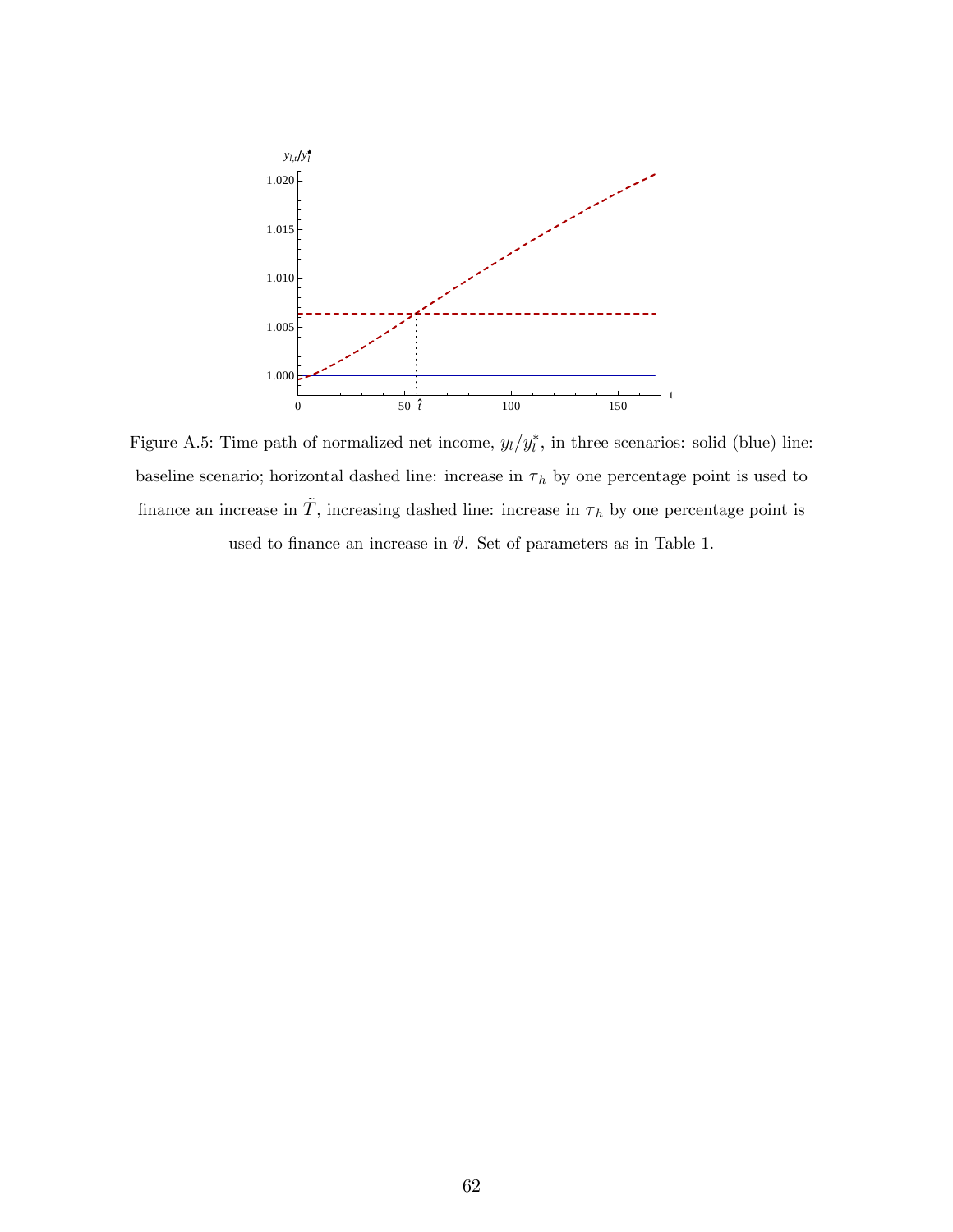$y_{l,t}/y_l^*$

1.020

1.015

1.010

1.005

1.000

0

50 $\hat{t}$

100

150

t

Figure A.5: Time path of normalized net income, $y_l/y_l^*$, in three scenarios: solid (blue) line: baseline scenario; horizontal dashed line: increase in $\tau_h$ by one percentage point is used to finance an increase in $\tilde{T}$, increasing dashed line: increase in $\tau_h$ by one percentage point is used to finance an increase in $\vartheta$. Set of parameters as in Table 1.